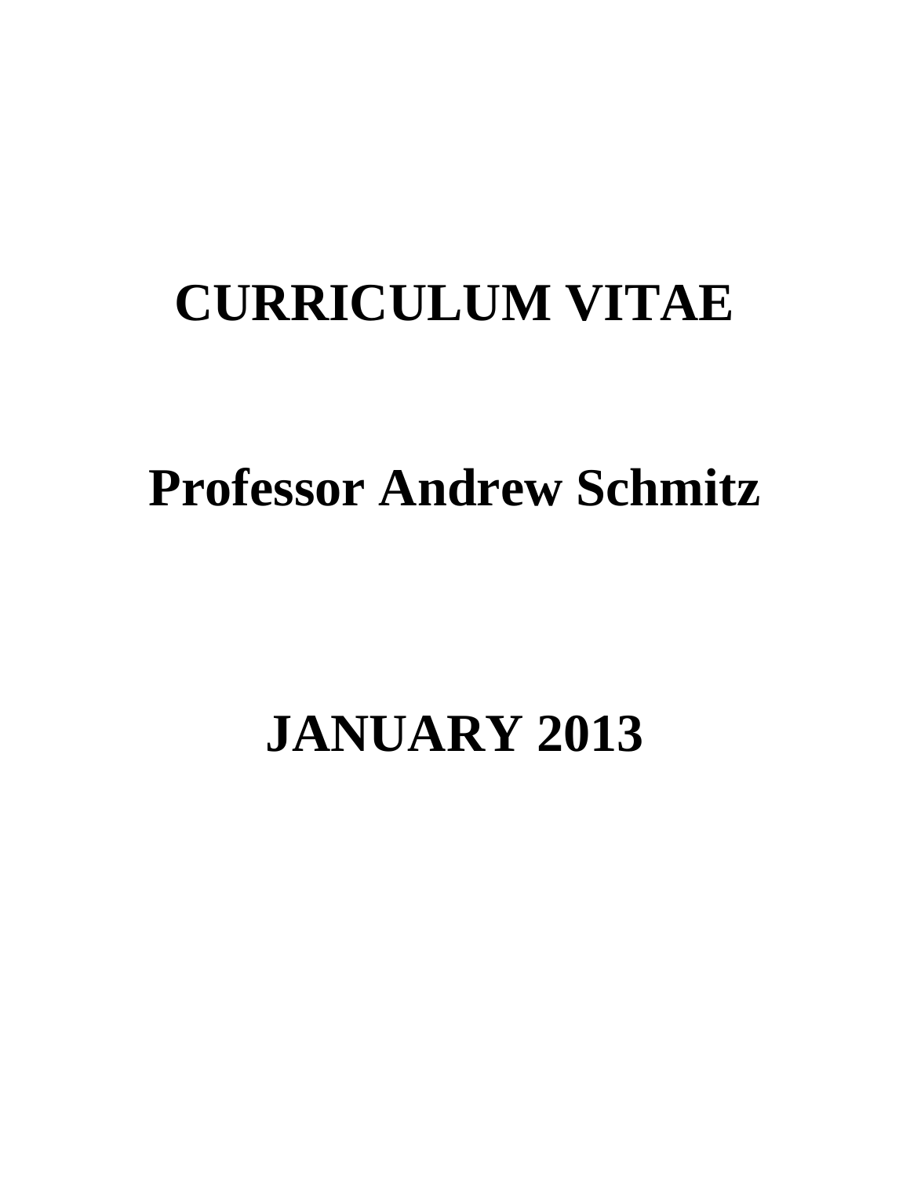# CURRICULUM VITAE

# Professor Andrew Schmitz

# JANUARY 2013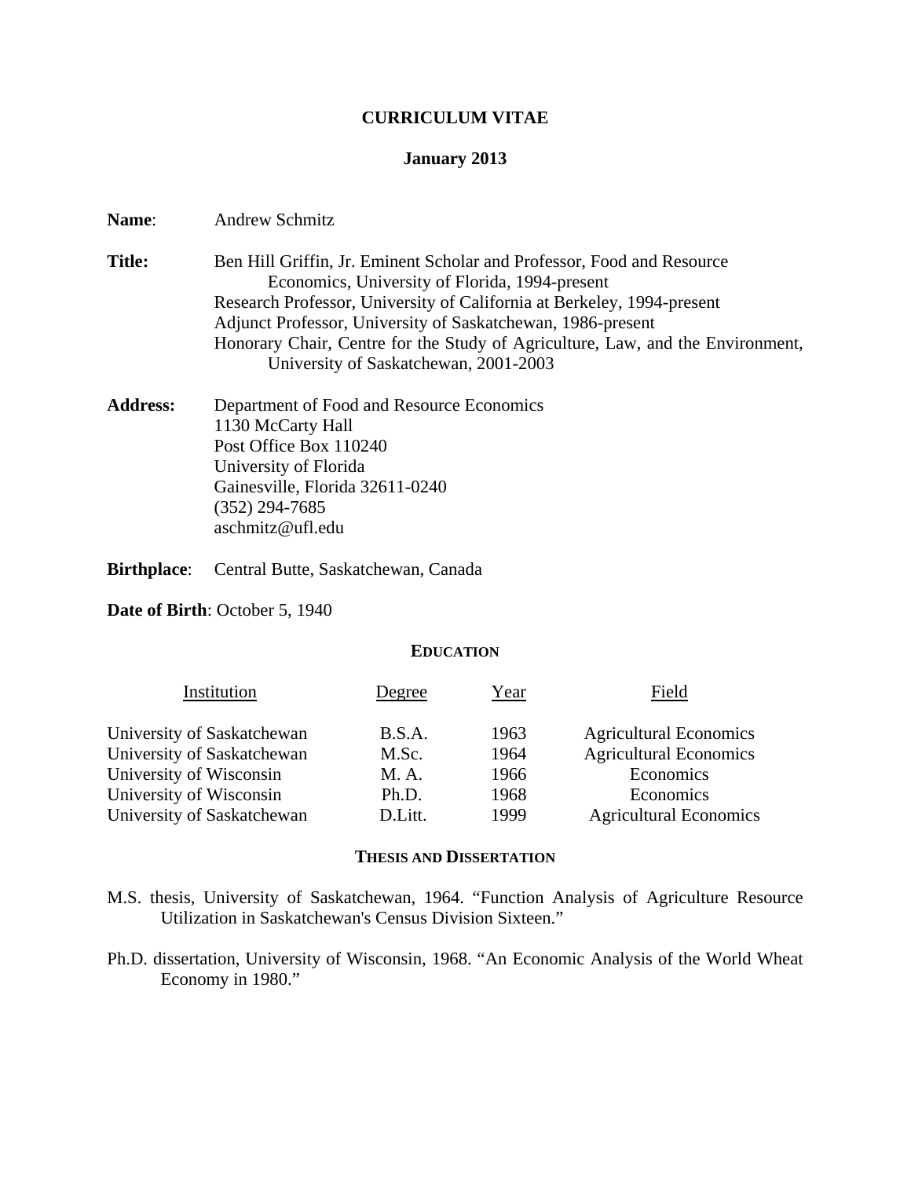# CURRICULUM VITAE

**January 2013**

**Name**: Andrew Schmitz

**Title:** Ben Hill Griffin, Jr. Eminent Scholar and Professor, Food and Resource Economics, University of Florida, 1994-present
Research Professor, University of California at Berkeley, 1994-present
Adjunct Professor, University of Saskatchewan, 1986-present
Honorary Chair, Centre for the Study of Agriculture, Law, and the Environment, University of Saskatchewan, 2001-2003

**Address:** Department of Food and Resource Economics
1130 McCarty Hall
Post Office Box 110240
University of Florida
Gainesville, Florida 32611-0240
(352) 294-7685
aschmitz@ufl.edu

**Birthplace**: Central Butte, Saskatchewan, Canada

**Date of Birth**: October 5, 1940

## EDUCATION

| Institution | Degree | Year | Field |
|---|---|---|---|
| University of Saskatchewan | B.S.A. | 1963 | Agricultural Economics |
| University of Saskatchewan | M.Sc. | 1964 | Agricultural Economics |
| University of Wisconsin | M. A. | 1966 | Economics |
| University of Wisconsin | Ph.D. | 1968 | Economics |
| University of Saskatchewan | D.Litt. | 1999 | Agricultural Economics |

## THESIS AND DISSERTATION

M.S. thesis, University of Saskatchewan, 1964. "Function Analysis of Agriculture Resource Utilization in Saskatchewan's Census Division Sixteen."

Ph.D. dissertation, University of Wisconsin, 1968. "An Economic Analysis of the World Wheat Economy in 1980."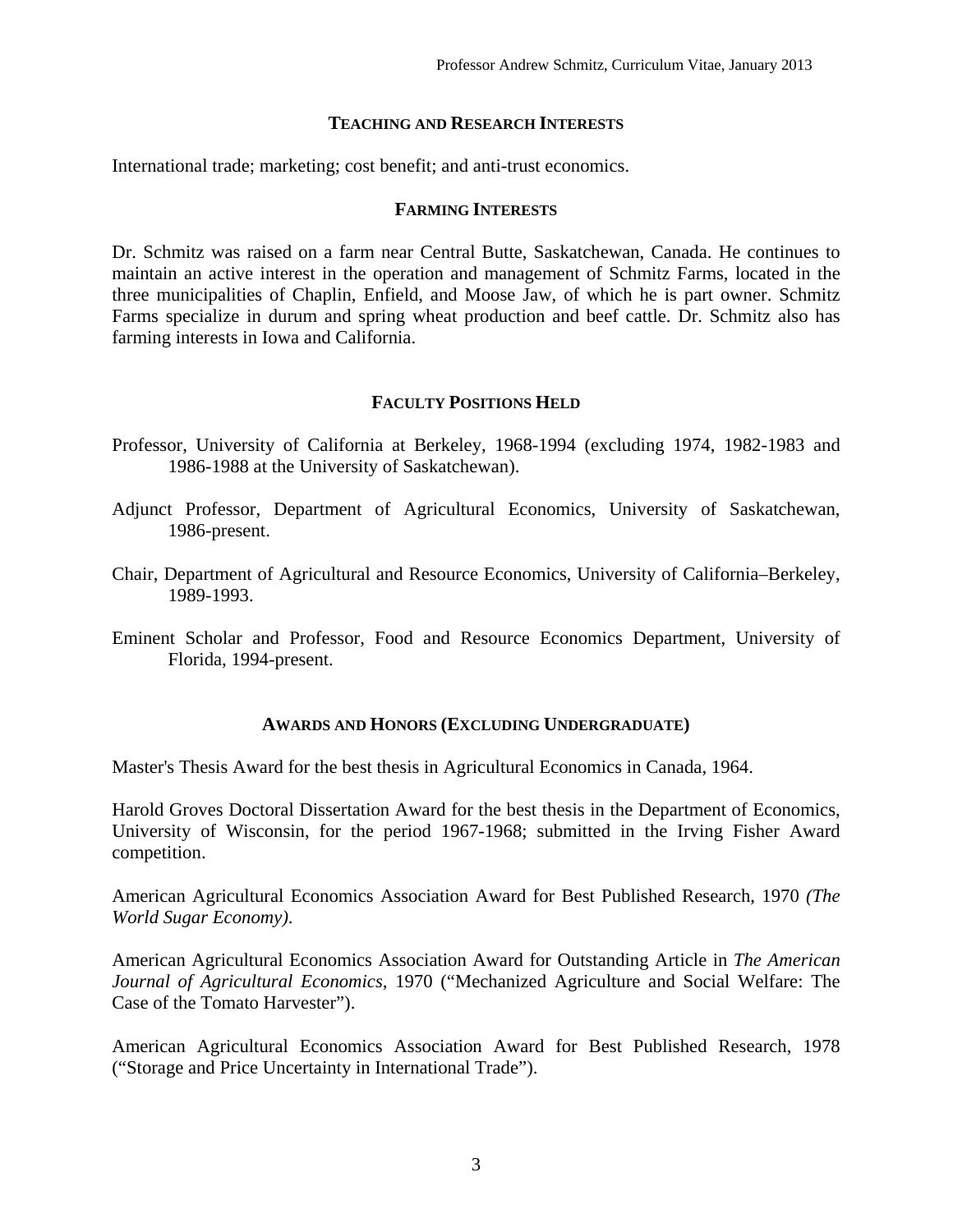## TEACHING AND RESEARCH INTERESTS

International trade; marketing; cost benefit; and anti-trust economics.

## FARMING INTERESTS

Dr. Schmitz was raised on a farm near Central Butte, Saskatchewan, Canada. He continues to maintain an active interest in the operation and management of Schmitz Farms, located in the three municipalities of Chaplin, Enfield, and Moose Jaw, of which he is part owner. Schmitz Farms specialize in durum and spring wheat production and beef cattle. Dr. Schmitz also has farming interests in Iowa and California.

## FACULTY POSITIONS HELD

Professor, University of California at Berkeley, 1968-1994 (excluding 1974, 1982-1983 and 1986-1988 at the University of Saskatchewan).

Adjunct Professor, Department of Agricultural Economics, University of Saskatchewan, 1986-present.

Chair, Department of Agricultural and Resource Economics, University of California–Berkeley, 1989-1993.

Eminent Scholar and Professor, Food and Resource Economics Department, University of Florida, 1994-present.

## AWARDS AND HONORS (EXCLUDING UNDERGRADUATE)

Master's Thesis Award for the best thesis in Agricultural Economics in Canada, 1964.

Harold Groves Doctoral Dissertation Award for the best thesis in the Department of Economics, University of Wisconsin, for the period 1967-1968; submitted in the Irving Fisher Award competition.

American Agricultural Economics Association Award for Best Published Research, 1970 *(The World Sugar Economy)*.

American Agricultural Economics Association Award for Outstanding Article in *The American Journal of Agricultural Economics*, 1970 ("Mechanized Agriculture and Social Welfare: The Case of the Tomato Harvester").

American Agricultural Economics Association Award for Best Published Research, 1978 ("Storage and Price Uncertainty in International Trade").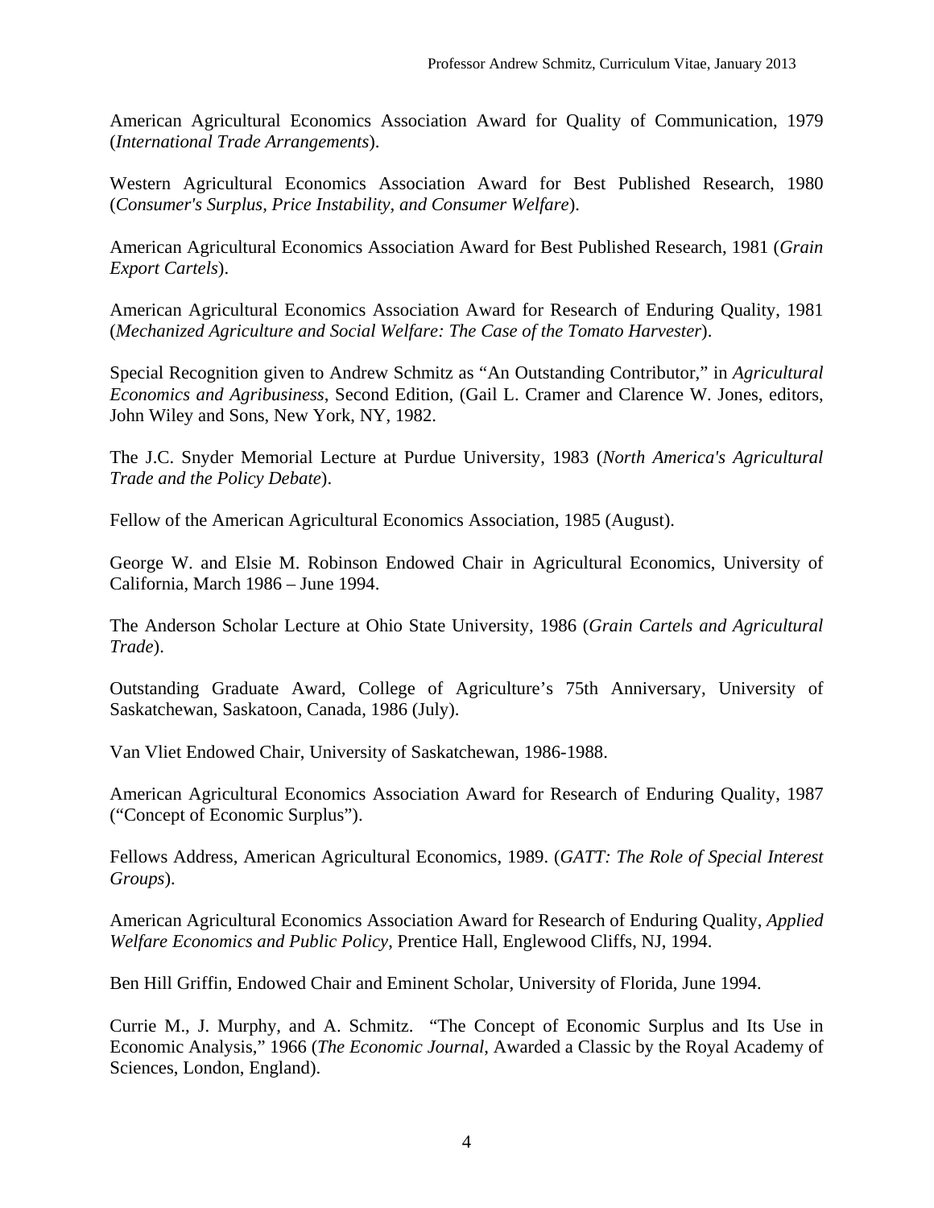American Agricultural Economics Association Award for Quality of Communication, 1979 (*International Trade Arrangements*).

Western Agricultural Economics Association Award for Best Published Research, 1980 (*Consumer's Surplus, Price Instability, and Consumer Welfare*).

American Agricultural Economics Association Award for Best Published Research, 1981 (*Grain Export Cartels*).

American Agricultural Economics Association Award for Research of Enduring Quality, 1981 (*Mechanized Agriculture and Social Welfare: The Case of the Tomato Harvester*).

Special Recognition given to Andrew Schmitz as "An Outstanding Contributor," in *Agricultural Economics and Agribusiness*, Second Edition, (Gail L. Cramer and Clarence W. Jones, editors, John Wiley and Sons, New York, NY, 1982.

The J.C. Snyder Memorial Lecture at Purdue University, 1983 (*North America's Agricultural Trade and the Policy Debate*).

Fellow of the American Agricultural Economics Association, 1985 (August).

George W. and Elsie M. Robinson Endowed Chair in Agricultural Economics, University of California, March 1986 – June 1994.

The Anderson Scholar Lecture at Ohio State University, 1986 (*Grain Cartels and Agricultural Trade*).

Outstanding Graduate Award, College of Agriculture's 75th Anniversary, University of Saskatchewan, Saskatoon, Canada, 1986 (July).

Van Vliet Endowed Chair, University of Saskatchewan, 1986-1988.

American Agricultural Economics Association Award for Research of Enduring Quality, 1987 ("Concept of Economic Surplus").

Fellows Address, American Agricultural Economics, 1989. (*GATT: The Role of Special Interest Groups*).

American Agricultural Economics Association Award for Research of Enduring Quality, *Applied Welfare Economics and Public Policy*, Prentice Hall, Englewood Cliffs, NJ, 1994.

Ben Hill Griffin, Endowed Chair and Eminent Scholar, University of Florida, June 1994.

Currie M., J. Murphy, and A. Schmitz. "The Concept of Economic Surplus and Its Use in Economic Analysis," 1966 (*The Economic Journal*, Awarded a Classic by the Royal Academy of Sciences, London, England).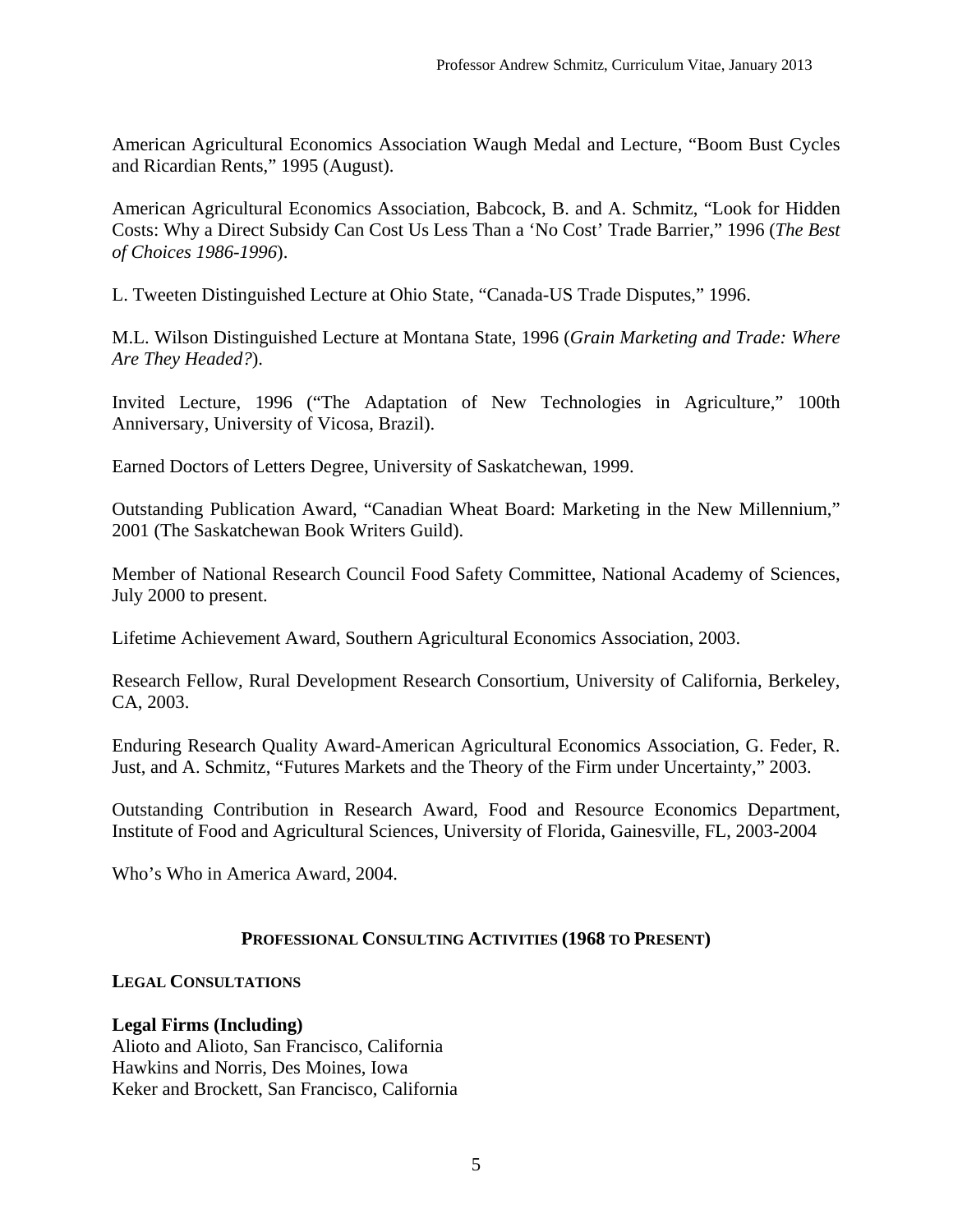American Agricultural Economics Association Waugh Medal and Lecture, "Boom Bust Cycles and Ricardian Rents," 1995 (August).

American Agricultural Economics Association, Babcock, B. and A. Schmitz, "Look for Hidden Costs: Why a Direct Subsidy Can Cost Us Less Than a 'No Cost' Trade Barrier," 1996 (*The Best of Choices 1986-1996*).

L. Tweeten Distinguished Lecture at Ohio State, "Canada-US Trade Disputes," 1996.

M.L. Wilson Distinguished Lecture at Montana State, 1996 (*Grain Marketing and Trade: Where Are They Headed?*).

Invited Lecture, 1996 ("The Adaptation of New Technologies in Agriculture," 100th Anniversary, University of Vicosa, Brazil).

Earned Doctors of Letters Degree, University of Saskatchewan, 1999.

Outstanding Publication Award, "Canadian Wheat Board: Marketing in the New Millennium," 2001 (The Saskatchewan Book Writers Guild).

Member of National Research Council Food Safety Committee, National Academy of Sciences, July 2000 to present.

Lifetime Achievement Award, Southern Agricultural Economics Association, 2003.

Research Fellow, Rural Development Research Consortium, University of California, Berkeley, CA, 2003.

Enduring Research Quality Award-American Agricultural Economics Association, G. Feder, R. Just, and A. Schmitz, "Futures Markets and the Theory of the Firm under Uncertainty," 2003.

Outstanding Contribution in Research Award, Food and Resource Economics Department, Institute of Food and Agricultural Sciences, University of Florida, Gainesville, FL, 2003-2004

Who's Who in America Award, 2004.

## PROFESSIONAL CONSULTING ACTIVITIES (1968 TO PRESENT)

### LEGAL CONSULTATIONS

**Legal Firms (Including)**
Alioto and Alioto, San Francisco, California
Hawkins and Norris, Des Moines, Iowa
Keker and Brockett, San Francisco, California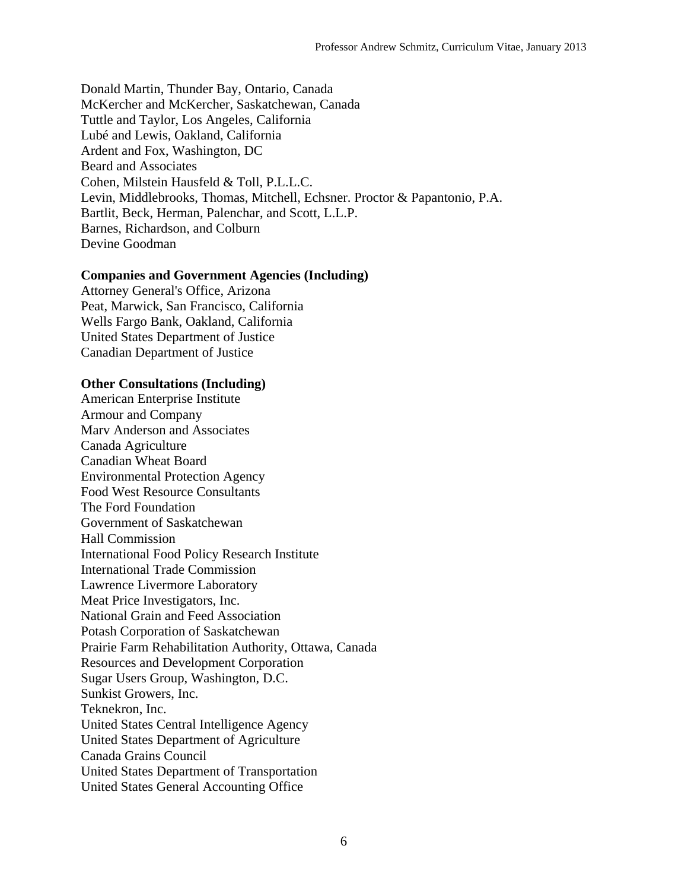Donald Martin, Thunder Bay, Ontario, Canada
McKercher and McKercher, Saskatchewan, Canada
Tuttle and Taylor, Los Angeles, California
Lubé and Lewis, Oakland, California
Ardent and Fox, Washington, DC
Beard and Associates
Cohen, Milstein Hausfeld & Toll, P.L.L.C.
Levin, Middlebrooks, Thomas, Mitchell, Echsner. Proctor & Papantonio, P.A.
Bartlit, Beck, Herman, Palenchar, and Scott, L.L.P.
Barnes, Richardson, and Colburn
Devine Goodman

**Companies and Government Agencies (Including)**
Attorney General's Office, Arizona
Peat, Marwick, San Francisco, California
Wells Fargo Bank, Oakland, California
United States Department of Justice
Canadian Department of Justice

**Other Consultations (Including)**
American Enterprise Institute
Armour and Company
Marv Anderson and Associates
Canada Agriculture
Canadian Wheat Board
Environmental Protection Agency
Food West Resource Consultants
The Ford Foundation
Government of Saskatchewan
Hall Commission
International Food Policy Research Institute
International Trade Commission
Lawrence Livermore Laboratory
Meat Price Investigators, Inc.
National Grain and Feed Association
Potash Corporation of Saskatchewan
Prairie Farm Rehabilitation Authority, Ottawa, Canada
Resources and Development Corporation
Sugar Users Group, Washington, D.C.
Sunkist Growers, Inc.
Teknekron, Inc.
United States Central Intelligence Agency
United States Department of Agriculture
Canada Grains Council
United States Department of Transportation
United States General Accounting Office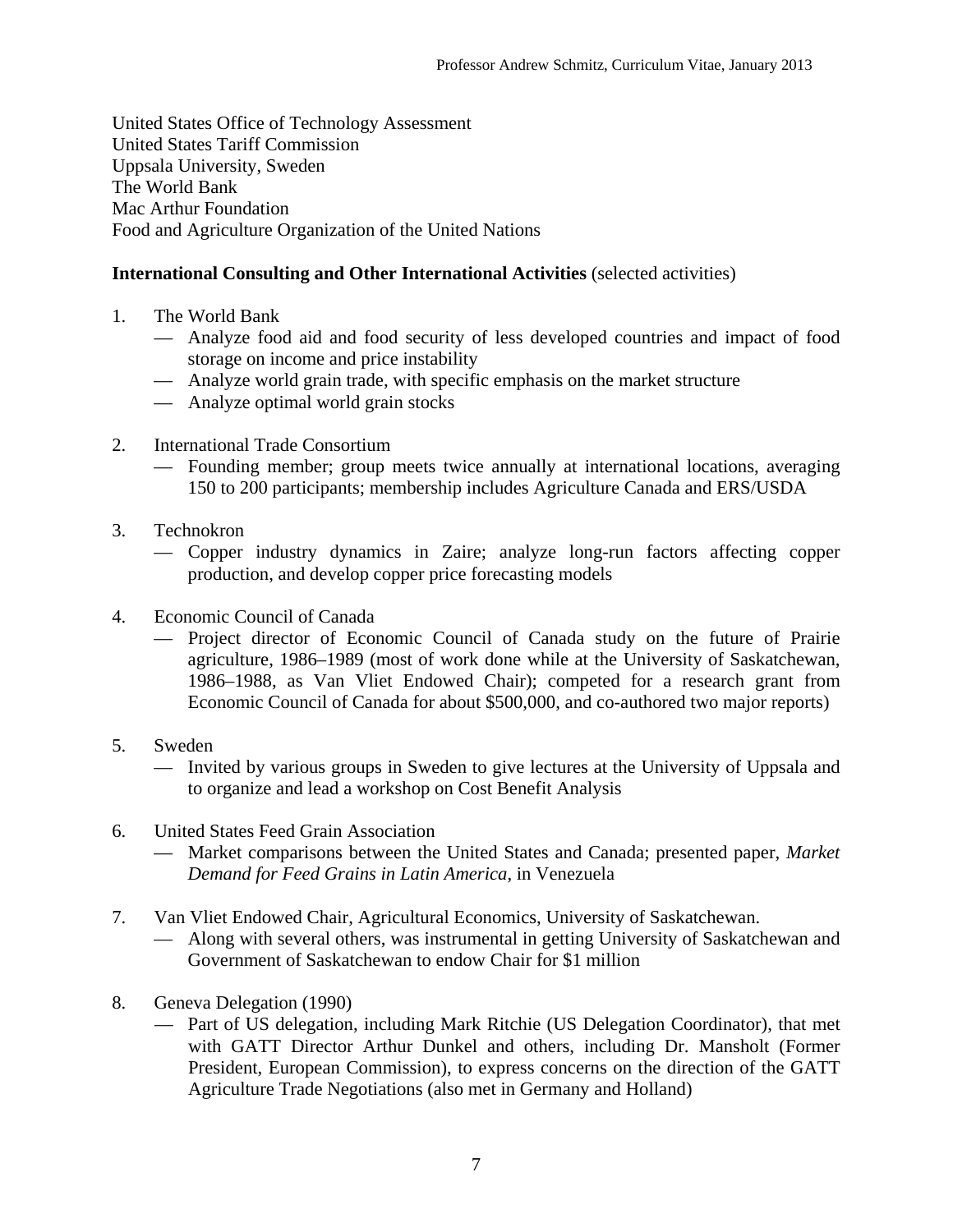United States Office of Technology Assessment
United States Tariff Commission
Uppsala University, Sweden
The World Bank
Mac Arthur Foundation
Food and Agriculture Organization of the United Nations

**International Consulting and Other International Activities** (selected activities)

1. The World Bank
   — Analyze food aid and food security of less developed countries and impact of food storage on income and price instability
   — Analyze world grain trade, with specific emphasis on the market structure
   — Analyze optimal world grain stocks

2. International Trade Consortium
   — Founding member; group meets twice annually at international locations, averaging 150 to 200 participants; membership includes Agriculture Canada and ERS/USDA

3. Technokron
   — Copper industry dynamics in Zaire; analyze long-run factors affecting copper production, and develop copper price forecasting models

4. Economic Council of Canada
   — Project director of Economic Council of Canada study on the future of Prairie agriculture, 1986–1989 (most of work done while at the University of Saskatchewan, 1986–1988, as Van Vliet Endowed Chair); competed for a research grant from Economic Council of Canada for about $500,000, and co-authored two major reports)

5. Sweden
   — Invited by various groups in Sweden to give lectures at the University of Uppsala and to organize and lead a workshop on Cost Benefit Analysis

6. United States Feed Grain Association
   — Market comparisons between the United States and Canada; presented paper, *Market Demand for Feed Grains in Latin America*, in Venezuela

7. Van Vliet Endowed Chair, Agricultural Economics, University of Saskatchewan.
   — Along with several others, was instrumental in getting University of Saskatchewan and Government of Saskatchewan to endow Chair for $1 million

8. Geneva Delegation (1990)
   — Part of US delegation, including Mark Ritchie (US Delegation Coordinator), that met with GATT Director Arthur Dunkel and others, including Dr. Mansholt (Former President, European Commission), to express concerns on the direction of the GATT Agriculture Trade Negotiations (also met in Germany and Holland)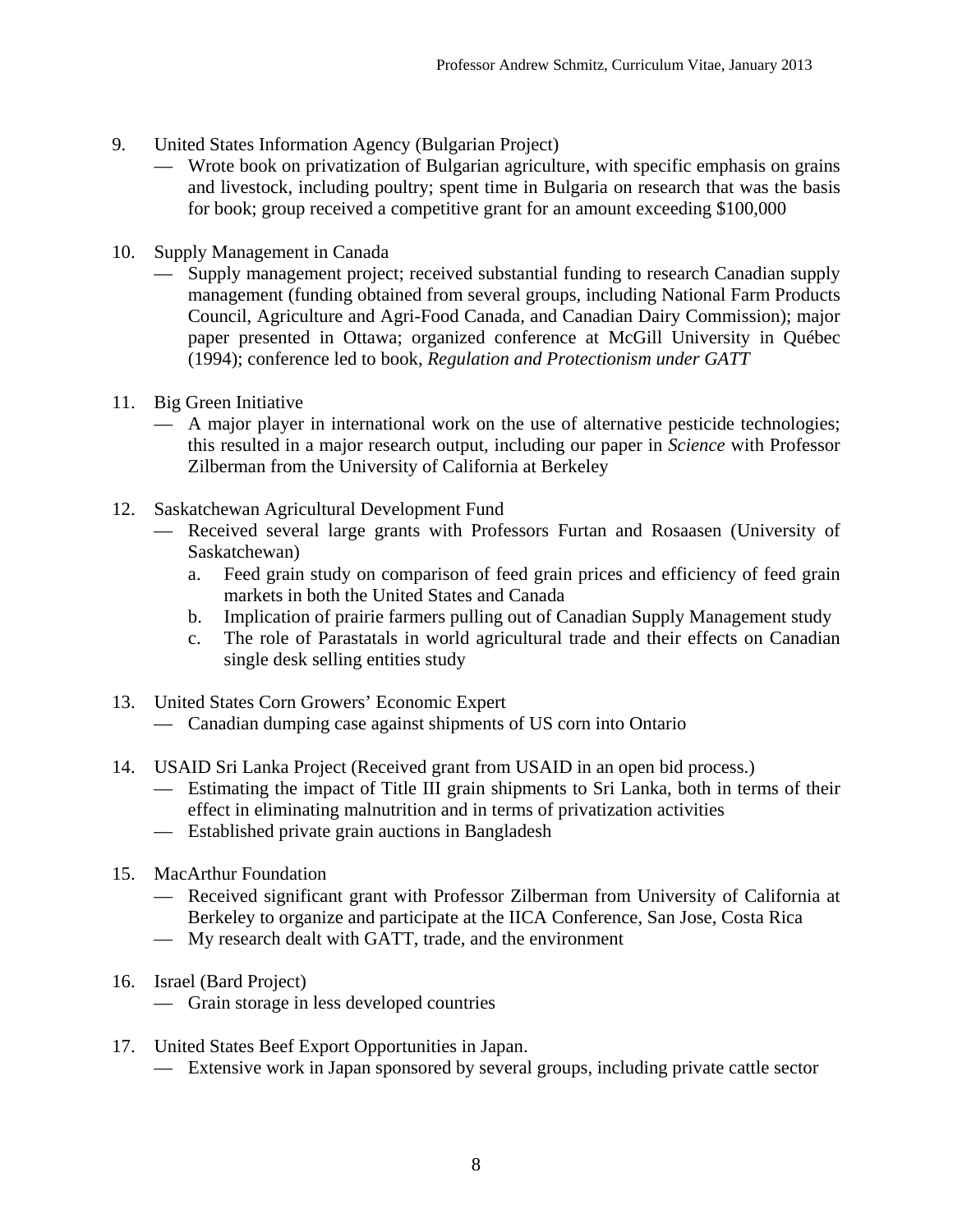9. United States Information Agency (Bulgarian Project)
   — Wrote book on privatization of Bulgarian agriculture, with specific emphasis on grains and livestock, including poultry; spent time in Bulgaria on research that was the basis for book; group received a competitive grant for an amount exceeding $100,000

10. Supply Management in Canada
    — Supply management project; received substantial funding to research Canadian supply management (funding obtained from several groups, including National Farm Products Council, Agriculture and Agri-Food Canada, and Canadian Dairy Commission); major paper presented in Ottawa; organized conference at McGill University in Québec (1994); conference led to book, *Regulation and Protectionism under GATT*

11. Big Green Initiative
    — A major player in international work on the use of alternative pesticide technologies; this resulted in a major research output, including our paper in *Science* with Professor Zilberman from the University of California at Berkeley

12. Saskatchewan Agricultural Development Fund
    — Received several large grants with Professors Furtan and Rosaasen (University of Saskatchewan)
    a. Feed grain study on comparison of feed grain prices and efficiency of feed grain markets in both the United States and Canada
    b. Implication of prairie farmers pulling out of Canadian Supply Management study
    c. The role of Parastatals in world agricultural trade and their effects on Canadian single desk selling entities study

13. United States Corn Growers' Economic Expert
    — Canadian dumping case against shipments of US corn into Ontario

14. USAID Sri Lanka Project (Received grant from USAID in an open bid process.)
    — Estimating the impact of Title III grain shipments to Sri Lanka, both in terms of their effect in eliminating malnutrition and in terms of privatization activities
    — Established private grain auctions in Bangladesh

15. MacArthur Foundation
    — Received significant grant with Professor Zilberman from University of California at Berkeley to organize and participate at the IICA Conference, San Jose, Costa Rica
    — My research dealt with GATT, trade, and the environment

16. Israel (Bard Project)
    — Grain storage in less developed countries

17. United States Beef Export Opportunities in Japan.
    — Extensive work in Japan sponsored by several groups, including private cattle sector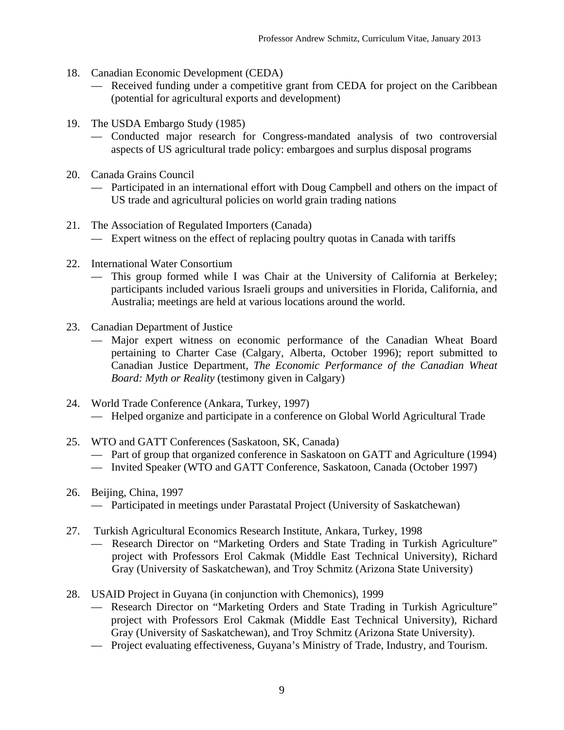18. Canadian Economic Development (CEDA)
    - Received funding under a competitive grant from CEDA for project on the Caribbean (potential for agricultural exports and development)

19. The USDA Embargo Study (1985)
    - Conducted major research for Congress-mandated analysis of two controversial aspects of US agricultural trade policy: embargoes and surplus disposal programs

20. Canada Grains Council
    - Participated in an international effort with Doug Campbell and others on the impact of US trade and agricultural policies on world grain trading nations

21. The Association of Regulated Importers (Canada)
    - Expert witness on the effect of replacing poultry quotas in Canada with tariffs

22. International Water Consortium
    - This group formed while I was Chair at the University of California at Berkeley; participants included various Israeli groups and universities in Florida, California, and Australia; meetings are held at various locations around the world.

23. Canadian Department of Justice
    - Major expert witness on economic performance of the Canadian Wheat Board pertaining to Charter Case (Calgary, Alberta, October 1996); report submitted to Canadian Justice Department, *The Economic Performance of the Canadian Wheat Board: Myth or Reality* (testimony given in Calgary)

24. World Trade Conference (Ankara, Turkey, 1997)
    - Helped organize and participate in a conference on Global World Agricultural Trade

25. WTO and GATT Conferences (Saskatoon, SK, Canada)
    - Part of group that organized conference in Saskatoon on GATT and Agriculture (1994)
    - Invited Speaker (WTO and GATT Conference, Saskatoon, Canada (October 1997)

26. Beijing, China, 1997
    - Participated in meetings under Parastatal Project (University of Saskatchewan)

27. Turkish Agricultural Economics Research Institute, Ankara, Turkey, 1998
    - Research Director on "Marketing Orders and State Trading in Turkish Agriculture" project with Professors Erol Cakmak (Middle East Technical University), Richard Gray (University of Saskatchewan), and Troy Schmitz (Arizona State University)

28. USAID Project in Guyana (in conjunction with Chemonics), 1999
    - Research Director on "Marketing Orders and State Trading in Turkish Agriculture" project with Professors Erol Cakmak (Middle East Technical University), Richard Gray (University of Saskatchewan), and Troy Schmitz (Arizona State University).
    - Project evaluating effectiveness, Guyana's Ministry of Trade, Industry, and Tourism.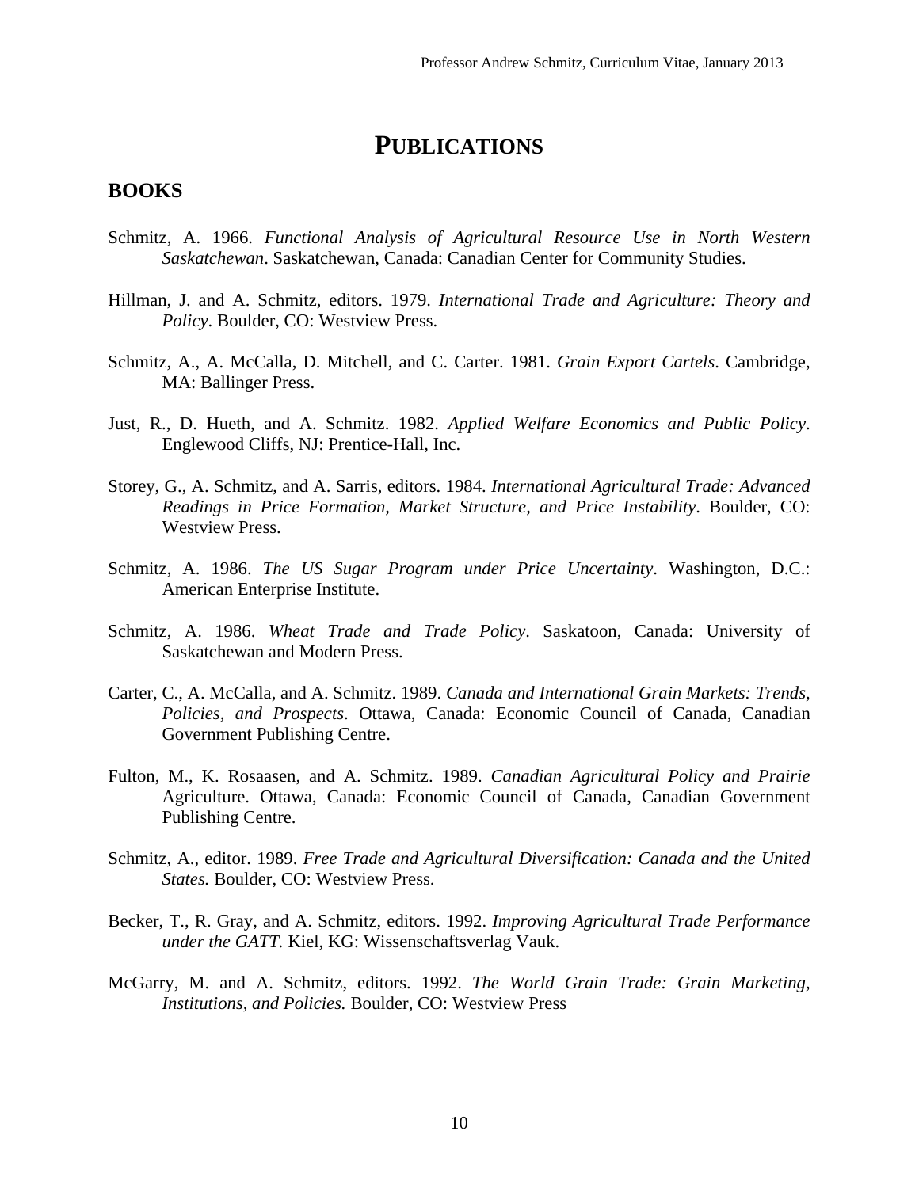# PUBLICATIONS

## BOOKS

Schmitz, A. 1966. *Functional Analysis of Agricultural Resource Use in North Western Saskatchewan*. Saskatchewan, Canada: Canadian Center for Community Studies.

Hillman, J. and A. Schmitz, editors. 1979. *International Trade and Agriculture: Theory and Policy*. Boulder, CO: Westview Press.

Schmitz, A., A. McCalla, D. Mitchell, and C. Carter. 1981. *Grain Export Cartels*. Cambridge, MA: Ballinger Press.

Just, R., D. Hueth, and A. Schmitz. 1982. *Applied Welfare Economics and Public Policy*. Englewood Cliffs, NJ: Prentice-Hall, Inc.

Storey, G., A. Schmitz, and A. Sarris, editors. 1984. *International Agricultural Trade: Advanced Readings in Price Formation, Market Structure, and Price Instability*. Boulder, CO: Westview Press.

Schmitz, A. 1986. *The US Sugar Program under Price Uncertainty*. Washington, D.C.: American Enterprise Institute.

Schmitz, A. 1986. *Wheat Trade and Trade Policy*. Saskatoon, Canada: University of Saskatchewan and Modern Press.

Carter, C., A. McCalla, and A. Schmitz. 1989. *Canada and International Grain Markets: Trends, Policies, and Prospects*. Ottawa, Canada: Economic Council of Canada, Canadian Government Publishing Centre.

Fulton, M., K. Rosaasen, and A. Schmitz. 1989. *Canadian Agricultural Policy and Prairie* Agriculture. Ottawa, Canada: Economic Council of Canada, Canadian Government Publishing Centre.

Schmitz, A., editor. 1989. *Free Trade and Agricultural Diversification: Canada and the United States.* Boulder, CO: Westview Press.

Becker, T., R. Gray, and A. Schmitz, editors. 1992. *Improving Agricultural Trade Performance under the GATT.* Kiel, KG: Wissenschaftsverlag Vauk.

McGarry, M. and A. Schmitz, editors. 1992. *The World Grain Trade: Grain Marketing, Institutions, and Policies.* Boulder, CO: Westview Press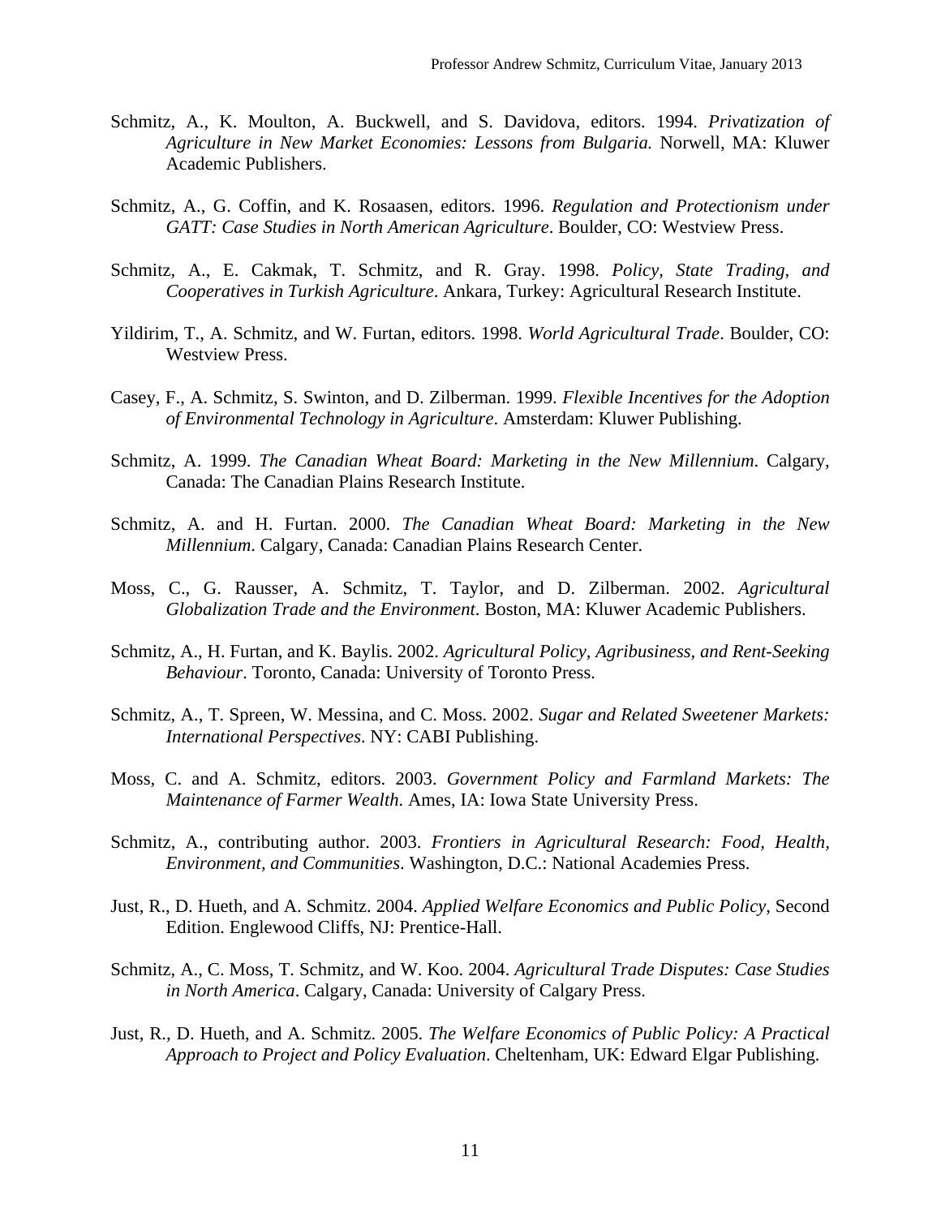Schmitz, A., K. Moulton, A. Buckwell, and S. Davidova, editors. 1994. *Privatization of Agriculture in New Market Economies: Lessons from Bulgaria.* Norwell, MA: Kluwer Academic Publishers.

Schmitz, A., G. Coffin, and K. Rosaasen, editors. 1996. *Regulation and Protectionism under GATT: Case Studies in North American Agriculture*. Boulder, CO: Westview Press.

Schmitz, A., E. Cakmak, T. Schmitz, and R. Gray. 1998. *Policy, State Trading, and Cooperatives in Turkish Agriculture*. Ankara, Turkey: Agricultural Research Institute.

Yildirim, T., A. Schmitz, and W. Furtan, editors. 1998. *World Agricultural Trade*. Boulder, CO: Westview Press.

Casey, F., A. Schmitz, S. Swinton, and D. Zilberman. 1999. *Flexible Incentives for the Adoption of Environmental Technology in Agriculture*. Amsterdam: Kluwer Publishing.

Schmitz, A. 1999. *The Canadian Wheat Board: Marketing in the New Millennium*. Calgary, Canada: The Canadian Plains Research Institute.

Schmitz, A. and H. Furtan. 2000. *The Canadian Wheat Board: Marketing in the New Millennium*. Calgary, Canada: Canadian Plains Research Center.

Moss, C., G. Rausser, A. Schmitz, T. Taylor, and D. Zilberman. 2002. *Agricultural Globalization Trade and the Environment*. Boston, MA: Kluwer Academic Publishers.

Schmitz, A., H. Furtan, and K. Baylis. 2002. *Agricultural Policy, Agribusiness, and Rent-Seeking Behaviour*. Toronto, Canada: University of Toronto Press.

Schmitz, A., T. Spreen, W. Messina, and C. Moss. 2002. *Sugar and Related Sweetener Markets: International Perspectives*. NY: CABI Publishing.

Moss, C. and A. Schmitz, editors. 2003. *Government Policy and Farmland Markets: The Maintenance of Farmer Wealth*. Ames, IA: Iowa State University Press.

Schmitz, A., contributing author. 2003. *Frontiers in Agricultural Research: Food, Health, Environment, and Communities*. Washington, D.C.: National Academies Press.

Just, R., D. Hueth, and A. Schmitz. 2004. *Applied Welfare Economics and Public Policy*, Second Edition. Englewood Cliffs, NJ: Prentice-Hall.

Schmitz, A., C. Moss, T. Schmitz, and W. Koo. 2004. *Agricultural Trade Disputes: Case Studies in North America*. Calgary, Canada: University of Calgary Press.

Just, R., D. Hueth, and A. Schmitz. 2005. *The Welfare Economics of Public Policy: A Practical Approach to Project and Policy Evaluation*. Cheltenham, UK: Edward Elgar Publishing.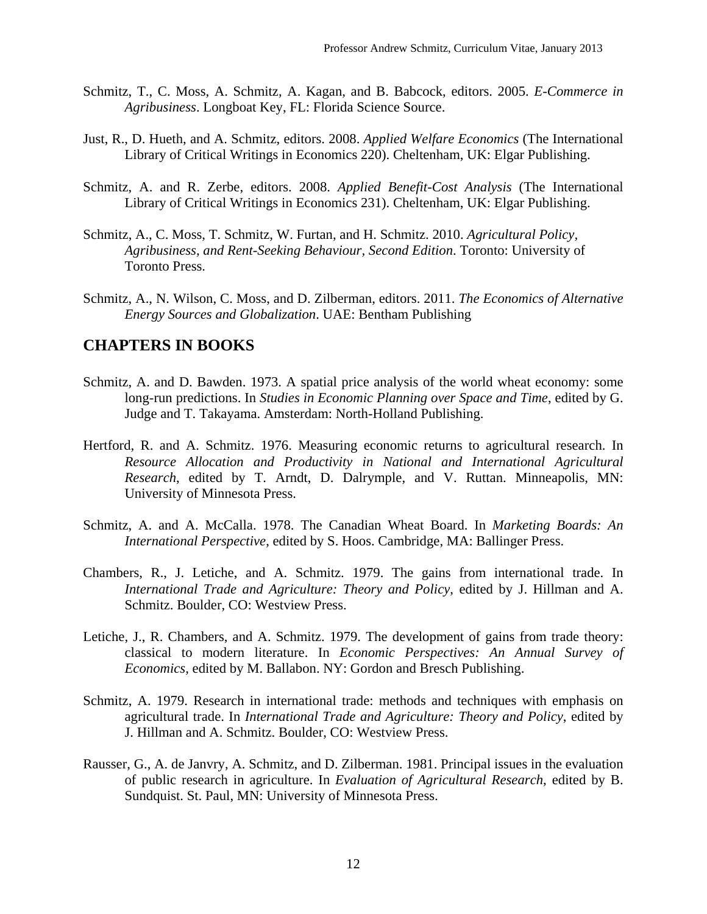Schmitz, T., C. Moss, A. Schmitz, A. Kagan, and B. Babcock, editors. 2005. *E-Commerce in Agribusiness*. Longboat Key, FL: Florida Science Source.

Just, R., D. Hueth, and A. Schmitz, editors. 2008. *Applied Welfare Economics* (The International Library of Critical Writings in Economics 220). Cheltenham, UK: Elgar Publishing.

Schmitz, A. and R. Zerbe, editors. 2008. *Applied Benefit-Cost Analysis* (The International Library of Critical Writings in Economics 231). Cheltenham, UK: Elgar Publishing.

Schmitz, A., C. Moss, T. Schmitz, W. Furtan, and H. Schmitz. 2010. *Agricultural Policy, Agribusiness, and Rent-Seeking Behaviour, Second Edition*. Toronto: University of Toronto Press.

Schmitz, A., N. Wilson, C. Moss, and D. Zilberman, editors. 2011. *The Economics of Alternative Energy Sources and Globalization*. UAE: Bentham Publishing

## CHAPTERS IN BOOKS

Schmitz, A. and D. Bawden. 1973. A spatial price analysis of the world wheat economy: some long-run predictions. In *Studies in Economic Planning over Space and Time*, edited by G. Judge and T. Takayama. Amsterdam: North-Holland Publishing.

Hertford, R. and A. Schmitz. 1976. Measuring economic returns to agricultural research. In *Resource Allocation and Productivity in National and International Agricultural Research*, edited by T. Arndt, D. Dalrymple, and V. Ruttan. Minneapolis, MN: University of Minnesota Press.

Schmitz, A. and A. McCalla. 1978. The Canadian Wheat Board. In *Marketing Boards: An International Perspective*, edited by S. Hoos. Cambridge, MA: Ballinger Press.

Chambers, R., J. Letiche, and A. Schmitz. 1979. The gains from international trade. In *International Trade and Agriculture: Theory and Policy*, edited by J. Hillman and A. Schmitz. Boulder, CO: Westview Press.

Letiche, J., R. Chambers, and A. Schmitz. 1979. The development of gains from trade theory: classical to modern literature. In *Economic Perspectives: An Annual Survey of Economics*, edited by M. Ballabon. NY: Gordon and Bresch Publishing.

Schmitz, A. 1979. Research in international trade: methods and techniques with emphasis on agricultural trade. In *International Trade and Agriculture: Theory and Policy*, edited by J. Hillman and A. Schmitz. Boulder, CO: Westview Press.

Rausser, G., A. de Janvry, A. Schmitz, and D. Zilberman. 1981. Principal issues in the evaluation of public research in agriculture. In *Evaluation of Agricultural Research*, edited by B. Sundquist. St. Paul, MN: University of Minnesota Press.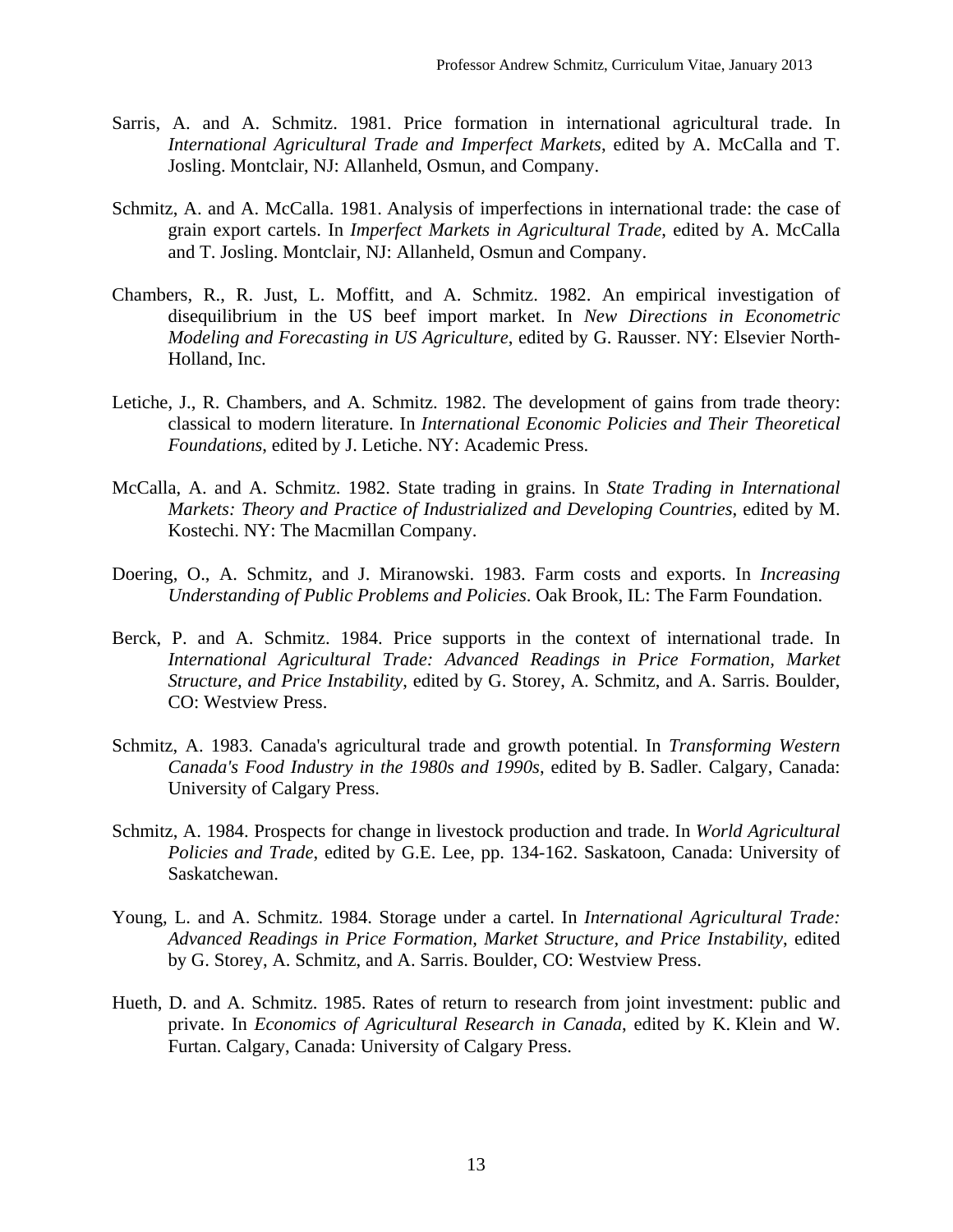Sarris, A. and A. Schmitz. 1981. Price formation in international agricultural trade. In *International Agricultural Trade and Imperfect Markets*, edited by A. McCalla and T. Josling. Montclair, NJ: Allanheld, Osmun, and Company.

Schmitz, A. and A. McCalla. 1981. Analysis of imperfections in international trade: the case of grain export cartels. In *Imperfect Markets in Agricultural Trade*, edited by A. McCalla and T. Josling. Montclair, NJ: Allanheld, Osmun and Company.

Chambers, R., R. Just, L. Moffitt, and A. Schmitz. 1982. An empirical investigation of disequilibrium in the US beef import market. In *New Directions in Econometric Modeling and Forecasting in US Agriculture*, edited by G. Rausser. NY: Elsevier North-Holland, Inc.

Letiche, J., R. Chambers, and A. Schmitz. 1982. The development of gains from trade theory: classical to modern literature. In *International Economic Policies and Their Theoretical Foundations*, edited by J. Letiche. NY: Academic Press.

McCalla, A. and A. Schmitz. 1982. State trading in grains. In *State Trading in International Markets: Theory and Practice of Industrialized and Developing Countries*, edited by M. Kostechi. NY: The Macmillan Company.

Doering, O., A. Schmitz, and J. Miranowski. 1983. Farm costs and exports. In *Increasing Understanding of Public Problems and Policies*. Oak Brook, IL: The Farm Foundation.

Berck, P. and A. Schmitz. 1984. Price supports in the context of international trade. In *International Agricultural Trade: Advanced Readings in Price Formation, Market Structure, and Price Instability*, edited by G. Storey, A. Schmitz, and A. Sarris. Boulder, CO: Westview Press.

Schmitz, A. 1983. Canada's agricultural trade and growth potential. In *Transforming Western Canada's Food Industry in the 1980s and 1990s*, edited by B. Sadler. Calgary, Canada: University of Calgary Press.

Schmitz, A. 1984. Prospects for change in livestock production and trade. In *World Agricultural Policies and Trade*, edited by G.E. Lee, pp. 134-162. Saskatoon, Canada: University of Saskatchewan.

Young, L. and A. Schmitz. 1984. Storage under a cartel. In *International Agricultural Trade: Advanced Readings in Price Formation, Market Structure, and Price Instability*, edited by G. Storey, A. Schmitz, and A. Sarris. Boulder, CO: Westview Press.

Hueth, D. and A. Schmitz. 1985. Rates of return to research from joint investment: public and private. In *Economics of Agricultural Research in Canada*, edited by K. Klein and W. Furtan. Calgary, Canada: University of Calgary Press.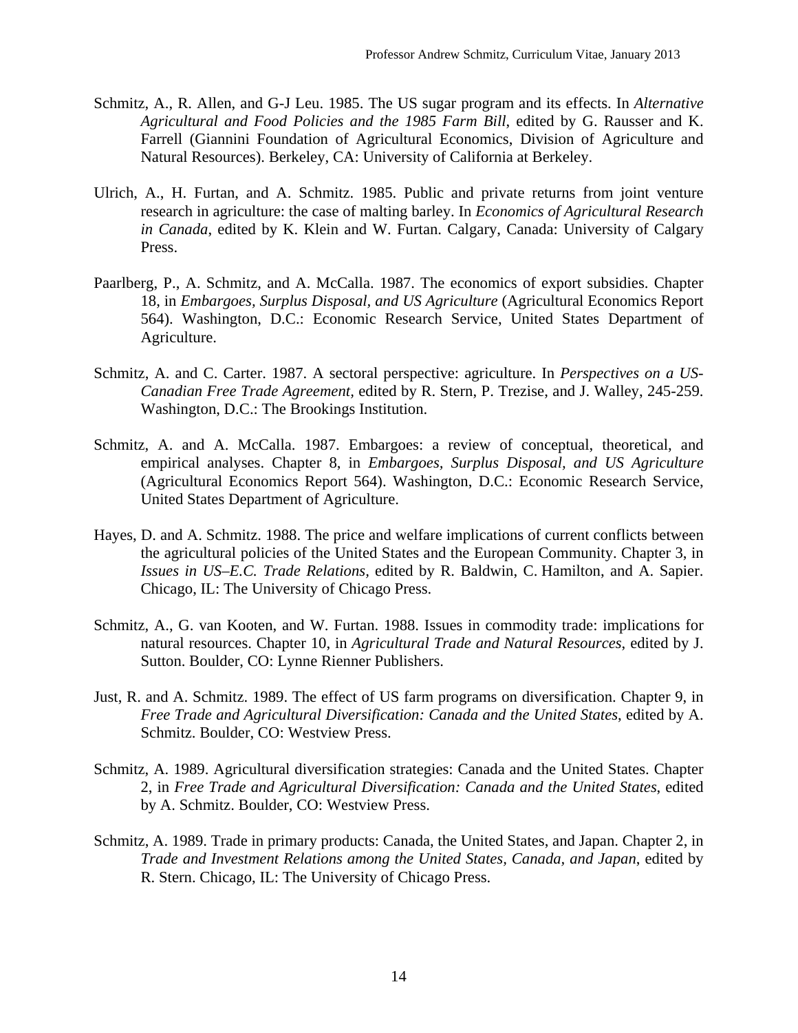Schmitz, A., R. Allen, and G-J Leu. 1985. The US sugar program and its effects. In *Alternative Agricultural and Food Policies and the 1985 Farm Bill*, edited by G. Rausser and K. Farrell (Giannini Foundation of Agricultural Economics, Division of Agriculture and Natural Resources). Berkeley, CA: University of California at Berkeley.

Ulrich, A., H. Furtan, and A. Schmitz. 1985. Public and private returns from joint venture research in agriculture: the case of malting barley. In *Economics of Agricultural Research in Canada*, edited by K. Klein and W. Furtan. Calgary, Canada: University of Calgary Press.

Paarlberg, P., A. Schmitz, and A. McCalla. 1987. The economics of export subsidies. Chapter 18, in *Embargoes, Surplus Disposal, and US Agriculture* (Agricultural Economics Report 564). Washington, D.C.: Economic Research Service, United States Department of Agriculture.

Schmitz, A. and C. Carter. 1987. A sectoral perspective: agriculture. In *Perspectives on a US-Canadian Free Trade Agreement*, edited by R. Stern, P. Trezise, and J. Walley, 245-259. Washington, D.C.: The Brookings Institution.

Schmitz, A. and A. McCalla. 1987. Embargoes: a review of conceptual, theoretical, and empirical analyses. Chapter 8, in *Embargoes, Surplus Disposal, and US Agriculture* (Agricultural Economics Report 564). Washington, D.C.: Economic Research Service, United States Department of Agriculture.

Hayes, D. and A. Schmitz. 1988. The price and welfare implications of current conflicts between the agricultural policies of the United States and the European Community. Chapter 3, in *Issues in US–E.C. Trade Relations*, edited by R. Baldwin, C. Hamilton, and A. Sapier. Chicago, IL: The University of Chicago Press.

Schmitz, A., G. van Kooten, and W. Furtan. 1988. Issues in commodity trade: implications for natural resources. Chapter 10, in *Agricultural Trade and Natural Resources*, edited by J. Sutton. Boulder, CO: Lynne Rienner Publishers.

Just, R. and A. Schmitz. 1989. The effect of US farm programs on diversification. Chapter 9, in *Free Trade and Agricultural Diversification: Canada and the United States*, edited by A. Schmitz. Boulder, CO: Westview Press.

Schmitz, A. 1989. Agricultural diversification strategies: Canada and the United States. Chapter 2, in *Free Trade and Agricultural Diversification: Canada and the United States*, edited by A. Schmitz. Boulder, CO: Westview Press.

Schmitz, A. 1989. Trade in primary products: Canada, the United States, and Japan. Chapter 2, in *Trade and Investment Relations among the United States, Canada, and Japan*, edited by R. Stern. Chicago, IL: The University of Chicago Press.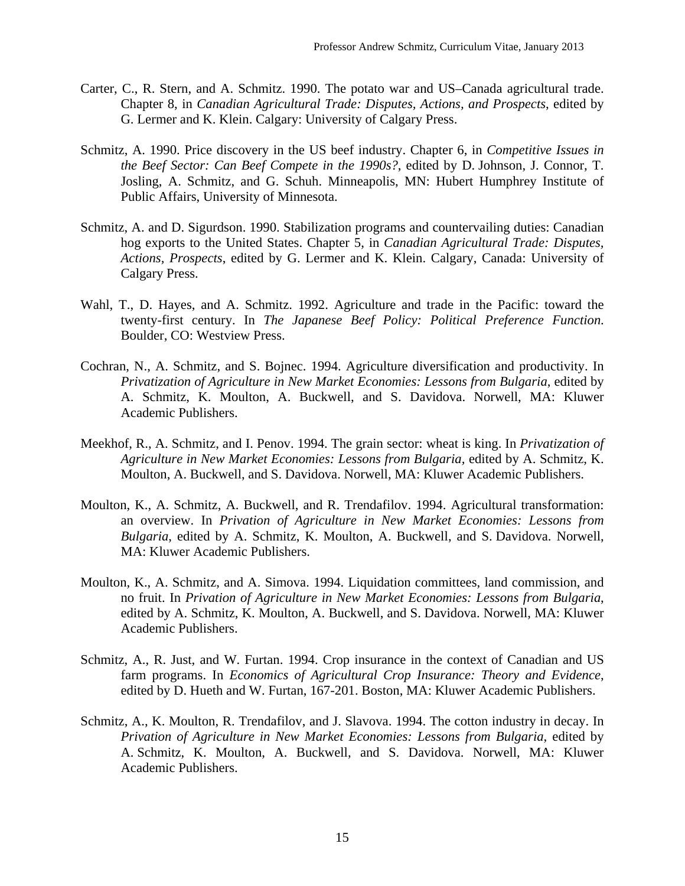Carter, C., R. Stern, and A. Schmitz. 1990. The potato war and US–Canada agricultural trade. Chapter 8, in *Canadian Agricultural Trade: Disputes, Actions, and Prospects*, edited by G. Lermer and K. Klein. Calgary: University of Calgary Press.

Schmitz, A. 1990. Price discovery in the US beef industry. Chapter 6, in *Competitive Issues in the Beef Sector: Can Beef Compete in the 1990s?*, edited by D. Johnson, J. Connor, T. Josling, A. Schmitz, and G. Schuh. Minneapolis, MN: Hubert Humphrey Institute of Public Affairs, University of Minnesota.

Schmitz, A. and D. Sigurdson. 1990. Stabilization programs and countervailing duties: Canadian hog exports to the United States. Chapter 5, in *Canadian Agricultural Trade: Disputes, Actions, Prospects*, edited by G. Lermer and K. Klein. Calgary, Canada: University of Calgary Press.

Wahl, T., D. Hayes, and A. Schmitz. 1992. Agriculture and trade in the Pacific: toward the twenty-first century. In *The Japanese Beef Policy: Political Preference Function.* Boulder, CO: Westview Press.

Cochran, N., A. Schmitz, and S. Bojnec. 1994. Agriculture diversification and productivity. In *Privatization of Agriculture in New Market Economies: Lessons from Bulgaria*, edited by A. Schmitz, K. Moulton, A. Buckwell, and S. Davidova. Norwell, MA: Kluwer Academic Publishers.

Meekhof, R., A. Schmitz, and I. Penov. 1994. The grain sector: wheat is king. In *Privatization of Agriculture in New Market Economies: Lessons from Bulgaria,* edited by A. Schmitz, K. Moulton, A. Buckwell, and S. Davidova. Norwell, MA: Kluwer Academic Publishers.

Moulton, K., A. Schmitz, A. Buckwell, and R. Trendafilov. 1994. Agricultural transformation: an overview. In *Privation of Agriculture in New Market Economies: Lessons from Bulgaria*, edited by A. Schmitz, K. Moulton, A. Buckwell, and S. Davidova. Norwell, MA: Kluwer Academic Publishers.

Moulton, K., A. Schmitz, and A. Simova. 1994. Liquidation committees, land commission, and no fruit. In *Privation of Agriculture in New Market Economies: Lessons from Bulgaria*, edited by A. Schmitz, K. Moulton, A. Buckwell, and S. Davidova. Norwell, MA: Kluwer Academic Publishers.

Schmitz, A., R. Just, and W. Furtan. 1994. Crop insurance in the context of Canadian and US farm programs. In *Economics of Agricultural Crop Insurance: Theory and Evidence*, edited by D. Hueth and W. Furtan, 167-201. Boston, MA: Kluwer Academic Publishers.

Schmitz, A., K. Moulton, R. Trendafilov, and J. Slavova. 1994. The cotton industry in decay. In *Privation of Agriculture in New Market Economies: Lessons from Bulgaria*, edited by A. Schmitz, K. Moulton, A. Buckwell, and S. Davidova. Norwell, MA: Kluwer Academic Publishers.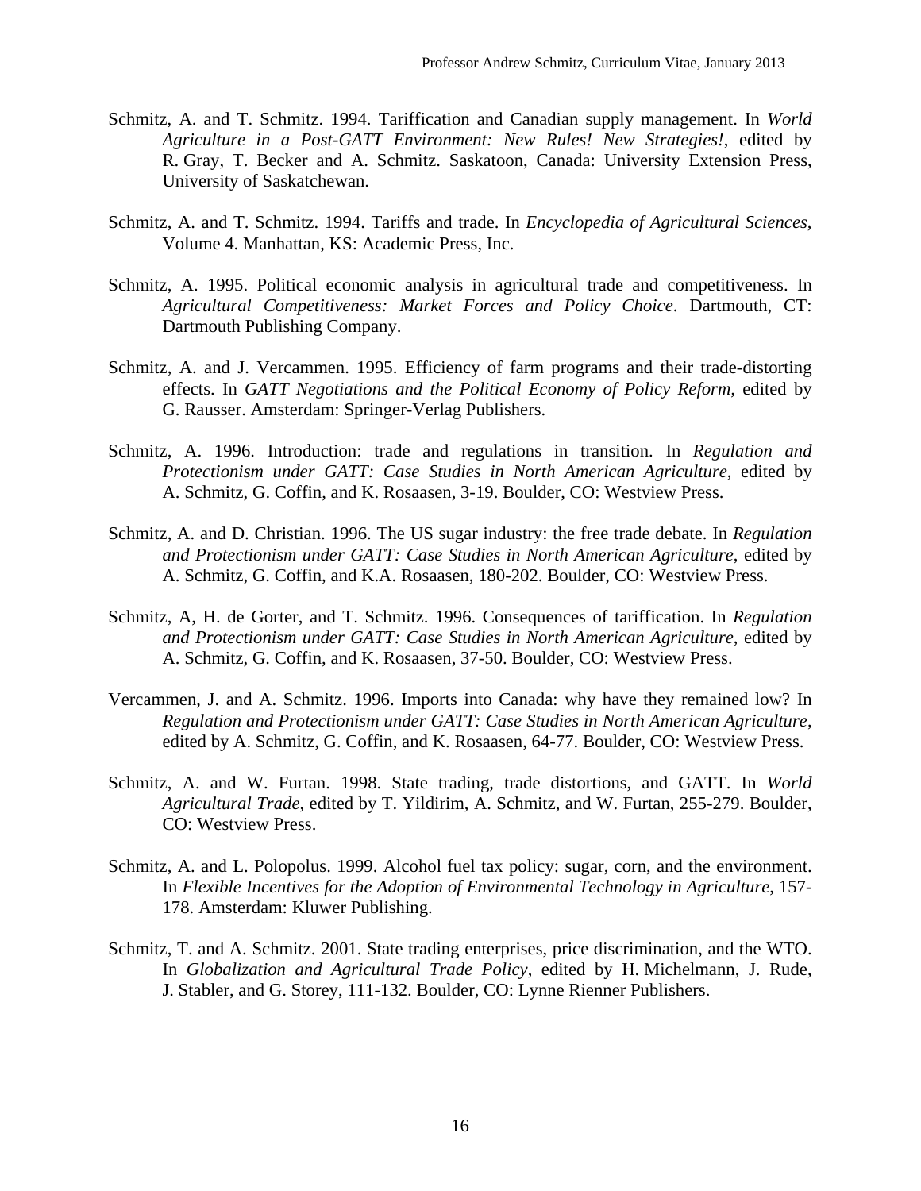Schmitz, A. and T. Schmitz. 1994. Tariffication and Canadian supply management. In *World Agriculture in a Post-GATT Environment: New Rules! New Strategies!*, edited by R. Gray, T. Becker and A. Schmitz. Saskatoon, Canada: University Extension Press, University of Saskatchewan.

Schmitz, A. and T. Schmitz. 1994. Tariffs and trade. In *Encyclopedia of Agricultural Sciences*, Volume 4. Manhattan, KS: Academic Press, Inc.

Schmitz, A. 1995. Political economic analysis in agricultural trade and competitiveness. In *Agricultural Competitiveness: Market Forces and Policy Choice*. Dartmouth, CT: Dartmouth Publishing Company.

Schmitz, A. and J. Vercammen. 1995. Efficiency of farm programs and their trade-distorting effects. In *GATT Negotiations and the Political Economy of Policy Reform*, edited by G. Rausser. Amsterdam: Springer-Verlag Publishers.

Schmitz, A. 1996. Introduction: trade and regulations in transition. In *Regulation and Protectionism under GATT: Case Studies in North American Agriculture*, edited by A. Schmitz, G. Coffin, and K. Rosaasen, 3-19. Boulder, CO: Westview Press.

Schmitz, A. and D. Christian. 1996. The US sugar industry: the free trade debate. In *Regulation and Protectionism under GATT: Case Studies in North American Agriculture*, edited by A. Schmitz, G. Coffin, and K.A. Rosaasen, 180-202. Boulder, CO: Westview Press.

Schmitz, A, H. de Gorter, and T. Schmitz. 1996. Consequences of tariffication. In *Regulation and Protectionism under GATT: Case Studies in North American Agriculture*, edited by A. Schmitz, G. Coffin, and K. Rosaasen, 37-50. Boulder, CO: Westview Press.

Vercammen, J. and A. Schmitz. 1996. Imports into Canada: why have they remained low? In *Regulation and Protectionism under GATT: Case Studies in North American Agriculture*, edited by A. Schmitz, G. Coffin, and K. Rosaasen, 64-77. Boulder, CO: Westview Press.

Schmitz, A. and W. Furtan. 1998. State trading, trade distortions, and GATT. In *World Agricultural Trade*, edited by T. Yildirim, A. Schmitz, and W. Furtan, 255-279. Boulder, CO: Westview Press.

Schmitz, A. and L. Polopolus. 1999. Alcohol fuel tax policy: sugar, corn, and the environment. In *Flexible Incentives for the Adoption of Environmental Technology in Agriculture*, 157-178. Amsterdam: Kluwer Publishing.

Schmitz, T. and A. Schmitz. 2001. State trading enterprises, price discrimination, and the WTO. In *Globalization and Agricultural Trade Policy*, edited by H. Michelmann, J. Rude, J. Stabler, and G. Storey, 111-132. Boulder, CO: Lynne Rienner Publishers.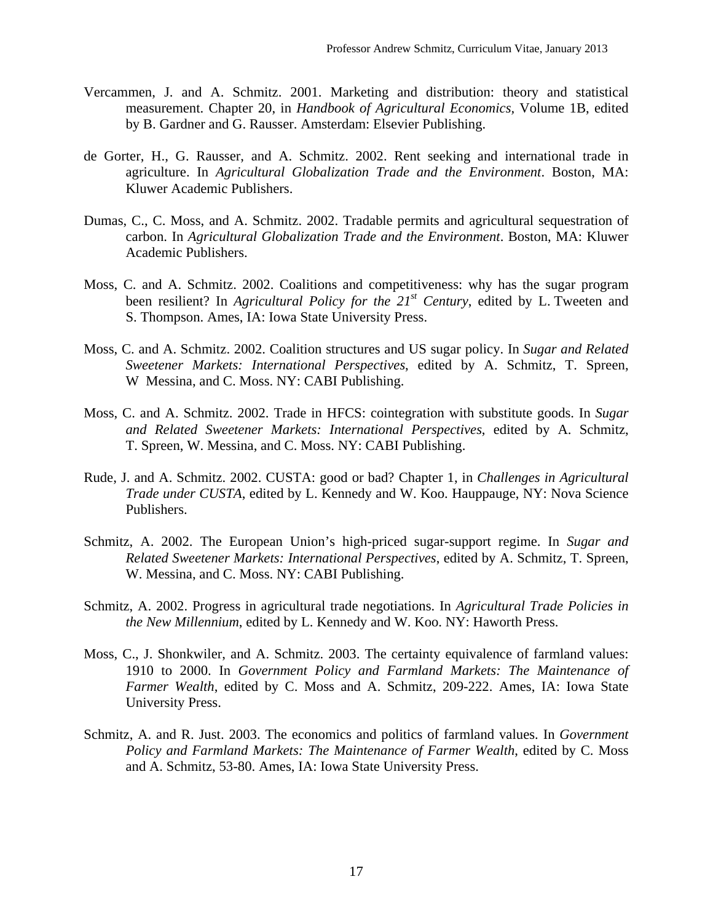Vercammen, J. and A. Schmitz. 2001. Marketing and distribution: theory and statistical measurement. Chapter 20, in *Handbook of Agricultural Economics*, Volume 1B, edited by B. Gardner and G. Rausser. Amsterdam: Elsevier Publishing.

de Gorter, H., G. Rausser, and A. Schmitz. 2002. Rent seeking and international trade in agriculture. In *Agricultural Globalization Trade and the Environment*. Boston, MA: Kluwer Academic Publishers.

Dumas, C., C. Moss, and A. Schmitz. 2002. Tradable permits and agricultural sequestration of carbon. In *Agricultural Globalization Trade and the Environment*. Boston, MA: Kluwer Academic Publishers.

Moss, C. and A. Schmitz. 2002. Coalitions and competitiveness: why has the sugar program been resilient? In *Agricultural Policy for the 21st Century*, edited by L. Tweeten and S. Thompson. Ames, IA: Iowa State University Press.

Moss, C. and A. Schmitz. 2002. Coalition structures and US sugar policy. In *Sugar and Related Sweetener Markets: International Perspectives*, edited by A. Schmitz, T. Spreen, W Messina, and C. Moss. NY: CABI Publishing.

Moss, C. and A. Schmitz. 2002. Trade in HFCS: cointegration with substitute goods. In *Sugar and Related Sweetener Markets: International Perspectives*, edited by A. Schmitz, T. Spreen, W. Messina, and C. Moss. NY: CABI Publishing.

Rude, J. and A. Schmitz. 2002. CUSTA: good or bad? Chapter 1, in *Challenges in Agricultural Trade under CUSTA*, edited by L. Kennedy and W. Koo. Hauppauge, NY: Nova Science Publishers.

Schmitz, A. 2002. The European Union's high-priced sugar-support regime. In *Sugar and Related Sweetener Markets: International Perspectives*, edited by A. Schmitz, T. Spreen, W. Messina, and C. Moss. NY: CABI Publishing.

Schmitz, A. 2002. Progress in agricultural trade negotiations. In *Agricultural Trade Policies in the New Millennium*, edited by L. Kennedy and W. Koo. NY: Haworth Press.

Moss, C., J. Shonkwiler, and A. Schmitz. 2003. The certainty equivalence of farmland values: 1910 to 2000. In *Government Policy and Farmland Markets: The Maintenance of Farmer Wealth*, edited by C. Moss and A. Schmitz, 209-222. Ames, IA: Iowa State University Press.

Schmitz, A. and R. Just. 2003. The economics and politics of farmland values. In *Government Policy and Farmland Markets: The Maintenance of Farmer Wealth*, edited by C. Moss and A. Schmitz, 53-80. Ames, IA: Iowa State University Press.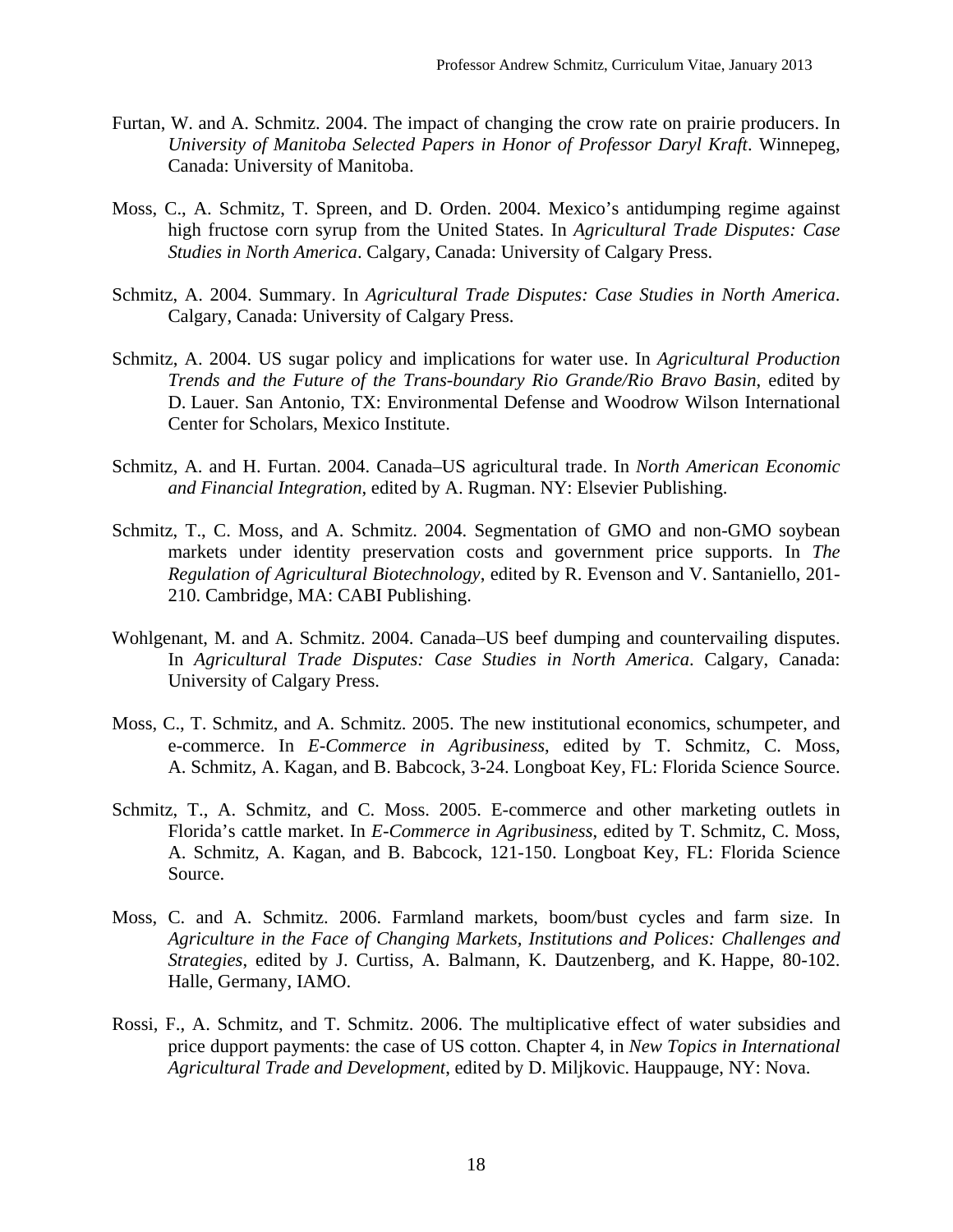Furtan, W. and A. Schmitz. 2004. The impact of changing the crow rate on prairie producers. In *University of Manitoba Selected Papers in Honor of Professor Daryl Kraft*. Winnepeg, Canada: University of Manitoba.

Moss, C., A. Schmitz, T. Spreen, and D. Orden. 2004. Mexico's antidumping regime against high fructose corn syrup from the United States. In *Agricultural Trade Disputes: Case Studies in North America*. Calgary, Canada: University of Calgary Press.

Schmitz, A. 2004. Summary. In *Agricultural Trade Disputes: Case Studies in North America*. Calgary, Canada: University of Calgary Press.

Schmitz, A. 2004. US sugar policy and implications for water use. In *Agricultural Production Trends and the Future of the Trans-boundary Rio Grande/Rio Bravo Basin*, edited by D. Lauer. San Antonio, TX: Environmental Defense and Woodrow Wilson International Center for Scholars, Mexico Institute.

Schmitz, A. and H. Furtan. 2004. Canada–US agricultural trade. In *North American Economic and Financial Integration*, edited by A. Rugman. NY: Elsevier Publishing.

Schmitz, T., C. Moss, and A. Schmitz. 2004. Segmentation of GMO and non-GMO soybean markets under identity preservation costs and government price supports. In *The Regulation of Agricultural Biotechnology*, edited by R. Evenson and V. Santaniello, 201-210. Cambridge, MA: CABI Publishing.

Wohlgenant, M. and A. Schmitz. 2004. Canada–US beef dumping and countervailing disputes. In *Agricultural Trade Disputes: Case Studies in North America*. Calgary, Canada: University of Calgary Press.

Moss, C., T. Schmitz, and A. Schmitz. 2005. The new institutional economics, schumpeter, and e-commerce. In *E-Commerce in Agribusiness*, edited by T. Schmitz, C. Moss, A. Schmitz, A. Kagan, and B. Babcock, 3-24. Longboat Key, FL: Florida Science Source.

Schmitz, T., A. Schmitz, and C. Moss. 2005. E-commerce and other marketing outlets in Florida's cattle market. In *E-Commerce in Agribusiness*, edited by T. Schmitz, C. Moss, A. Schmitz, A. Kagan, and B. Babcock, 121-150. Longboat Key, FL: Florida Science Source.

Moss, C. and A. Schmitz. 2006. Farmland markets, boom/bust cycles and farm size. In *Agriculture in the Face of Changing Markets, Institutions and Polices: Challenges and Strategies*, edited by J. Curtiss, A. Balmann, K. Dautzenberg, and K. Happe, 80-102. Halle, Germany, IAMO.

Rossi, F., A. Schmitz, and T. Schmitz. 2006. The multiplicative effect of water subsidies and price dupport payments: the case of US cotton. Chapter 4, in *New Topics in International Agricultural Trade and Development*, edited by D. Miljkovic. Hauppauge, NY: Nova.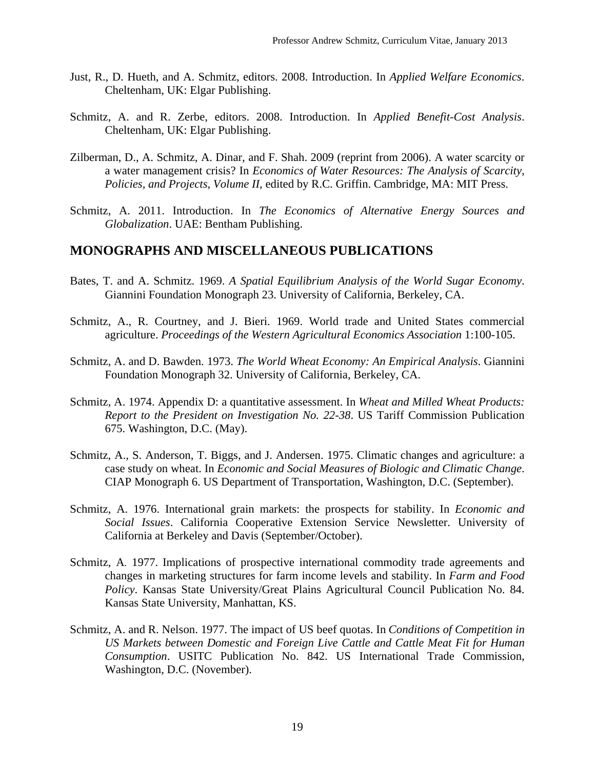Just, R., D. Hueth, and A. Schmitz, editors. 2008. Introduction. In *Applied Welfare Economics*. Cheltenham, UK: Elgar Publishing.

Schmitz, A. and R. Zerbe, editors. 2008. Introduction. In *Applied Benefit-Cost Analysis*. Cheltenham, UK: Elgar Publishing.

Zilberman, D., A. Schmitz, A. Dinar, and F. Shah. 2009 (reprint from 2006). A water scarcity or a water management crisis? In *Economics of Water Resources: The Analysis of Scarcity, Policies, and Projects, Volume II*, edited by R.C. Griffin. Cambridge, MA: MIT Press.

Schmitz, A. 2011. Introduction. In *The Economics of Alternative Energy Sources and Globalization*. UAE: Bentham Publishing.

## MONOGRAPHS AND MISCELLANEOUS PUBLICATIONS

Bates, T. and A. Schmitz. 1969. *A Spatial Equilibrium Analysis of the World Sugar Economy*. Giannini Foundation Monograph 23. University of California, Berkeley, CA.

Schmitz, A., R. Courtney, and J. Bieri. 1969. World trade and United States commercial agriculture. *Proceedings of the Western Agricultural Economics Association* 1:100-105.

Schmitz, A. and D. Bawden. 1973. *The World Wheat Economy: An Empirical Analysis*. Giannini Foundation Monograph 32. University of California, Berkeley, CA.

Schmitz, A. 1974. Appendix D: a quantitative assessment. In *Wheat and Milled Wheat Products: Report to the President on Investigation No. 22-38*. US Tariff Commission Publication 675. Washington, D.C. (May).

Schmitz, A., S. Anderson, T. Biggs, and J. Andersen. 1975. Climatic changes and agriculture: a case study on wheat. In *Economic and Social Measures of Biologic and Climatic Change*. CIAP Monograph 6. US Department of Transportation, Washington, D.C. (September).

Schmitz, A. 1976. International grain markets: the prospects for stability. In *Economic and Social Issues*. California Cooperative Extension Service Newsletter. University of California at Berkeley and Davis (September/October).

Schmitz, A. 1977. Implications of prospective international commodity trade agreements and changes in marketing structures for farm income levels and stability. In *Farm and Food Policy*. Kansas State University/Great Plains Agricultural Council Publication No. 84. Kansas State University, Manhattan, KS.

Schmitz, A. and R. Nelson. 1977. The impact of US beef quotas. In *Conditions of Competition in US Markets between Domestic and Foreign Live Cattle and Cattle Meat Fit for Human Consumption*. USITC Publication No. 842. US International Trade Commission, Washington, D.C. (November).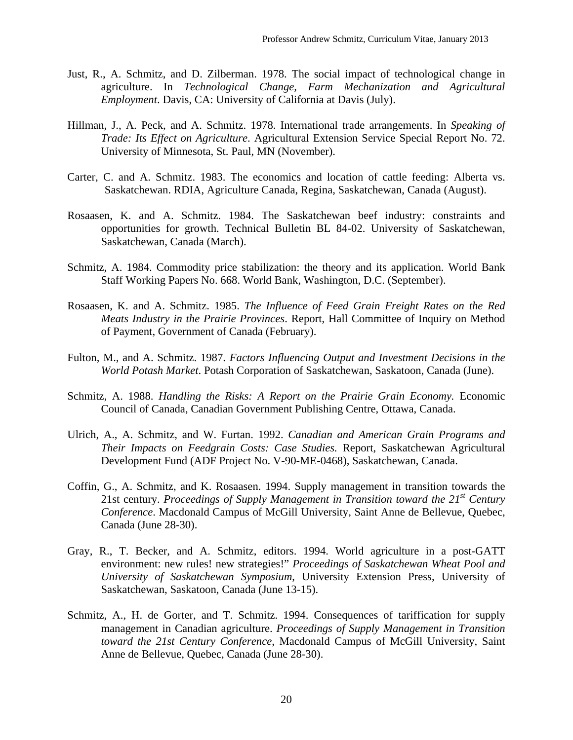Just, R., A. Schmitz, and D. Zilberman. 1978. The social impact of technological change in agriculture. In *Technological Change, Farm Mechanization and Agricultural Employment*. Davis, CA: University of California at Davis (July).

Hillman, J., A. Peck, and A. Schmitz. 1978. International trade arrangements. In *Speaking of Trade: Its Effect on Agriculture*. Agricultural Extension Service Special Report No. 72. University of Minnesota, St. Paul, MN (November).

Carter, C. and A. Schmitz. 1983. The economics and location of cattle feeding: Alberta vs. Saskatchewan. RDIA, Agriculture Canada, Regina, Saskatchewan, Canada (August).

Rosaasen, K. and A. Schmitz. 1984. The Saskatchewan beef industry: constraints and opportunities for growth. Technical Bulletin BL 84-02. University of Saskatchewan, Saskatchewan, Canada (March).

Schmitz, A. 1984. Commodity price stabilization: the theory and its application. World Bank Staff Working Papers No. 668. World Bank, Washington, D.C. (September).

Rosaasen, K. and A. Schmitz. 1985. *The Influence of Feed Grain Freight Rates on the Red Meats Industry in the Prairie Provinces*. Report, Hall Committee of Inquiry on Method of Payment, Government of Canada (February).

Fulton, M., and A. Schmitz. 1987. *Factors Influencing Output and Investment Decisions in the World Potash Market*. Potash Corporation of Saskatchewan, Saskatoon, Canada (June).

Schmitz, A. 1988. *Handling the Risks: A Report on the Prairie Grain Economy.* Economic Council of Canada, Canadian Government Publishing Centre, Ottawa, Canada.

Ulrich, A., A. Schmitz, and W. Furtan. 1992. *Canadian and American Grain Programs and Their Impacts on Feedgrain Costs: Case Studies.* Report, Saskatchewan Agricultural Development Fund (ADF Project No. V-90-ME-0468), Saskatchewan, Canada.

Coffin, G., A. Schmitz, and K. Rosaasen. 1994. Supply management in transition towards the 21st century. *Proceedings of Supply Management in Transition toward the 21st Century Conference*. Macdonald Campus of McGill University, Saint Anne de Bellevue, Quebec, Canada (June 28-30).

Gray, R., T. Becker, and A. Schmitz, editors. 1994. World agriculture in a post-GATT environment: new rules! new strategies!" *Proceedings of Saskatchewan Wheat Pool and University of Saskatchewan Symposium*, University Extension Press, University of Saskatchewan, Saskatoon, Canada (June 13-15).

Schmitz, A., H. de Gorter, and T. Schmitz. 1994. Consequences of tariffication for supply management in Canadian agriculture. *Proceedings of Supply Management in Transition toward the 21st Century Conference*, Macdonald Campus of McGill University, Saint Anne de Bellevue, Quebec, Canada (June 28-30).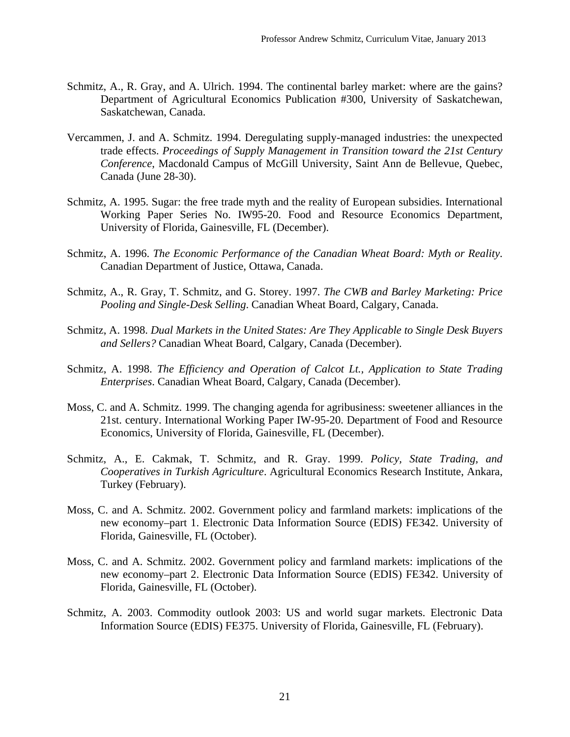Schmitz, A., R. Gray, and A. Ulrich. 1994. The continental barley market: where are the gains? Department of Agricultural Economics Publication #300, University of Saskatchewan, Saskatchewan, Canada.

Vercammen, J. and A. Schmitz. 1994. Deregulating supply-managed industries: the unexpected trade effects. *Proceedings of Supply Management in Transition toward the 21st Century Conference*, Macdonald Campus of McGill University, Saint Ann de Bellevue, Quebec, Canada (June 28-30).

Schmitz, A. 1995. Sugar: the free trade myth and the reality of European subsidies. International Working Paper Series No. IW95-20. Food and Resource Economics Department, University of Florida, Gainesville, FL (December).

Schmitz, A. 1996. *The Economic Performance of the Canadian Wheat Board: Myth or Reality*. Canadian Department of Justice, Ottawa, Canada.

Schmitz, A., R. Gray, T. Schmitz, and G. Storey. 1997. *The CWB and Barley Marketing: Price Pooling and Single-Desk Selling*. Canadian Wheat Board, Calgary, Canada.

Schmitz, A. 1998. *Dual Markets in the United States: Are They Applicable to Single Desk Buyers and Sellers?* Canadian Wheat Board, Calgary, Canada (December).

Schmitz, A. 1998. *The Efficiency and Operation of Calcot Lt., Application to State Trading Enterprises*. Canadian Wheat Board, Calgary, Canada (December).

Moss, C. and A. Schmitz. 1999. The changing agenda for agribusiness: sweetener alliances in the 21st. century. International Working Paper IW-95-20. Department of Food and Resource Economics, University of Florida, Gainesville, FL (December).

Schmitz, A., E. Cakmak, T. Schmitz, and R. Gray. 1999. *Policy, State Trading, and Cooperatives in Turkish Agriculture*. Agricultural Economics Research Institute, Ankara, Turkey (February).

Moss, C. and A. Schmitz. 2002. Government policy and farmland markets: implications of the new economy–part 1. Electronic Data Information Source (EDIS) FE342. University of Florida, Gainesville, FL (October).

Moss, C. and A. Schmitz. 2002. Government policy and farmland markets: implications of the new economy–part 2. Electronic Data Information Source (EDIS) FE342. University of Florida, Gainesville, FL (October).

Schmitz, A. 2003. Commodity outlook 2003: US and world sugar markets. Electronic Data Information Source (EDIS) FE375. University of Florida, Gainesville, FL (February).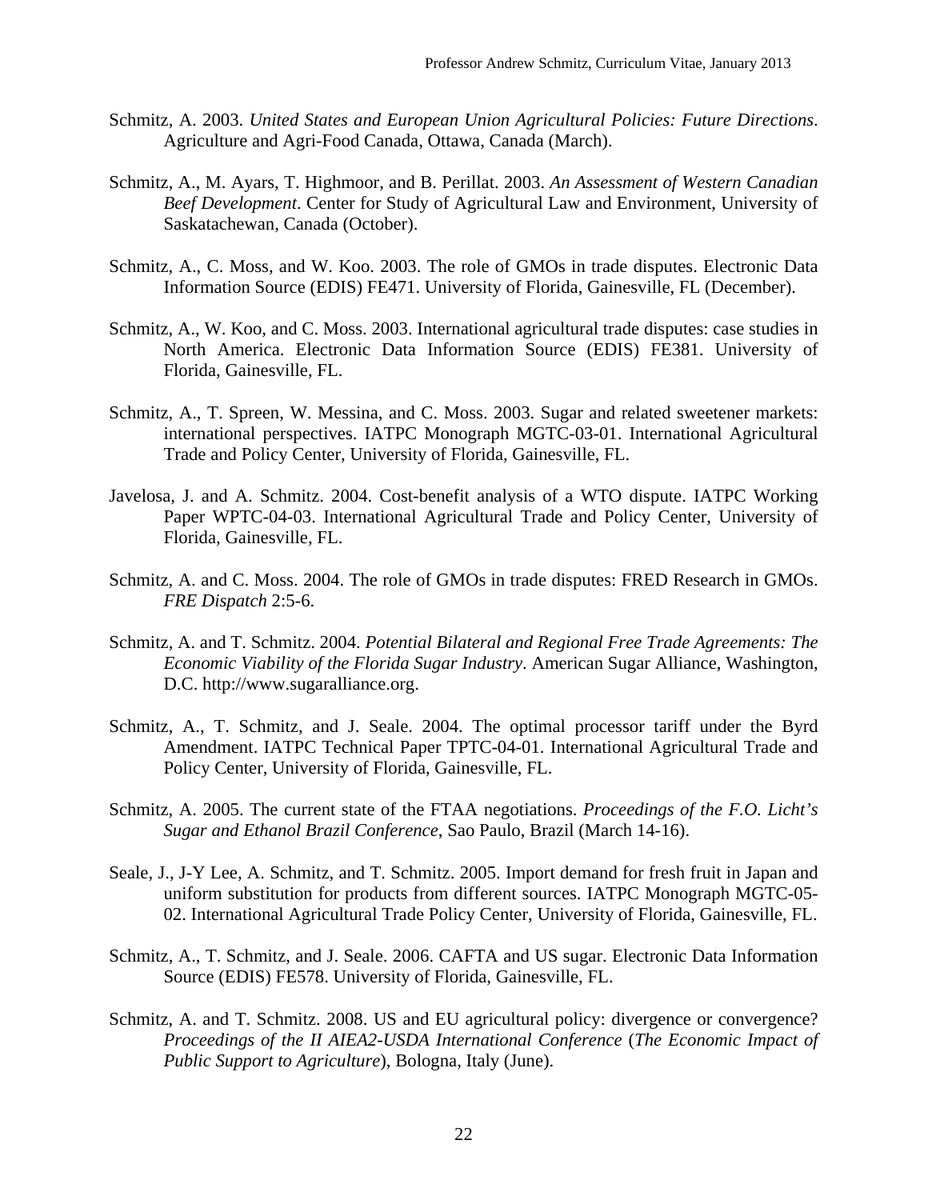Schmitz, A. 2003. *United States and European Union Agricultural Policies: Future Directions*. Agriculture and Agri-Food Canada, Ottawa, Canada (March).

Schmitz, A., M. Ayars, T. Highmoor, and B. Perillat. 2003. *An Assessment of Western Canadian Beef Development*. Center for Study of Agricultural Law and Environment, University of Saskatachewan, Canada (October).

Schmitz, A., C. Moss, and W. Koo. 2003. The role of GMOs in trade disputes. Electronic Data Information Source (EDIS) FE471. University of Florida, Gainesville, FL (December).

Schmitz, A., W. Koo, and C. Moss. 2003. International agricultural trade disputes: case studies in North America. Electronic Data Information Source (EDIS) FE381. University of Florida, Gainesville, FL.

Schmitz, A., T. Spreen, W. Messina, and C. Moss. 2003. Sugar and related sweetener markets: international perspectives. IATPC Monograph MGTC-03-01. International Agricultural Trade and Policy Center, University of Florida, Gainesville, FL.

Javelosa, J. and A. Schmitz. 2004. Cost-benefit analysis of a WTO dispute. IATPC Working Paper WPTC-04-03. International Agricultural Trade and Policy Center, University of Florida, Gainesville, FL.

Schmitz, A. and C. Moss. 2004. The role of GMOs in trade disputes: FRED Research in GMOs. *FRE Dispatch* 2:5-6.

Schmitz, A. and T. Schmitz. 2004. *Potential Bilateral and Regional Free Trade Agreements: The Economic Viability of the Florida Sugar Industry*. American Sugar Alliance, Washington, D.C. http://www.sugaralliance.org.

Schmitz, A., T. Schmitz, and J. Seale. 2004. The optimal processor tariff under the Byrd Amendment. IATPC Technical Paper TPTC-04-01. International Agricultural Trade and Policy Center, University of Florida, Gainesville, FL.

Schmitz, A. 2005. The current state of the FTAA negotiations. *Proceedings of the F.O. Licht's Sugar and Ethanol Brazil Conference*, Sao Paulo, Brazil (March 14-16).

Seale, J., J-Y Lee, A. Schmitz, and T. Schmitz. 2005. Import demand for fresh fruit in Japan and uniform substitution for products from different sources. IATPC Monograph MGTC-05-02. International Agricultural Trade Policy Center, University of Florida, Gainesville, FL.

Schmitz, A., T. Schmitz, and J. Seale. 2006. CAFTA and US sugar. Electronic Data Information Source (EDIS) FE578. University of Florida, Gainesville, FL.

Schmitz, A. and T. Schmitz. 2008. US and EU agricultural policy: divergence or convergence? *Proceedings of the II AIEA2-USDA International Conference* (*The Economic Impact of Public Support to Agriculture*), Bologna, Italy (June).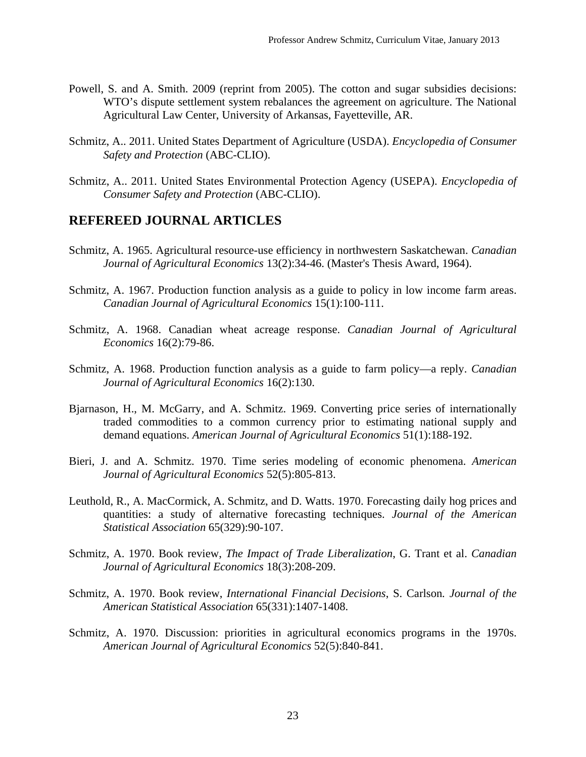Powell, S. and A. Smith. 2009 (reprint from 2005). The cotton and sugar subsidies decisions: WTO's dispute settlement system rebalances the agreement on agriculture. The National Agricultural Law Center, University of Arkansas, Fayetteville, AR.

Schmitz, A.. 2011. United States Department of Agriculture (USDA). *Encyclopedia of Consumer Safety and Protection* (ABC-CLIO).

Schmitz, A.. 2011. United States Environmental Protection Agency (USEPA). *Encyclopedia of Consumer Safety and Protection* (ABC-CLIO).

## REFEREED JOURNAL ARTICLES

Schmitz, A. 1965. Agricultural resource-use efficiency in northwestern Saskatchewan. *Canadian Journal of Agricultural Economics* 13(2):34-46. (Master's Thesis Award, 1964).

Schmitz, A. 1967. Production function analysis as a guide to policy in low income farm areas. *Canadian Journal of Agricultural Economics* 15(1):100-111.

Schmitz, A. 1968. Canadian wheat acreage response. *Canadian Journal of Agricultural Economics* 16(2):79-86.

Schmitz, A. 1968. Production function analysis as a guide to farm policy—a reply. *Canadian Journal of Agricultural Economics* 16(2):130.

Bjarnason, H., M. McGarry, and A. Schmitz. 1969. Converting price series of internationally traded commodities to a common currency prior to estimating national supply and demand equations. *American Journal of Agricultural Economics* 51(1):188-192.

Bieri, J. and A. Schmitz. 1970. Time series modeling of economic phenomena. *American Journal of Agricultural Economics* 52(5):805-813.

Leuthold, R., A. MacCormick, A. Schmitz, and D. Watts. 1970. Forecasting daily hog prices and quantities: a study of alternative forecasting techniques. *Journal of the American Statistical Association* 65(329):90-107.

Schmitz, A. 1970. Book review, *The Impact of Trade Liberalization*, G. Trant et al. *Canadian Journal of Agricultural Economics* 18(3):208-209.

Schmitz, A. 1970. Book review, *International Financial Decisions*, S. Carlson. *Journal of the American Statistical Association* 65(331):1407-1408.

Schmitz, A. 1970. Discussion: priorities in agricultural economics programs in the 1970s. *American Journal of Agricultural Economics* 52(5):840-841.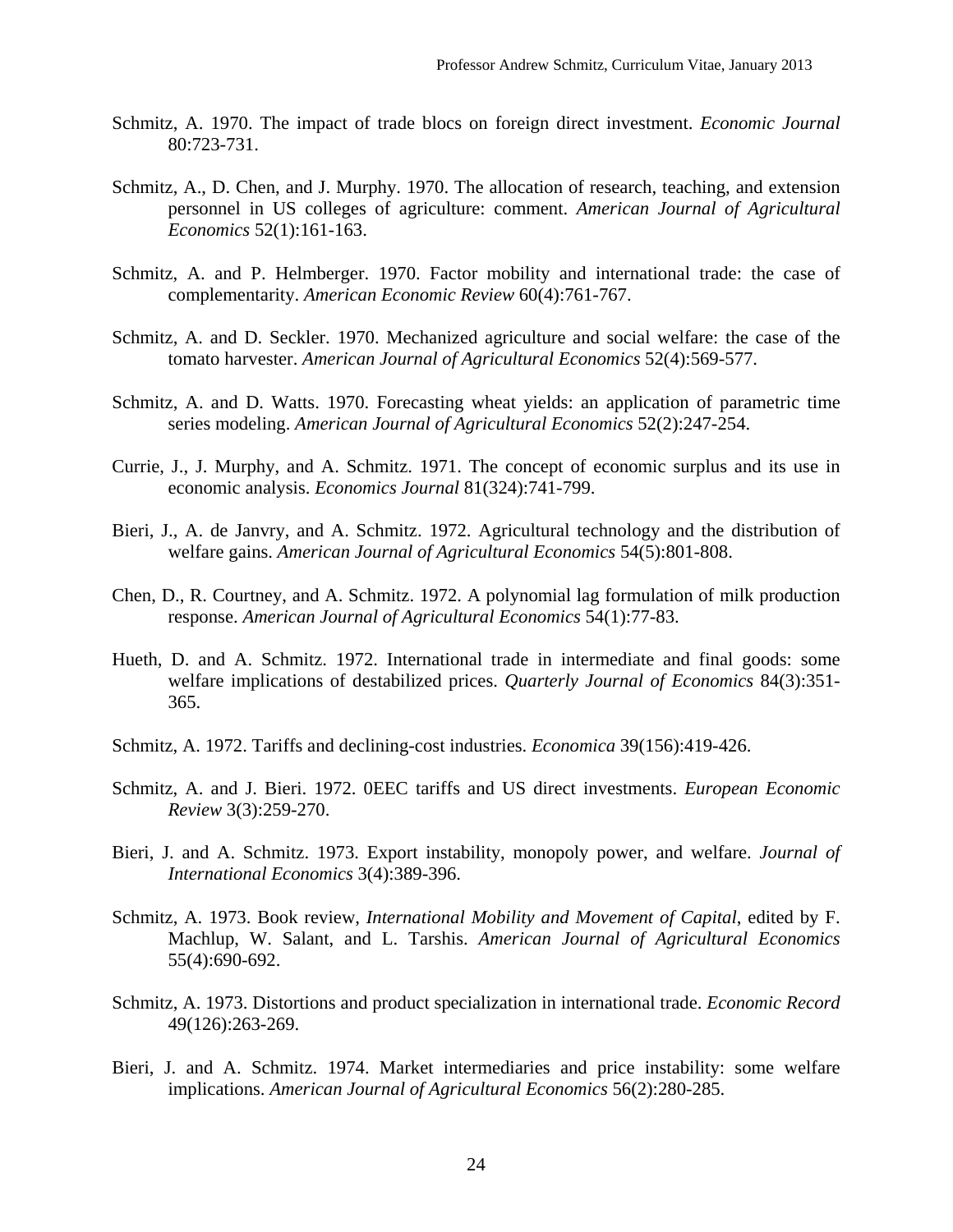Schmitz, A. 1970. The impact of trade blocs on foreign direct investment. *Economic Journal* 80:723-731.

Schmitz, A., D. Chen, and J. Murphy. 1970. The allocation of research, teaching, and extension personnel in US colleges of agriculture: comment. *American Journal of Agricultural Economics* 52(1):161-163.

Schmitz, A. and P. Helmberger. 1970. Factor mobility and international trade: the case of complementarity. *American Economic Review* 60(4):761-767.

Schmitz, A. and D. Seckler. 1970. Mechanized agriculture and social welfare: the case of the tomato harvester. *American Journal of Agricultural Economics* 52(4):569-577.

Schmitz, A. and D. Watts. 1970. Forecasting wheat yields: an application of parametric time series modeling. *American Journal of Agricultural Economics* 52(2):247-254.

Currie, J., J. Murphy, and A. Schmitz. 1971. The concept of economic surplus and its use in economic analysis. *Economics Journal* 81(324):741-799.

Bieri, J., A. de Janvry, and A. Schmitz. 1972. Agricultural technology and the distribution of welfare gains. *American Journal of Agricultural Economics* 54(5):801-808.

Chen, D., R. Courtney, and A. Schmitz. 1972. A polynomial lag formulation of milk production response. *American Journal of Agricultural Economics* 54(1):77-83.

Hueth, D. and A. Schmitz. 1972. International trade in intermediate and final goods: some welfare implications of destabilized prices. *Quarterly Journal of Economics* 84(3):351-365.

Schmitz, A. 1972. Tariffs and declining-cost industries. *Economica* 39(156):419-426.

Schmitz, A. and J. Bieri. 1972. 0EEC tariffs and US direct investments. *European Economic Review* 3(3):259-270.

Bieri, J. and A. Schmitz. 1973. Export instability, monopoly power, and welfare. *Journal of International Economics* 3(4):389-396.

Schmitz, A. 1973. Book review, *International Mobility and Movement of Capital*, edited by F. Machlup, W. Salant, and L. Tarshis. *American Journal of Agricultural Economics* 55(4):690-692.

Schmitz, A. 1973. Distortions and product specialization in international trade. *Economic Record* 49(126):263-269.

Bieri, J. and A. Schmitz. 1974. Market intermediaries and price instability: some welfare implications. *American Journal of Agricultural Economics* 56(2):280-285.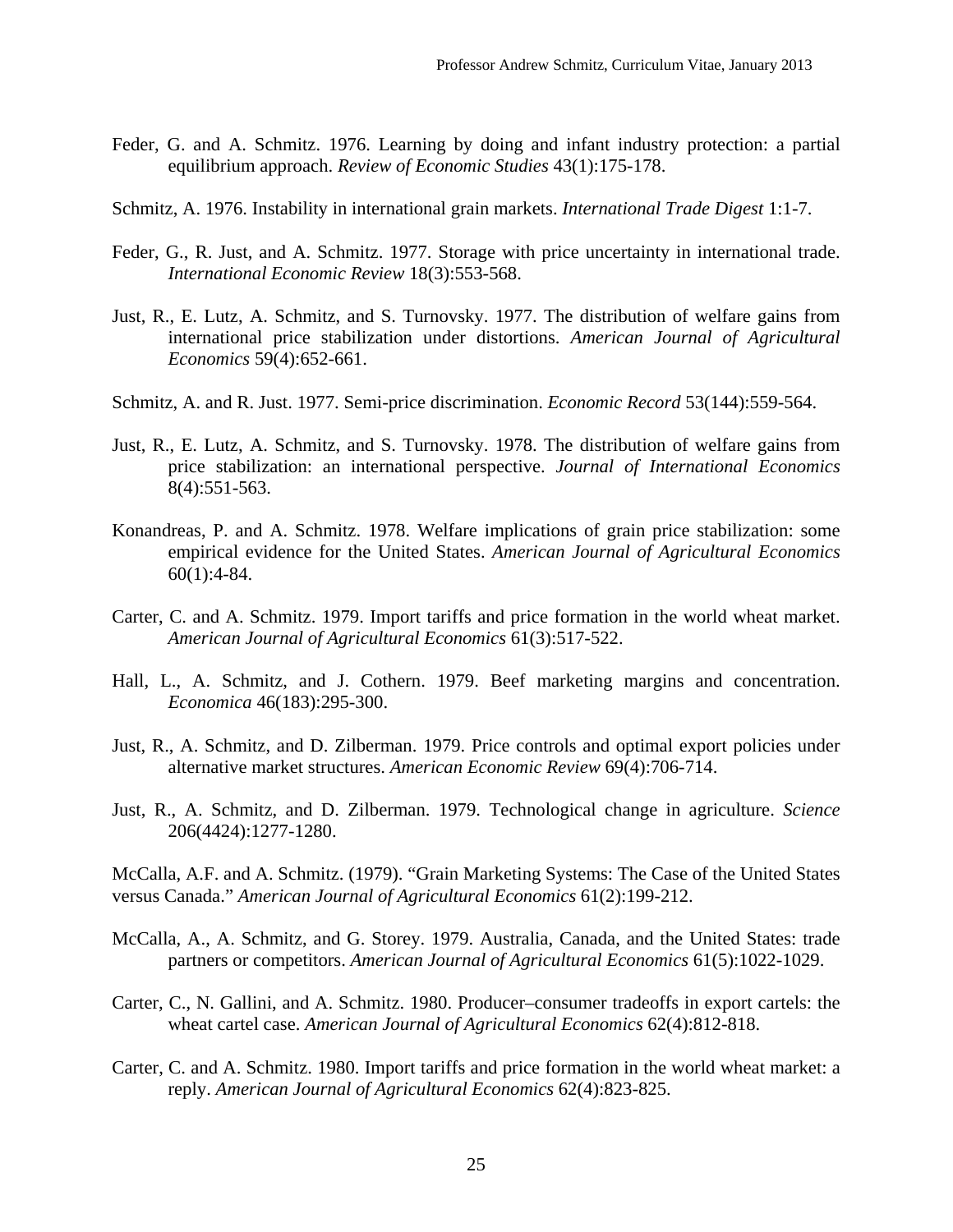Feder, G. and A. Schmitz. 1976. Learning by doing and infant industry protection: a partial equilibrium approach. *Review of Economic Studies* 43(1):175-178.

Schmitz, A. 1976. Instability in international grain markets. *International Trade Digest* 1:1-7.

Feder, G., R. Just, and A. Schmitz. 1977. Storage with price uncertainty in international trade. *International Economic Review* 18(3):553-568.

Just, R., E. Lutz, A. Schmitz, and S. Turnovsky. 1977. The distribution of welfare gains from international price stabilization under distortions. *American Journal of Agricultural Economics* 59(4):652-661.

Schmitz, A. and R. Just. 1977. Semi-price discrimination. *Economic Record* 53(144):559-564.

Just, R., E. Lutz, A. Schmitz, and S. Turnovsky. 1978. The distribution of welfare gains from price stabilization: an international perspective. *Journal of International Economics* 8(4):551-563.

Konandreas, P. and A. Schmitz. 1978. Welfare implications of grain price stabilization: some empirical evidence for the United States. *American Journal of Agricultural Economics* 60(1):4-84.

Carter, C. and A. Schmitz. 1979. Import tariffs and price formation in the world wheat market. *American Journal of Agricultural Economics* 61(3):517-522.

Hall, L., A. Schmitz, and J. Cothern. 1979. Beef marketing margins and concentration. *Economica* 46(183):295-300.

Just, R., A. Schmitz, and D. Zilberman. 1979. Price controls and optimal export policies under alternative market structures. *American Economic Review* 69(4):706-714.

Just, R., A. Schmitz, and D. Zilberman. 1979. Technological change in agriculture. *Science* 206(4424):1277-1280.

McCalla, A.F. and A. Schmitz. (1979). "Grain Marketing Systems: The Case of the United States versus Canada." *American Journal of Agricultural Economics* 61(2):199-212.

McCalla, A., A. Schmitz, and G. Storey. 1979. Australia, Canada, and the United States: trade partners or competitors. *American Journal of Agricultural Economics* 61(5):1022-1029.

Carter, C., N. Gallini, and A. Schmitz. 1980. Producer–consumer tradeoffs in export cartels: the wheat cartel case. *American Journal of Agricultural Economics* 62(4):812-818.

Carter, C. and A. Schmitz. 1980. Import tariffs and price formation in the world wheat market: a reply. *American Journal of Agricultural Economics* 62(4):823-825.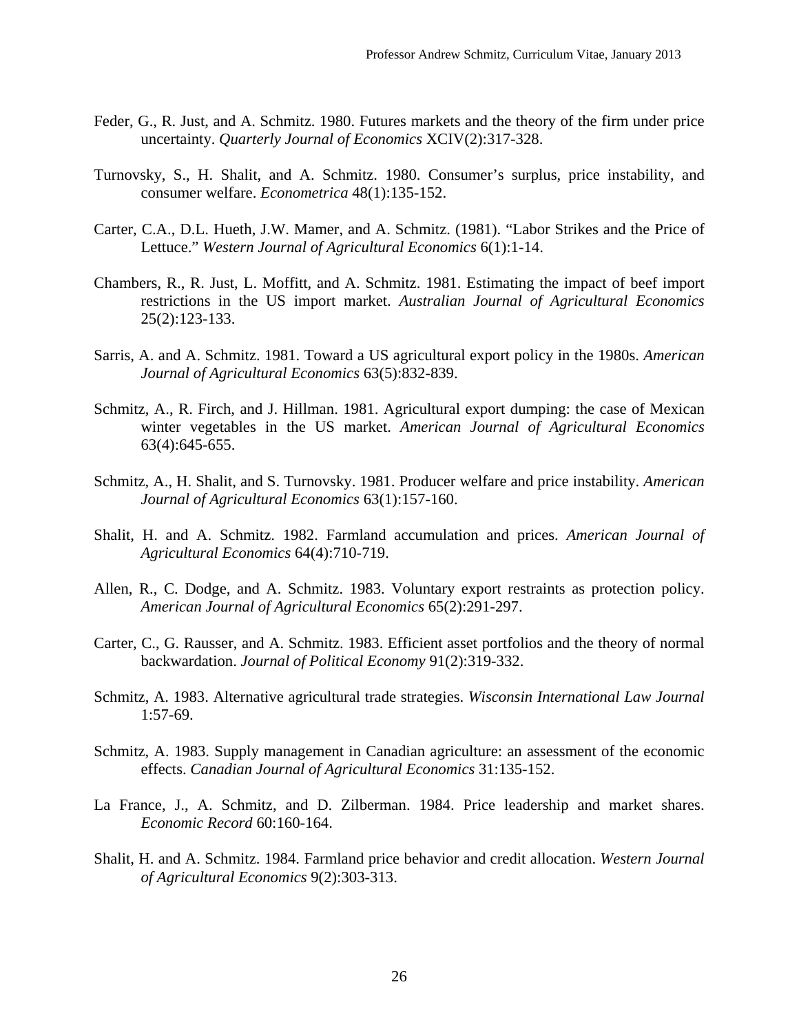Feder, G., R. Just, and A. Schmitz. 1980. Futures markets and the theory of the firm under price uncertainty. *Quarterly Journal of Economics* XCIV(2):317-328.

Turnovsky, S., H. Shalit, and A. Schmitz. 1980. Consumer's surplus, price instability, and consumer welfare. *Econometrica* 48(1):135-152.

Carter, C.A., D.L. Hueth, J.W. Mamer, and A. Schmitz. (1981). "Labor Strikes and the Price of Lettuce." *Western Journal of Agricultural Economics* 6(1):1-14.

Chambers, R., R. Just, L. Moffitt, and A. Schmitz. 1981. Estimating the impact of beef import restrictions in the US import market. *Australian Journal of Agricultural Economics* 25(2):123-133.

Sarris, A. and A. Schmitz. 1981. Toward a US agricultural export policy in the 1980s. *American Journal of Agricultural Economics* 63(5):832-839.

Schmitz, A., R. Firch, and J. Hillman. 1981. Agricultural export dumping: the case of Mexican winter vegetables in the US market. *American Journal of Agricultural Economics* 63(4):645-655.

Schmitz, A., H. Shalit, and S. Turnovsky. 1981. Producer welfare and price instability. *American Journal of Agricultural Economics* 63(1):157-160.

Shalit, H. and A. Schmitz. 1982. Farmland accumulation and prices. *American Journal of Agricultural Economics* 64(4):710-719.

Allen, R., C. Dodge, and A. Schmitz. 1983. Voluntary export restraints as protection policy. *American Journal of Agricultural Economics* 65(2):291-297.

Carter, C., G. Rausser, and A. Schmitz. 1983. Efficient asset portfolios and the theory of normal backwardation. *Journal of Political Economy* 91(2):319-332.

Schmitz, A. 1983. Alternative agricultural trade strategies. *Wisconsin International Law Journal* 1:57-69.

Schmitz, A. 1983. Supply management in Canadian agriculture: an assessment of the economic effects. *Canadian Journal of Agricultural Economics* 31:135-152.

La France, J., A. Schmitz, and D. Zilberman. 1984. Price leadership and market shares. *Economic Record* 60:160-164.

Shalit, H. and A. Schmitz. 1984. Farmland price behavior and credit allocation. *Western Journal of Agricultural Economics* 9(2):303-313.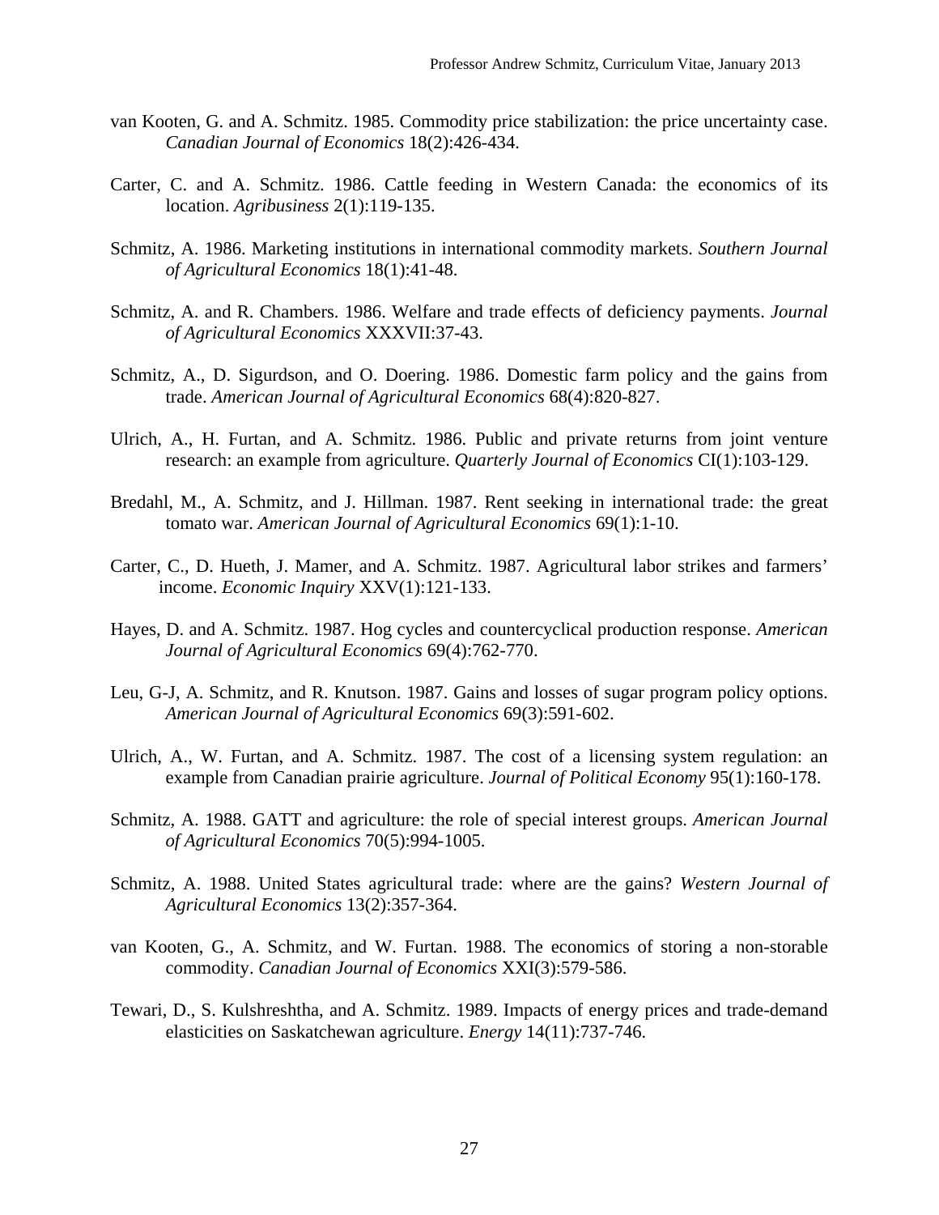van Kooten, G. and A. Schmitz. 1985. Commodity price stabilization: the price uncertainty case. *Canadian Journal of Economics* 18(2):426-434.

Carter, C. and A. Schmitz. 1986. Cattle feeding in Western Canada: the economics of its location. *Agribusiness* 2(1):119-135.

Schmitz, A. 1986. Marketing institutions in international commodity markets. *Southern Journal of Agricultural Economics* 18(1):41-48.

Schmitz, A. and R. Chambers. 1986. Welfare and trade effects of deficiency payments. *Journal of Agricultural Economics* XXXVII:37-43.

Schmitz, A., D. Sigurdson, and O. Doering. 1986. Domestic farm policy and the gains from trade. *American Journal of Agricultural Economics* 68(4):820-827.

Ulrich, A., H. Furtan, and A. Schmitz. 1986. Public and private returns from joint venture research: an example from agriculture. *Quarterly Journal of Economics* CI(1):103-129.

Bredahl, M., A. Schmitz, and J. Hillman. 1987. Rent seeking in international trade: the great tomato war. *American Journal of Agricultural Economics* 69(1):1-10.

Carter, C., D. Hueth, J. Mamer, and A. Schmitz. 1987. Agricultural labor strikes and farmers' income. *Economic Inquiry* XXV(1):121-133.

Hayes, D. and A. Schmitz. 1987. Hog cycles and countercyclical production response. *American Journal of Agricultural Economics* 69(4):762-770.

Leu, G-J, A. Schmitz, and R. Knutson. 1987. Gains and losses of sugar program policy options. *American Journal of Agricultural Economics* 69(3):591-602.

Ulrich, A., W. Furtan, and A. Schmitz. 1987. The cost of a licensing system regulation: an example from Canadian prairie agriculture. *Journal of Political Economy* 95(1):160-178.

Schmitz, A. 1988. GATT and agriculture: the role of special interest groups. *American Journal of Agricultural Economics* 70(5):994-1005.

Schmitz, A. 1988. United States agricultural trade: where are the gains? *Western Journal of Agricultural Economics* 13(2):357-364.

van Kooten, G., A. Schmitz, and W. Furtan. 1988. The economics of storing a non-storable commodity. *Canadian Journal of Economics* XXI(3):579-586.

Tewari, D., S. Kulshreshtha, and A. Schmitz. 1989. Impacts of energy prices and trade-demand elasticities on Saskatchewan agriculture. *Energy* 14(11):737-746.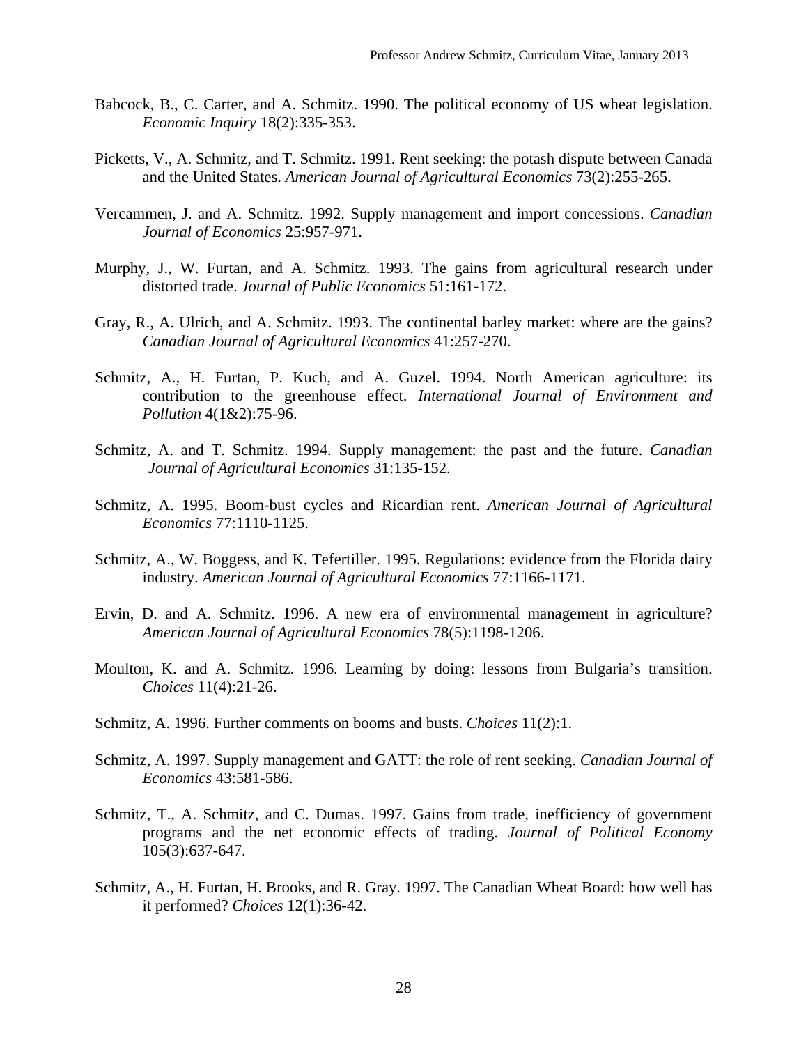Babcock, B., C. Carter, and A. Schmitz. 1990. The political economy of US wheat legislation. *Economic Inquiry* 18(2):335-353.

Picketts, V., A. Schmitz, and T. Schmitz. 1991. Rent seeking: the potash dispute between Canada and the United States. *American Journal of Agricultural Economics* 73(2):255-265.

Vercammen, J. and A. Schmitz. 1992. Supply management and import concessions. *Canadian Journal of Economics* 25:957-971.

Murphy, J., W. Furtan, and A. Schmitz. 1993. The gains from agricultural research under distorted trade. *Journal of Public Economics* 51:161-172.

Gray, R., A. Ulrich, and A. Schmitz. 1993. The continental barley market: where are the gains? *Canadian Journal of Agricultural Economics* 41:257-270.

Schmitz, A., H. Furtan, P. Kuch, and A. Guzel. 1994. North American agriculture: its contribution to the greenhouse effect. *International Journal of Environment and Pollution* 4(1&2):75-96.

Schmitz, A. and T. Schmitz. 1994. Supply management: the past and the future. *Canadian Journal of Agricultural Economics* 31:135-152.

Schmitz, A. 1995. Boom-bust cycles and Ricardian rent. *American Journal of Agricultural Economics* 77:1110-1125.

Schmitz, A., W. Boggess, and K. Tefertiller. 1995. Regulations: evidence from the Florida dairy industry. *American Journal of Agricultural Economics* 77:1166-1171.

Ervin, D. and A. Schmitz. 1996. A new era of environmental management in agriculture? *American Journal of Agricultural Economics* 78(5):1198-1206.

Moulton, K. and A. Schmitz. 1996. Learning by doing: lessons from Bulgaria's transition. *Choices* 11(4):21-26.

Schmitz, A. 1996. Further comments on booms and busts. *Choices* 11(2):1.

Schmitz, A. 1997. Supply management and GATT: the role of rent seeking. *Canadian Journal of Economics* 43:581-586.

Schmitz, T., A. Schmitz, and C. Dumas. 1997. Gains from trade, inefficiency of government programs and the net economic effects of trading. *Journal of Political Economy* 105(3):637-647.

Schmitz, A., H. Furtan, H. Brooks, and R. Gray. 1997. The Canadian Wheat Board: how well has it performed? *Choices* 12(1):36-42.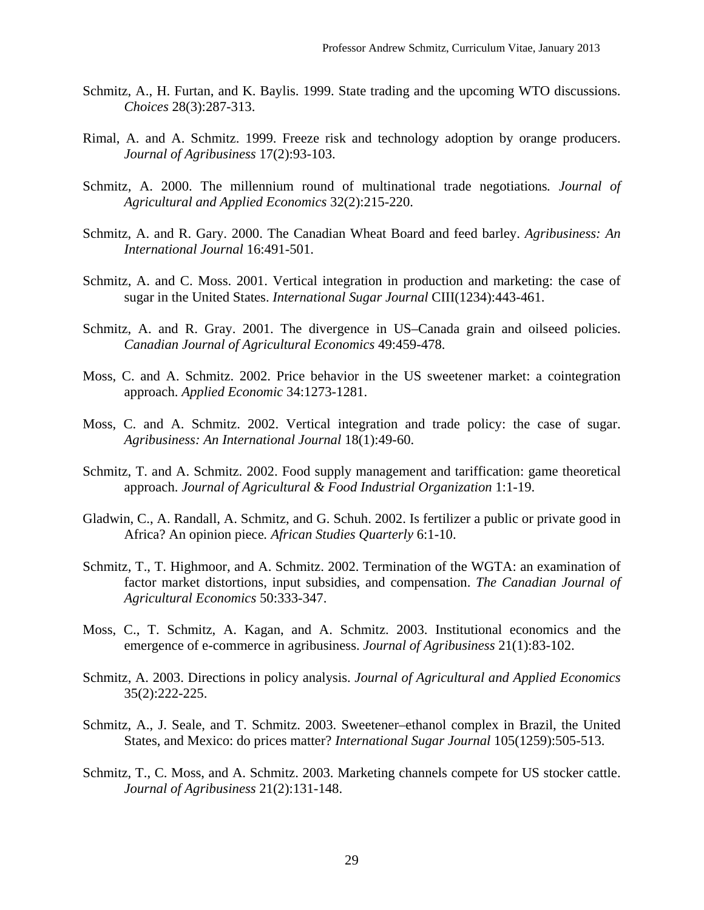Schmitz, A., H. Furtan, and K. Baylis. 1999. State trading and the upcoming WTO discussions. *Choices* 28(3):287-313.

Rimal, A. and A. Schmitz. 1999. Freeze risk and technology adoption by orange producers. *Journal of Agribusiness* 17(2):93-103.

Schmitz, A. 2000. The millennium round of multinational trade negotiations. *Journal of Agricultural and Applied Economics* 32(2):215-220.

Schmitz, A. and R. Gary. 2000. The Canadian Wheat Board and feed barley. *Agribusiness: An International Journal* 16:491-501.

Schmitz, A. and C. Moss. 2001. Vertical integration in production and marketing: the case of sugar in the United States. *International Sugar Journal* CIII(1234):443-461.

Schmitz, A. and R. Gray. 2001. The divergence in US–Canada grain and oilseed policies. *Canadian Journal of Agricultural Economics* 49:459-478.

Moss, C. and A. Schmitz. 2002. Price behavior in the US sweetener market: a cointegration approach. *Applied Economic* 34:1273-1281.

Moss, C. and A. Schmitz. 2002. Vertical integration and trade policy: the case of sugar. *Agribusiness: An International Journal* 18(1):49-60.

Schmitz, T. and A. Schmitz. 2002. Food supply management and tariffication: game theoretical approach. *Journal of Agricultural & Food Industrial Organization* 1:1-19.

Gladwin, C., A. Randall, A. Schmitz, and G. Schuh. 2002. Is fertilizer a public or private good in Africa? An opinion piece. *African Studies Quarterly* 6:1-10.

Schmitz, T., T. Highmoor, and A. Schmitz. 2002. Termination of the WGTA: an examination of factor market distortions, input subsidies, and compensation. *The Canadian Journal of Agricultural Economics* 50:333-347.

Moss, C., T. Schmitz, A. Kagan, and A. Schmitz. 2003. Institutional economics and the emergence of e-commerce in agribusiness. *Journal of Agribusiness* 21(1):83-102.

Schmitz, A. 2003. Directions in policy analysis. *Journal of Agricultural and Applied Economics* 35(2):222-225.

Schmitz, A., J. Seale, and T. Schmitz. 2003. Sweetener–ethanol complex in Brazil, the United States, and Mexico: do prices matter? *International Sugar Journal* 105(1259):505-513.

Schmitz, T., C. Moss, and A. Schmitz. 2003. Marketing channels compete for US stocker cattle. *Journal of Agribusiness* 21(2):131-148.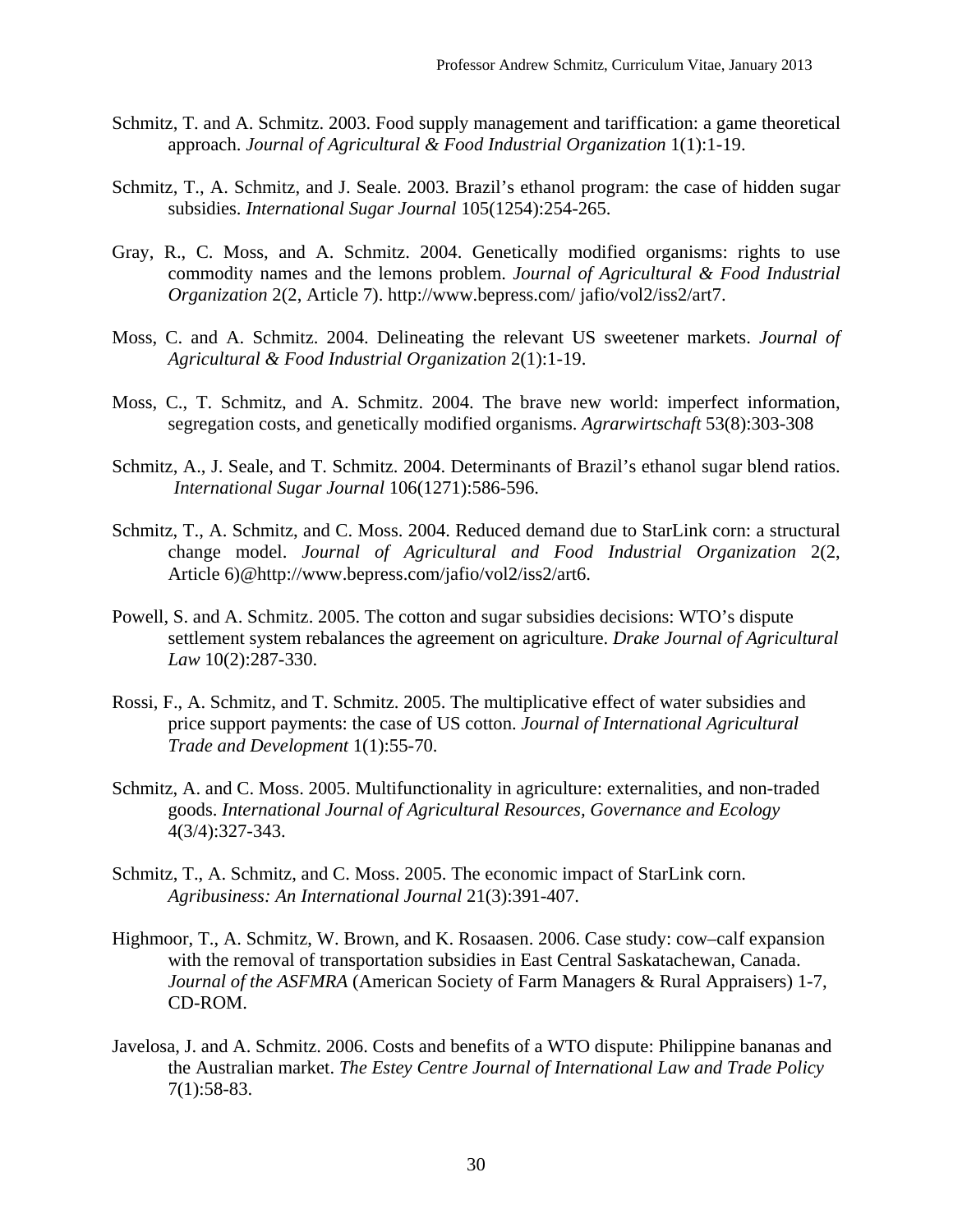Schmitz, T. and A. Schmitz. 2003. Food supply management and tariffication: a game theoretical approach. *Journal of Agricultural & Food Industrial Organization* 1(1):1-19.

Schmitz, T., A. Schmitz, and J. Seale. 2003. Brazil's ethanol program: the case of hidden sugar subsidies. *International Sugar Journal* 105(1254):254-265.

Gray, R., C. Moss, and A. Schmitz. 2004. Genetically modified organisms: rights to use commodity names and the lemons problem. *Journal of Agricultural & Food Industrial Organization* 2(2, Article 7). http://www.bepress.com/ jafio/vol2/iss2/art7.

Moss, C. and A. Schmitz. 2004. Delineating the relevant US sweetener markets. *Journal of Agricultural & Food Industrial Organization* 2(1):1-19.

Moss, C., T. Schmitz, and A. Schmitz. 2004. The brave new world: imperfect information, segregation costs, and genetically modified organisms. *Agrarwirtschaft* 53(8):303-308

Schmitz, A., J. Seale, and T. Schmitz. 2004. Determinants of Brazil's ethanol sugar blend ratios. *International Sugar Journal* 106(1271):586-596.

Schmitz, T., A. Schmitz, and C. Moss. 2004. Reduced demand due to StarLink corn: a structural change model. *Journal of Agricultural and Food Industrial Organization* 2(2, Article 6)@http://www.bepress.com/jafio/vol2/iss2/art6.

Powell, S. and A. Schmitz. 2005. The cotton and sugar subsidies decisions: WTO's dispute settlement system rebalances the agreement on agriculture. *Drake Journal of Agricultural Law* 10(2):287-330.

Rossi, F., A. Schmitz, and T. Schmitz. 2005. The multiplicative effect of water subsidies and price support payments: the case of US cotton. *Journal of International Agricultural Trade and Development* 1(1):55-70.

Schmitz, A. and C. Moss. 2005. Multifunctionality in agriculture: externalities, and non-traded goods. *International Journal of Agricultural Resources, Governance and Ecology* 4(3/4):327-343.

Schmitz, T., A. Schmitz, and C. Moss. 2005. The economic impact of StarLink corn. *Agribusiness: An International Journal* 21(3):391-407.

Highmoor, T., A. Schmitz, W. Brown, and K. Rosaasen. 2006. Case study: cow–calf expansion with the removal of transportation subsidies in East Central Saskatchewan, Canada. *Journal of the ASFMRA* (American Society of Farm Managers & Rural Appraisers) 1-7, CD-ROM.

Javelosa, J. and A. Schmitz. 2006. Costs and benefits of a WTO dispute: Philippine bananas and the Australian market. *The Estey Centre Journal of International Law and Trade Policy* 7(1):58-83.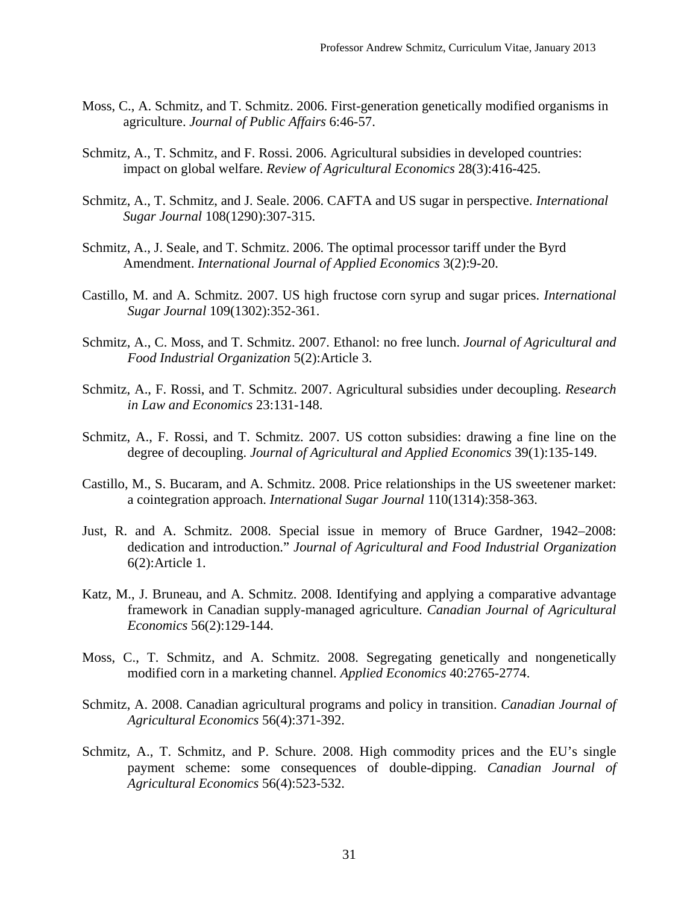Moss, C., A. Schmitz, and T. Schmitz. 2006. First-generation genetically modified organisms in agriculture. *Journal of Public Affairs* 6:46-57.

Schmitz, A., T. Schmitz, and F. Rossi. 2006. Agricultural subsidies in developed countries: impact on global welfare. *Review of Agricultural Economics* 28(3):416-425.

Schmitz, A., T. Schmitz, and J. Seale. 2006. CAFTA and US sugar in perspective. *International Sugar Journal* 108(1290):307-315.

Schmitz, A., J. Seale, and T. Schmitz. 2006. The optimal processor tariff under the Byrd Amendment. *International Journal of Applied Economics* 3(2):9-20.

Castillo, M. and A. Schmitz. 2007. US high fructose corn syrup and sugar prices. *International Sugar Journal* 109(1302):352-361.

Schmitz, A., C. Moss, and T. Schmitz. 2007. Ethanol: no free lunch. *Journal of Agricultural and Food Industrial Organization* 5(2):Article 3.

Schmitz, A., F. Rossi, and T. Schmitz. 2007. Agricultural subsidies under decoupling. *Research in Law and Economics* 23:131-148.

Schmitz, A., F. Rossi, and T. Schmitz. 2007. US cotton subsidies: drawing a fine line on the degree of decoupling. *Journal of Agricultural and Applied Economics* 39(1):135-149.

Castillo, M., S. Bucaram, and A. Schmitz. 2008. Price relationships in the US sweetener market: a cointegration approach. *International Sugar Journal* 110(1314):358-363.

Just, R. and A. Schmitz. 2008. Special issue in memory of Bruce Gardner, 1942–2008: dedication and introduction." *Journal of Agricultural and Food Industrial Organization* 6(2):Article 1.

Katz, M., J. Bruneau, and A. Schmitz. 2008. Identifying and applying a comparative advantage framework in Canadian supply-managed agriculture. *Canadian Journal of Agricultural Economics* 56(2):129-144.

Moss, C., T. Schmitz, and A. Schmitz. 2008. Segregating genetically and nongenetically modified corn in a marketing channel. *Applied Economics* 40:2765-2774.

Schmitz, A. 2008. Canadian agricultural programs and policy in transition. *Canadian Journal of Agricultural Economics* 56(4):371-392.

Schmitz, A., T. Schmitz, and P. Schure. 2008. High commodity prices and the EU's single payment scheme: some consequences of double-dipping. *Canadian Journal of Agricultural Economics* 56(4):523-532.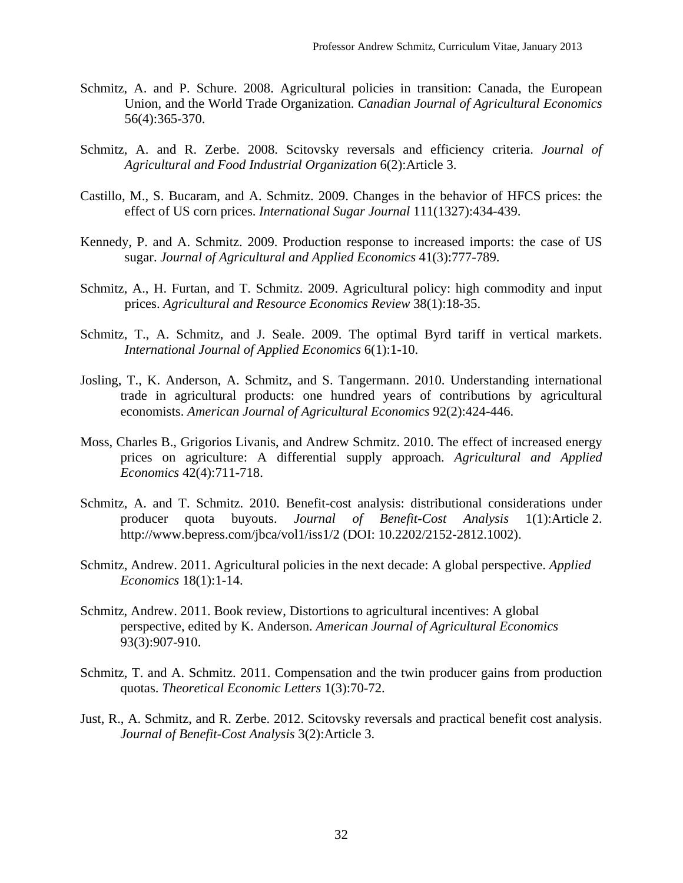Schmitz, A. and P. Schure. 2008. Agricultural policies in transition: Canada, the European Union, and the World Trade Organization. *Canadian Journal of Agricultural Economics* 56(4):365-370.

Schmitz, A. and R. Zerbe. 2008. Scitovsky reversals and efficiency criteria. *Journal of Agricultural and Food Industrial Organization* 6(2):Article 3.

Castillo, M., S. Bucaram, and A. Schmitz. 2009. Changes in the behavior of HFCS prices: the effect of US corn prices. *International Sugar Journal* 111(1327):434-439.

Kennedy, P. and A. Schmitz. 2009. Production response to increased imports: the case of US sugar. *Journal of Agricultural and Applied Economics* 41(3):777-789.

Schmitz, A., H. Furtan, and T. Schmitz. 2009. Agricultural policy: high commodity and input prices. *Agricultural and Resource Economics Review* 38(1):18-35.

Schmitz, T., A. Schmitz, and J. Seale. 2009. The optimal Byrd tariff in vertical markets. *International Journal of Applied Economics* 6(1):1-10.

Josling, T., K. Anderson, A. Schmitz, and S. Tangermann. 2010. Understanding international trade in agricultural products: one hundred years of contributions by agricultural economists. *American Journal of Agricultural Economics* 92(2):424-446.

Moss, Charles B., Grigorios Livanis, and Andrew Schmitz. 2010. The effect of increased energy prices on agriculture: A differential supply approach. *Agricultural and Applied Economics* 42(4):711-718.

Schmitz, A. and T. Schmitz. 2010. Benefit-cost analysis: distributional considerations under producer quota buyouts. *Journal of Benefit-Cost Analysis* 1(1):Article 2. http://www.bepress.com/jbca/vol1/iss1/2 (DOI: 10.2202/2152-2812.1002).

Schmitz, Andrew. 2011. Agricultural policies in the next decade: A global perspective. *Applied Economics* 18(1):1-14.

Schmitz, Andrew. 2011. Book review, Distortions to agricultural incentives: A global perspective, edited by K. Anderson. *American Journal of Agricultural Economics* 93(3):907-910.

Schmitz, T. and A. Schmitz. 2011. Compensation and the twin producer gains from production quotas. *Theoretical Economic Letters* 1(3):70-72.

Just, R., A. Schmitz, and R. Zerbe. 2012. Scitovsky reversals and practical benefit cost analysis. *Journal of Benefit-Cost Analysis* 3(2):Article 3.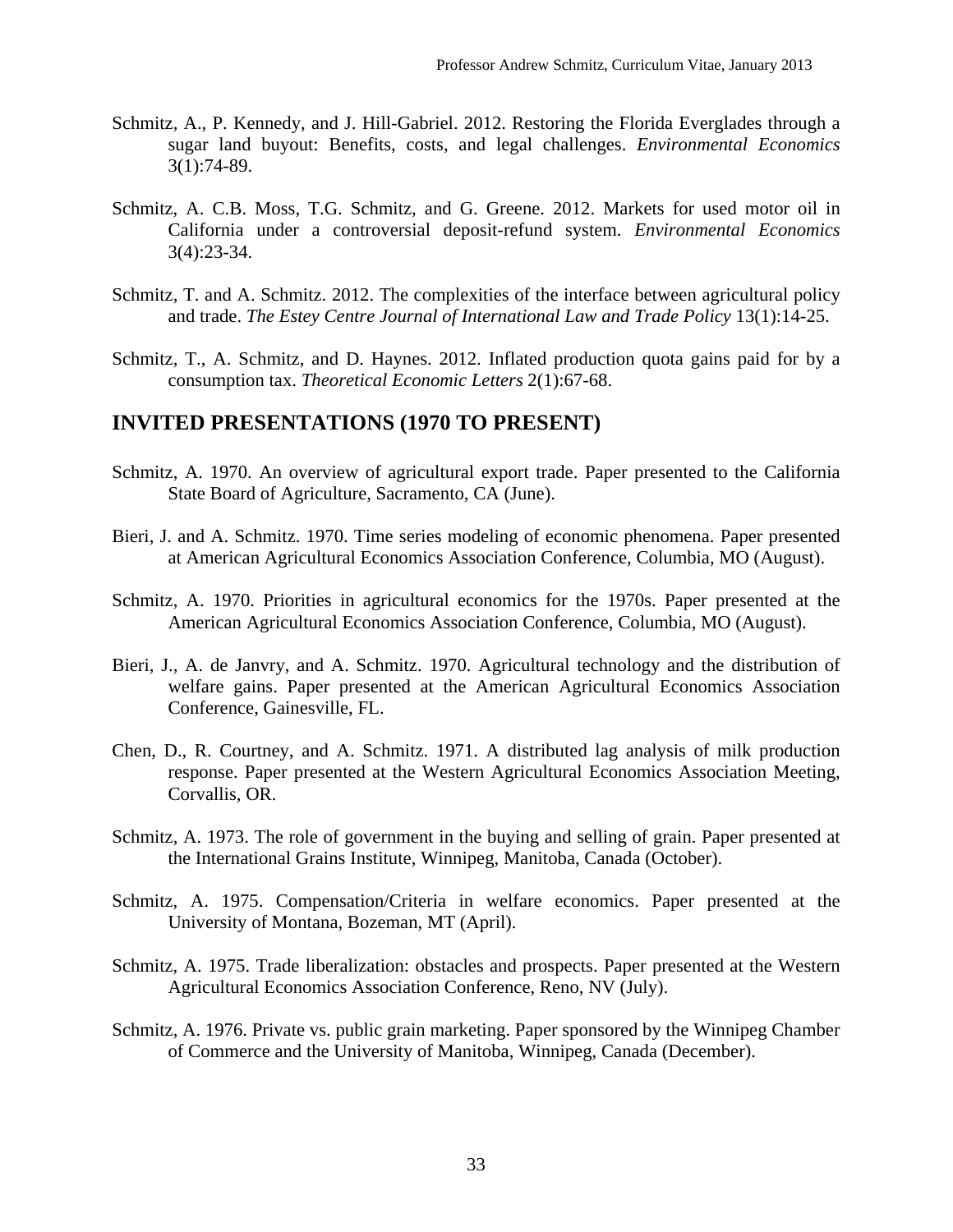Schmitz, A., P. Kennedy, and J. Hill-Gabriel. 2012. Restoring the Florida Everglades through a sugar land buyout: Benefits, costs, and legal challenges. *Environmental Economics* 3(1):74-89.

Schmitz, A. C.B. Moss, T.G. Schmitz, and G. Greene. 2012. Markets for used motor oil in California under a controversial deposit-refund system. *Environmental Economics* 3(4):23-34.

Schmitz, T. and A. Schmitz. 2012. The complexities of the interface between agricultural policy and trade. *The Estey Centre Journal of International Law and Trade Policy* 13(1):14-25.

Schmitz, T., A. Schmitz, and D. Haynes. 2012. Inflated production quota gains paid for by a consumption tax. *Theoretical Economic Letters* 2(1):67-68.

## INVITED PRESENTATIONS (1970 TO PRESENT)

Schmitz, A. 1970. An overview of agricultural export trade. Paper presented to the California State Board of Agriculture, Sacramento, CA (June).

Bieri, J. and A. Schmitz. 1970. Time series modeling of economic phenomena. Paper presented at American Agricultural Economics Association Conference, Columbia, MO (August).

Schmitz, A. 1970. Priorities in agricultural economics for the 1970s. Paper presented at the American Agricultural Economics Association Conference, Columbia, MO (August).

Bieri, J., A. de Janvry, and A. Schmitz. 1970. Agricultural technology and the distribution of welfare gains. Paper presented at the American Agricultural Economics Association Conference, Gainesville, FL.

Chen, D., R. Courtney, and A. Schmitz. 1971. A distributed lag analysis of milk production response. Paper presented at the Western Agricultural Economics Association Meeting, Corvallis, OR.

Schmitz, A. 1973. The role of government in the buying and selling of grain. Paper presented at the International Grains Institute, Winnipeg, Manitoba, Canada (October).

Schmitz, A. 1975. Compensation/Criteria in welfare economics. Paper presented at the University of Montana, Bozeman, MT (April).

Schmitz, A. 1975. Trade liberalization: obstacles and prospects. Paper presented at the Western Agricultural Economics Association Conference, Reno, NV (July).

Schmitz, A. 1976. Private vs. public grain marketing. Paper sponsored by the Winnipeg Chamber of Commerce and the University of Manitoba, Winnipeg, Canada (December).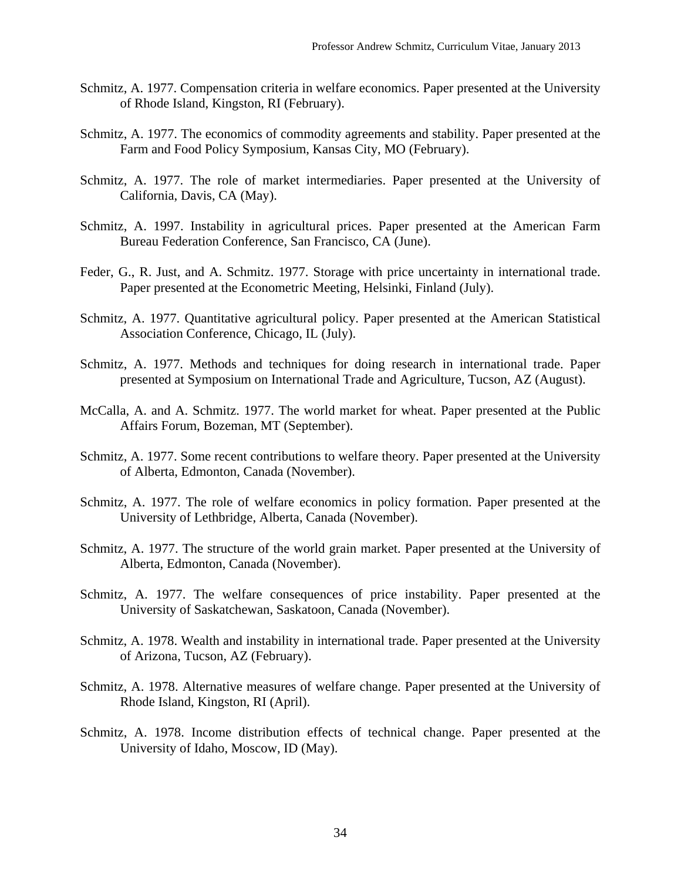Schmitz, A. 1977. Compensation criteria in welfare economics. Paper presented at the University of Rhode Island, Kingston, RI (February).

Schmitz, A. 1977. The economics of commodity agreements and stability. Paper presented at the Farm and Food Policy Symposium, Kansas City, MO (February).

Schmitz, A. 1977. The role of market intermediaries. Paper presented at the University of California, Davis, CA (May).

Schmitz, A. 1997. Instability in agricultural prices. Paper presented at the American Farm Bureau Federation Conference, San Francisco, CA (June).

Feder, G., R. Just, and A. Schmitz. 1977. Storage with price uncertainty in international trade. Paper presented at the Econometric Meeting, Helsinki, Finland (July).

Schmitz, A. 1977. Quantitative agricultural policy. Paper presented at the American Statistical Association Conference, Chicago, IL (July).

Schmitz, A. 1977. Methods and techniques for doing research in international trade. Paper presented at Symposium on International Trade and Agriculture, Tucson, AZ (August).

McCalla, A. and A. Schmitz. 1977. The world market for wheat. Paper presented at the Public Affairs Forum, Bozeman, MT (September).

Schmitz, A. 1977. Some recent contributions to welfare theory. Paper presented at the University of Alberta, Edmonton, Canada (November).

Schmitz, A. 1977. The role of welfare economics in policy formation. Paper presented at the University of Lethbridge, Alberta, Canada (November).

Schmitz, A. 1977. The structure of the world grain market. Paper presented at the University of Alberta, Edmonton, Canada (November).

Schmitz, A. 1977. The welfare consequences of price instability. Paper presented at the University of Saskatchewan, Saskatoon, Canada (November).

Schmitz, A. 1978. Wealth and instability in international trade. Paper presented at the University of Arizona, Tucson, AZ (February).

Schmitz, A. 1978. Alternative measures of welfare change. Paper presented at the University of Rhode Island, Kingston, RI (April).

Schmitz, A. 1978. Income distribution effects of technical change. Paper presented at the University of Idaho, Moscow, ID (May).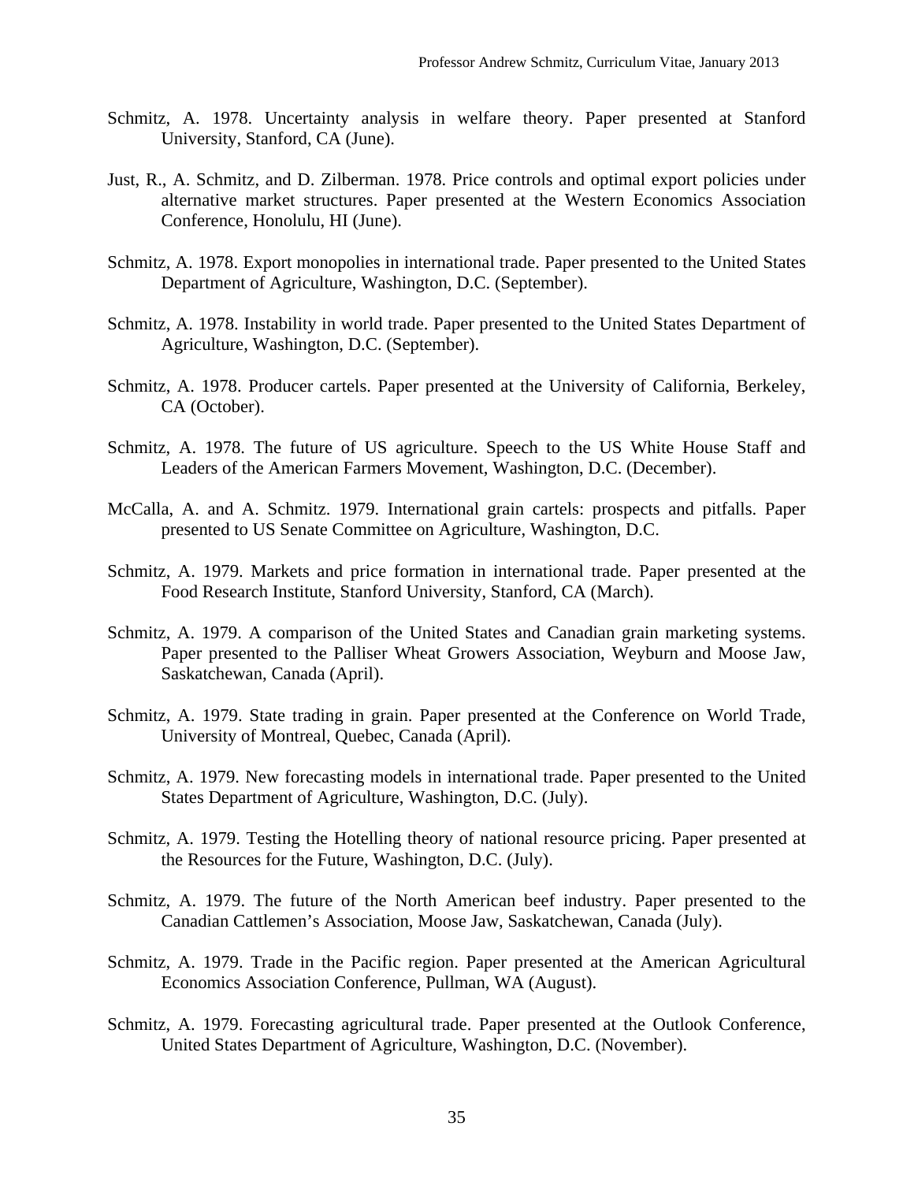Schmitz, A. 1978. Uncertainty analysis in welfare theory. Paper presented at Stanford University, Stanford, CA (June).

Just, R., A. Schmitz, and D. Zilberman. 1978. Price controls and optimal export policies under alternative market structures. Paper presented at the Western Economics Association Conference, Honolulu, HI (June).

Schmitz, A. 1978. Export monopolies in international trade. Paper presented to the United States Department of Agriculture, Washington, D.C. (September).

Schmitz, A. 1978. Instability in world trade. Paper presented to the United States Department of Agriculture, Washington, D.C. (September).

Schmitz, A. 1978. Producer cartels. Paper presented at the University of California, Berkeley, CA (October).

Schmitz, A. 1978. The future of US agriculture. Speech to the US White House Staff and Leaders of the American Farmers Movement, Washington, D.C. (December).

McCalla, A. and A. Schmitz. 1979. International grain cartels: prospects and pitfalls. Paper presented to US Senate Committee on Agriculture, Washington, D.C.

Schmitz, A. 1979. Markets and price formation in international trade. Paper presented at the Food Research Institute, Stanford University, Stanford, CA (March).

Schmitz, A. 1979. A comparison of the United States and Canadian grain marketing systems. Paper presented to the Palliser Wheat Growers Association, Weyburn and Moose Jaw, Saskatchewan, Canada (April).

Schmitz, A. 1979. State trading in grain. Paper presented at the Conference on World Trade, University of Montreal, Quebec, Canada (April).

Schmitz, A. 1979. New forecasting models in international trade. Paper presented to the United States Department of Agriculture, Washington, D.C. (July).

Schmitz, A. 1979. Testing the Hotelling theory of national resource pricing. Paper presented at the Resources for the Future, Washington, D.C. (July).

Schmitz, A. 1979. The future of the North American beef industry. Paper presented to the Canadian Cattlemen's Association, Moose Jaw, Saskatchewan, Canada (July).

Schmitz, A. 1979. Trade in the Pacific region. Paper presented at the American Agricultural Economics Association Conference, Pullman, WA (August).

Schmitz, A. 1979. Forecasting agricultural trade. Paper presented at the Outlook Conference, United States Department of Agriculture, Washington, D.C. (November).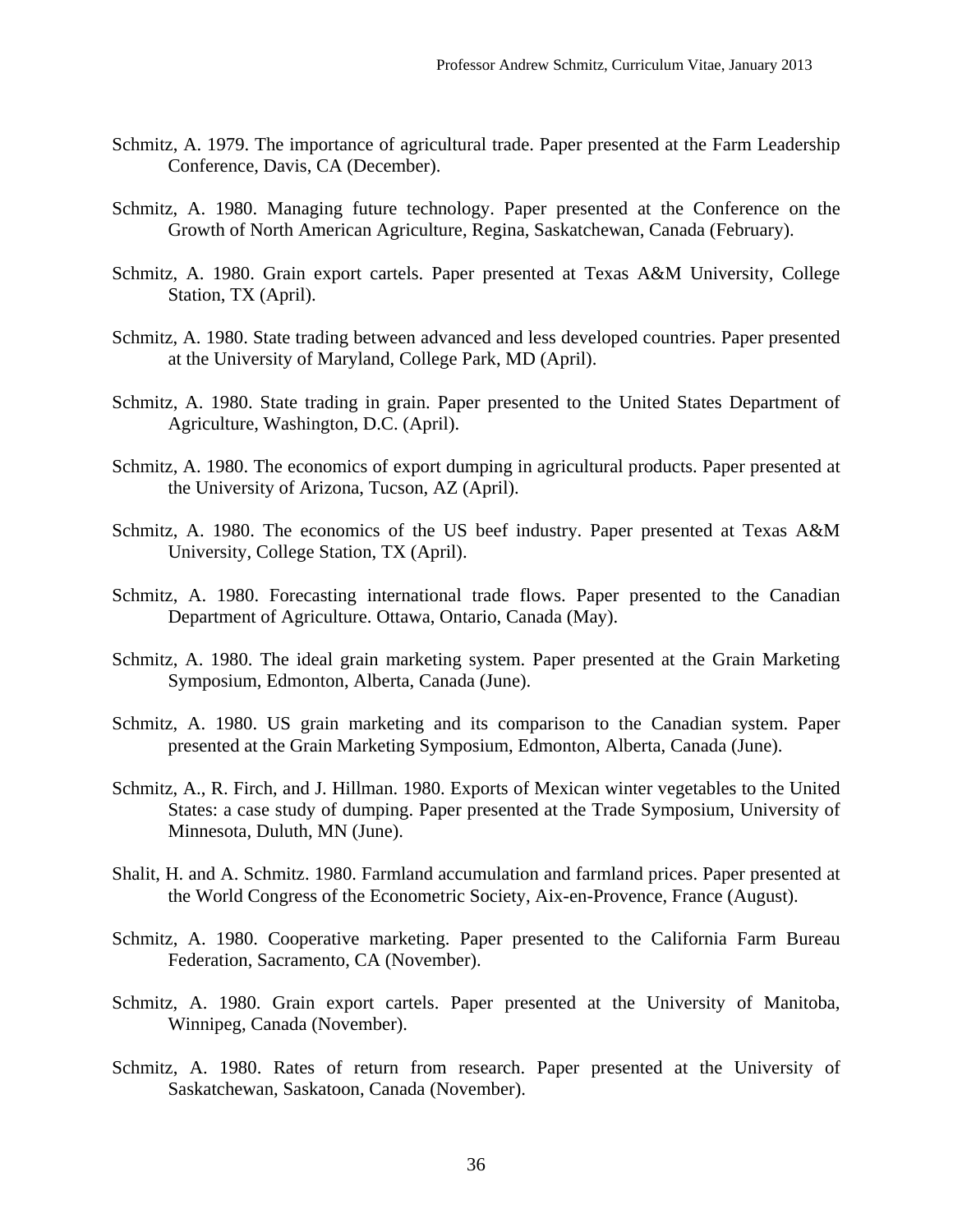Schmitz, A. 1979. The importance of agricultural trade. Paper presented at the Farm Leadership Conference, Davis, CA (December).

Schmitz, A. 1980. Managing future technology. Paper presented at the Conference on the Growth of North American Agriculture, Regina, Saskatchewan, Canada (February).

Schmitz, A. 1980. Grain export cartels. Paper presented at Texas A&M University, College Station, TX (April).

Schmitz, A. 1980. State trading between advanced and less developed countries. Paper presented at the University of Maryland, College Park, MD (April).

Schmitz, A. 1980. State trading in grain. Paper presented to the United States Department of Agriculture, Washington, D.C. (April).

Schmitz, A. 1980. The economics of export dumping in agricultural products. Paper presented at the University of Arizona, Tucson, AZ (April).

Schmitz, A. 1980. The economics of the US beef industry. Paper presented at Texas A&M University, College Station, TX (April).

Schmitz, A. 1980. Forecasting international trade flows. Paper presented to the Canadian Department of Agriculture. Ottawa, Ontario, Canada (May).

Schmitz, A. 1980. The ideal grain marketing system. Paper presented at the Grain Marketing Symposium, Edmonton, Alberta, Canada (June).

Schmitz, A. 1980. US grain marketing and its comparison to the Canadian system. Paper presented at the Grain Marketing Symposium, Edmonton, Alberta, Canada (June).

Schmitz, A., R. Firch, and J. Hillman. 1980. Exports of Mexican winter vegetables to the United States: a case study of dumping. Paper presented at the Trade Symposium, University of Minnesota, Duluth, MN (June).

Shalit, H. and A. Schmitz. 1980. Farmland accumulation and farmland prices. Paper presented at the World Congress of the Econometric Society, Aix-en-Provence, France (August).

Schmitz, A. 1980. Cooperative marketing. Paper presented to the California Farm Bureau Federation, Sacramento, CA (November).

Schmitz, A. 1980. Grain export cartels. Paper presented at the University of Manitoba, Winnipeg, Canada (November).

Schmitz, A. 1980. Rates of return from research. Paper presented at the University of Saskatchewan, Saskatoon, Canada (November).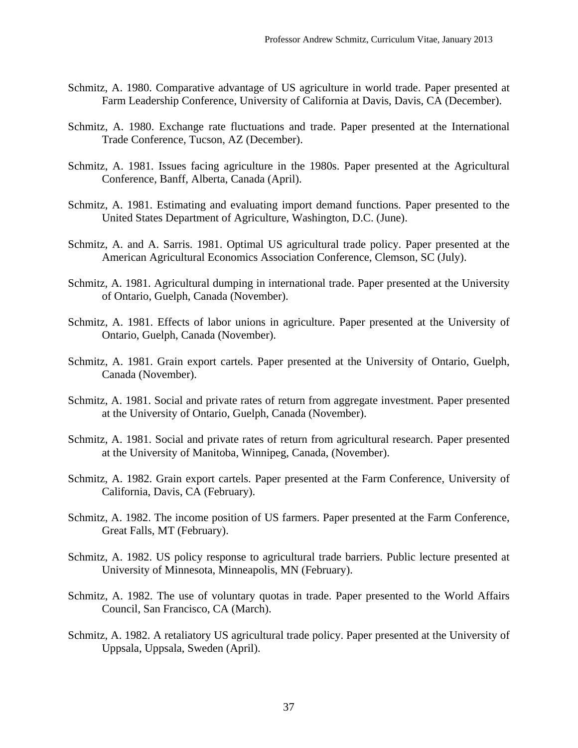Schmitz, A. 1980. Comparative advantage of US agriculture in world trade. Paper presented at Farm Leadership Conference, University of California at Davis, Davis, CA (December).

Schmitz, A. 1980. Exchange rate fluctuations and trade. Paper presented at the International Trade Conference, Tucson, AZ (December).

Schmitz, A. 1981. Issues facing agriculture in the 1980s. Paper presented at the Agricultural Conference, Banff, Alberta, Canada (April).

Schmitz, A. 1981. Estimating and evaluating import demand functions. Paper presented to the United States Department of Agriculture, Washington, D.C. (June).

Schmitz, A. and A. Sarris. 1981. Optimal US agricultural trade policy. Paper presented at the American Agricultural Economics Association Conference, Clemson, SC (July).

Schmitz, A. 1981. Agricultural dumping in international trade. Paper presented at the University of Ontario, Guelph, Canada (November).

Schmitz, A. 1981. Effects of labor unions in agriculture. Paper presented at the University of Ontario, Guelph, Canada (November).

Schmitz, A. 1981. Grain export cartels. Paper presented at the University of Ontario, Guelph, Canada (November).

Schmitz, A. 1981. Social and private rates of return from aggregate investment. Paper presented at the University of Ontario, Guelph, Canada (November).

Schmitz, A. 1981. Social and private rates of return from agricultural research. Paper presented at the University of Manitoba, Winnipeg, Canada, (November).

Schmitz, A. 1982. Grain export cartels. Paper presented at the Farm Conference, University of California, Davis, CA (February).

Schmitz, A. 1982. The income position of US farmers. Paper presented at the Farm Conference, Great Falls, MT (February).

Schmitz, A. 1982. US policy response to agricultural trade barriers. Public lecture presented at University of Minnesota, Minneapolis, MN (February).

Schmitz, A. 1982. The use of voluntary quotas in trade. Paper presented to the World Affairs Council, San Francisco, CA (March).

Schmitz, A. 1982. A retaliatory US agricultural trade policy. Paper presented at the University of Uppsala, Uppsala, Sweden (April).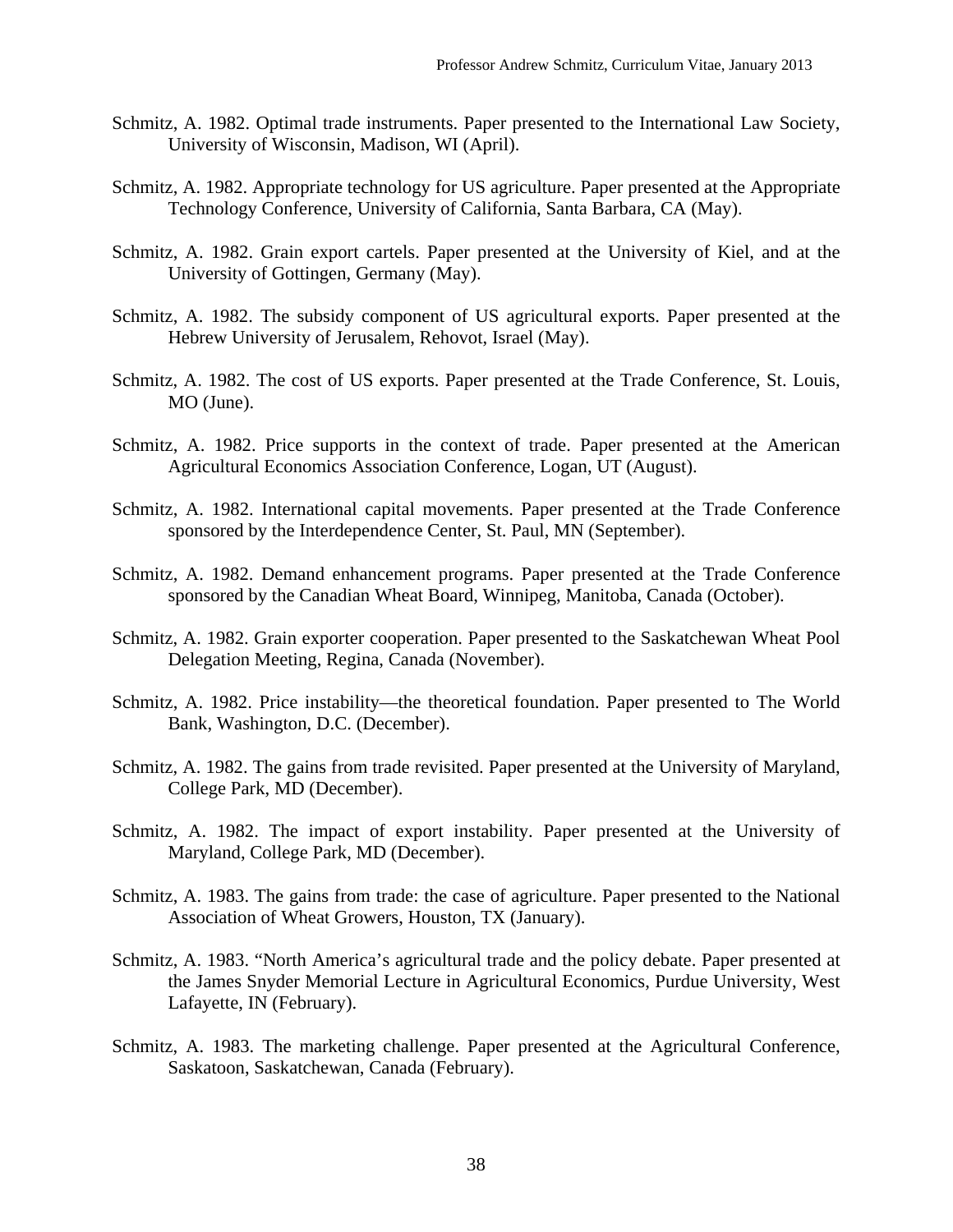Schmitz, A. 1982. Optimal trade instruments. Paper presented to the International Law Society, University of Wisconsin, Madison, WI (April).

Schmitz, A. 1982. Appropriate technology for US agriculture. Paper presented at the Appropriate Technology Conference, University of California, Santa Barbara, CA (May).

Schmitz, A. 1982. Grain export cartels. Paper presented at the University of Kiel, and at the University of Gottingen, Germany (May).

Schmitz, A. 1982. The subsidy component of US agricultural exports. Paper presented at the Hebrew University of Jerusalem, Rehovot, Israel (May).

Schmitz, A. 1982. The cost of US exports. Paper presented at the Trade Conference, St. Louis, MO (June).

Schmitz, A. 1982. Price supports in the context of trade. Paper presented at the American Agricultural Economics Association Conference, Logan, UT (August).

Schmitz, A. 1982. International capital movements. Paper presented at the Trade Conference sponsored by the Interdependence Center, St. Paul, MN (September).

Schmitz, A. 1982. Demand enhancement programs. Paper presented at the Trade Conference sponsored by the Canadian Wheat Board, Winnipeg, Manitoba, Canada (October).

Schmitz, A. 1982. Grain exporter cooperation. Paper presented to the Saskatchewan Wheat Pool Delegation Meeting, Regina, Canada (November).

Schmitz, A. 1982. Price instability—the theoretical foundation. Paper presented to The World Bank, Washington, D.C. (December).

Schmitz, A. 1982. The gains from trade revisited. Paper presented at the University of Maryland, College Park, MD (December).

Schmitz, A. 1982. The impact of export instability. Paper presented at the University of Maryland, College Park, MD (December).

Schmitz, A. 1983. The gains from trade: the case of agriculture. Paper presented to the National Association of Wheat Growers, Houston, TX (January).

Schmitz, A. 1983. "North America's agricultural trade and the policy debate. Paper presented at the James Snyder Memorial Lecture in Agricultural Economics, Purdue University, West Lafayette, IN (February).

Schmitz, A. 1983. The marketing challenge. Paper presented at the Agricultural Conference, Saskatoon, Saskatchewan, Canada (February).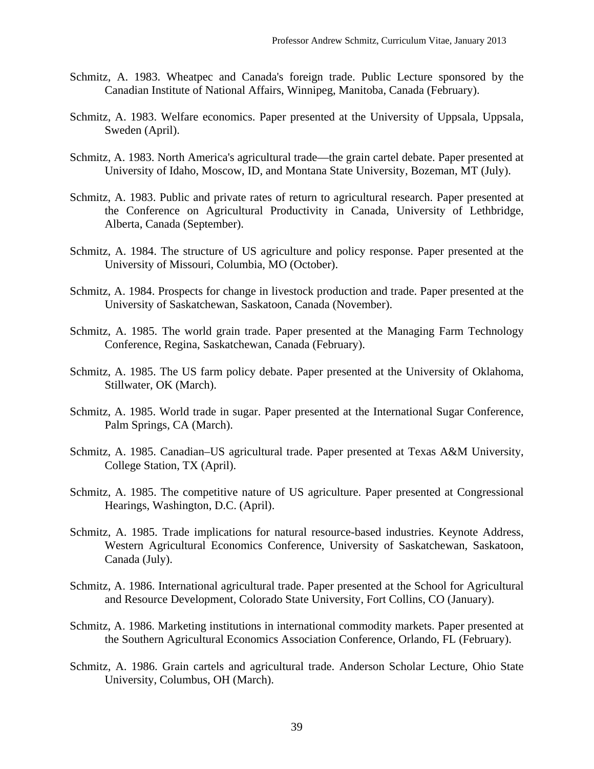Schmitz, A. 1983. Wheatpec and Canada's foreign trade. Public Lecture sponsored by the Canadian Institute of National Affairs, Winnipeg, Manitoba, Canada (February).

Schmitz, A. 1983. Welfare economics. Paper presented at the University of Uppsala, Uppsala, Sweden (April).

Schmitz, A. 1983. North America's agricultural trade—the grain cartel debate. Paper presented at University of Idaho, Moscow, ID, and Montana State University, Bozeman, MT (July).

Schmitz, A. 1983. Public and private rates of return to agricultural research. Paper presented at the Conference on Agricultural Productivity in Canada, University of Lethbridge, Alberta, Canada (September).

Schmitz, A. 1984. The structure of US agriculture and policy response. Paper presented at the University of Missouri, Columbia, MO (October).

Schmitz, A. 1984. Prospects for change in livestock production and trade. Paper presented at the University of Saskatchewan, Saskatoon, Canada (November).

Schmitz, A. 1985. The world grain trade. Paper presented at the Managing Farm Technology Conference, Regina, Saskatchewan, Canada (February).

Schmitz, A. 1985. The US farm policy debate. Paper presented at the University of Oklahoma, Stillwater, OK (March).

Schmitz, A. 1985. World trade in sugar. Paper presented at the International Sugar Conference, Palm Springs, CA (March).

Schmitz, A. 1985. Canadian–US agricultural trade. Paper presented at Texas A&M University, College Station, TX (April).

Schmitz, A. 1985. The competitive nature of US agriculture. Paper presented at Congressional Hearings, Washington, D.C. (April).

Schmitz, A. 1985. Trade implications for natural resource-based industries. Keynote Address, Western Agricultural Economics Conference, University of Saskatchewan, Saskatoon, Canada (July).

Schmitz, A. 1986. International agricultural trade. Paper presented at the School for Agricultural and Resource Development, Colorado State University, Fort Collins, CO (January).

Schmitz, A. 1986. Marketing institutions in international commodity markets. Paper presented at the Southern Agricultural Economics Association Conference, Orlando, FL (February).

Schmitz, A. 1986. Grain cartels and agricultural trade. Anderson Scholar Lecture, Ohio State University, Columbus, OH (March).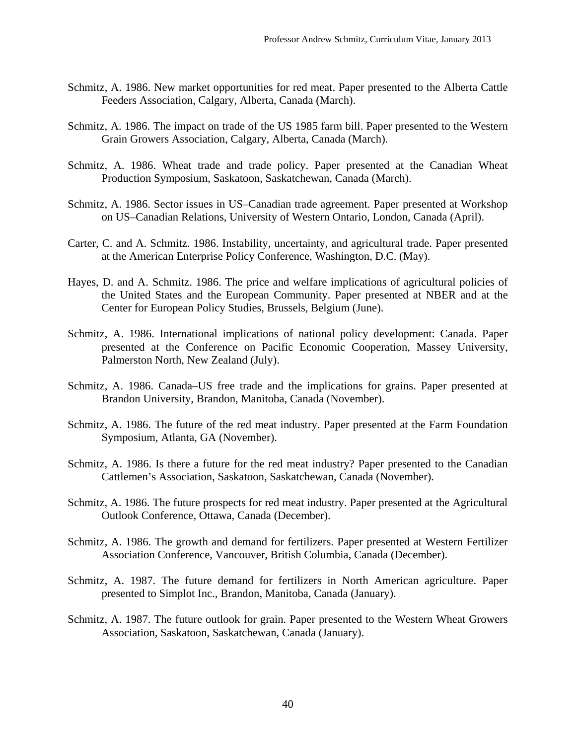Schmitz, A. 1986. New market opportunities for red meat. Paper presented to the Alberta Cattle Feeders Association, Calgary, Alberta, Canada (March).

Schmitz, A. 1986. The impact on trade of the US 1985 farm bill. Paper presented to the Western Grain Growers Association, Calgary, Alberta, Canada (March).

Schmitz, A. 1986. Wheat trade and trade policy. Paper presented at the Canadian Wheat Production Symposium, Saskatoon, Saskatchewan, Canada (March).

Schmitz, A. 1986. Sector issues in US–Canadian trade agreement. Paper presented at Workshop on US–Canadian Relations, University of Western Ontario, London, Canada (April).

Carter, C. and A. Schmitz. 1986. Instability, uncertainty, and agricultural trade. Paper presented at the American Enterprise Policy Conference, Washington, D.C. (May).

Hayes, D. and A. Schmitz. 1986. The price and welfare implications of agricultural policies of the United States and the European Community. Paper presented at NBER and at the Center for European Policy Studies, Brussels, Belgium (June).

Schmitz, A. 1986. International implications of national policy development: Canada. Paper presented at the Conference on Pacific Economic Cooperation, Massey University, Palmerston North, New Zealand (July).

Schmitz, A. 1986. Canada–US free trade and the implications for grains. Paper presented at Brandon University, Brandon, Manitoba, Canada (November).

Schmitz, A. 1986. The future of the red meat industry. Paper presented at the Farm Foundation Symposium, Atlanta, GA (November).

Schmitz, A. 1986. Is there a future for the red meat industry? Paper presented to the Canadian Cattlemen's Association, Saskatoon, Saskatchewan, Canada (November).

Schmitz, A. 1986. The future prospects for red meat industry. Paper presented at the Agricultural Outlook Conference, Ottawa, Canada (December).

Schmitz, A. 1986. The growth and demand for fertilizers. Paper presented at Western Fertilizer Association Conference, Vancouver, British Columbia, Canada (December).

Schmitz, A. 1987. The future demand for fertilizers in North American agriculture. Paper presented to Simplot Inc., Brandon, Manitoba, Canada (January).

Schmitz, A. 1987. The future outlook for grain. Paper presented to the Western Wheat Growers Association, Saskatoon, Saskatchewan, Canada (January).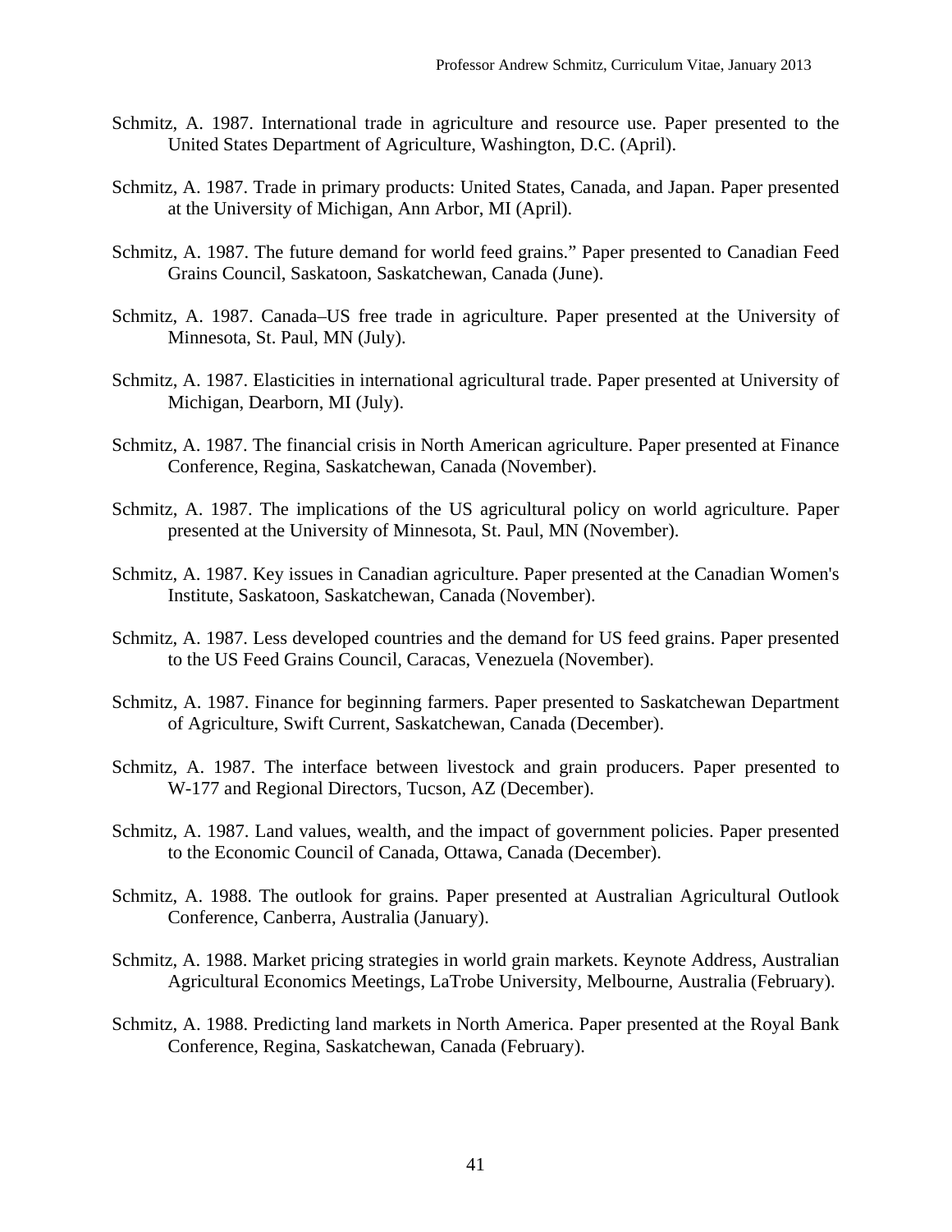Schmitz, A. 1987. International trade in agriculture and resource use. Paper presented to the United States Department of Agriculture, Washington, D.C. (April).

Schmitz, A. 1987. Trade in primary products: United States, Canada, and Japan. Paper presented at the University of Michigan, Ann Arbor, MI (April).

Schmitz, A. 1987. The future demand for world feed grains." Paper presented to Canadian Feed Grains Council, Saskatoon, Saskatchewan, Canada (June).

Schmitz, A. 1987. Canada–US free trade in agriculture. Paper presented at the University of Minnesota, St. Paul, MN (July).

Schmitz, A. 1987. Elasticities in international agricultural trade. Paper presented at University of Michigan, Dearborn, MI (July).

Schmitz, A. 1987. The financial crisis in North American agriculture. Paper presented at Finance Conference, Regina, Saskatchewan, Canada (November).

Schmitz, A. 1987. The implications of the US agricultural policy on world agriculture. Paper presented at the University of Minnesota, St. Paul, MN (November).

Schmitz, A. 1987. Key issues in Canadian agriculture. Paper presented at the Canadian Women's Institute, Saskatoon, Saskatchewan, Canada (November).

Schmitz, A. 1987. Less developed countries and the demand for US feed grains. Paper presented to the US Feed Grains Council, Caracas, Venezuela (November).

Schmitz, A. 1987. Finance for beginning farmers. Paper presented to Saskatchewan Department of Agriculture, Swift Current, Saskatchewan, Canada (December).

Schmitz, A. 1987. The interface between livestock and grain producers. Paper presented to W-177 and Regional Directors, Tucson, AZ (December).

Schmitz, A. 1987. Land values, wealth, and the impact of government policies. Paper presented to the Economic Council of Canada, Ottawa, Canada (December).

Schmitz, A. 1988. The outlook for grains. Paper presented at Australian Agricultural Outlook Conference, Canberra, Australia (January).

Schmitz, A. 1988. Market pricing strategies in world grain markets. Keynote Address, Australian Agricultural Economics Meetings, LaTrobe University, Melbourne, Australia (February).

Schmitz, A. 1988. Predicting land markets in North America. Paper presented at the Royal Bank Conference, Regina, Saskatchewan, Canada (February).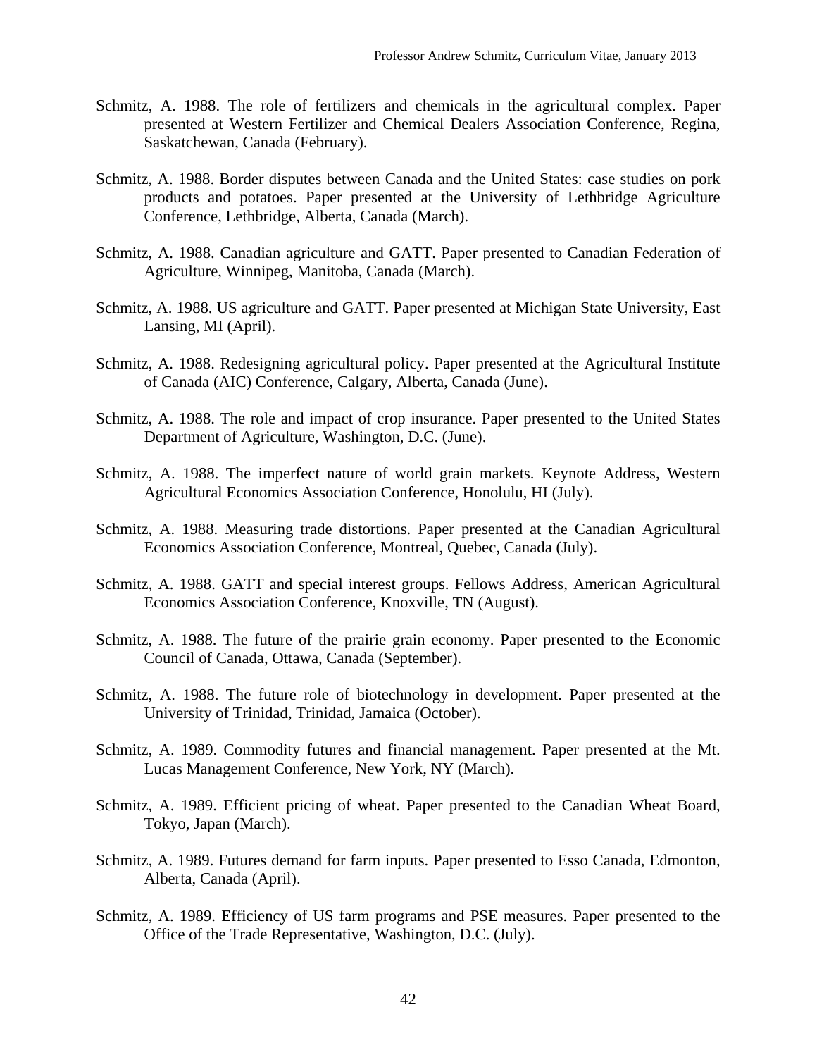Schmitz, A. 1988. The role of fertilizers and chemicals in the agricultural complex. Paper presented at Western Fertilizer and Chemical Dealers Association Conference, Regina, Saskatchewan, Canada (February).

Schmitz, A. 1988. Border disputes between Canada and the United States: case studies on pork products and potatoes. Paper presented at the University of Lethbridge Agriculture Conference, Lethbridge, Alberta, Canada (March).

Schmitz, A. 1988. Canadian agriculture and GATT. Paper presented to Canadian Federation of Agriculture, Winnipeg, Manitoba, Canada (March).

Schmitz, A. 1988. US agriculture and GATT. Paper presented at Michigan State University, East Lansing, MI (April).

Schmitz, A. 1988. Redesigning agricultural policy. Paper presented at the Agricultural Institute of Canada (AIC) Conference, Calgary, Alberta, Canada (June).

Schmitz, A. 1988. The role and impact of crop insurance. Paper presented to the United States Department of Agriculture, Washington, D.C. (June).

Schmitz, A. 1988. The imperfect nature of world grain markets. Keynote Address, Western Agricultural Economics Association Conference, Honolulu, HI (July).

Schmitz, A. 1988. Measuring trade distortions. Paper presented at the Canadian Agricultural Economics Association Conference, Montreal, Quebec, Canada (July).

Schmitz, A. 1988. GATT and special interest groups. Fellows Address, American Agricultural Economics Association Conference, Knoxville, TN (August).

Schmitz, A. 1988. The future of the prairie grain economy. Paper presented to the Economic Council of Canada, Ottawa, Canada (September).

Schmitz, A. 1988. The future role of biotechnology in development. Paper presented at the University of Trinidad, Trinidad, Jamaica (October).

Schmitz, A. 1989. Commodity futures and financial management. Paper presented at the Mt. Lucas Management Conference, New York, NY (March).

Schmitz, A. 1989. Efficient pricing of wheat. Paper presented to the Canadian Wheat Board, Tokyo, Japan (March).

Schmitz, A. 1989. Futures demand for farm inputs. Paper presented to Esso Canada, Edmonton, Alberta, Canada (April).

Schmitz, A. 1989. Efficiency of US farm programs and PSE measures. Paper presented to the Office of the Trade Representative, Washington, D.C. (July).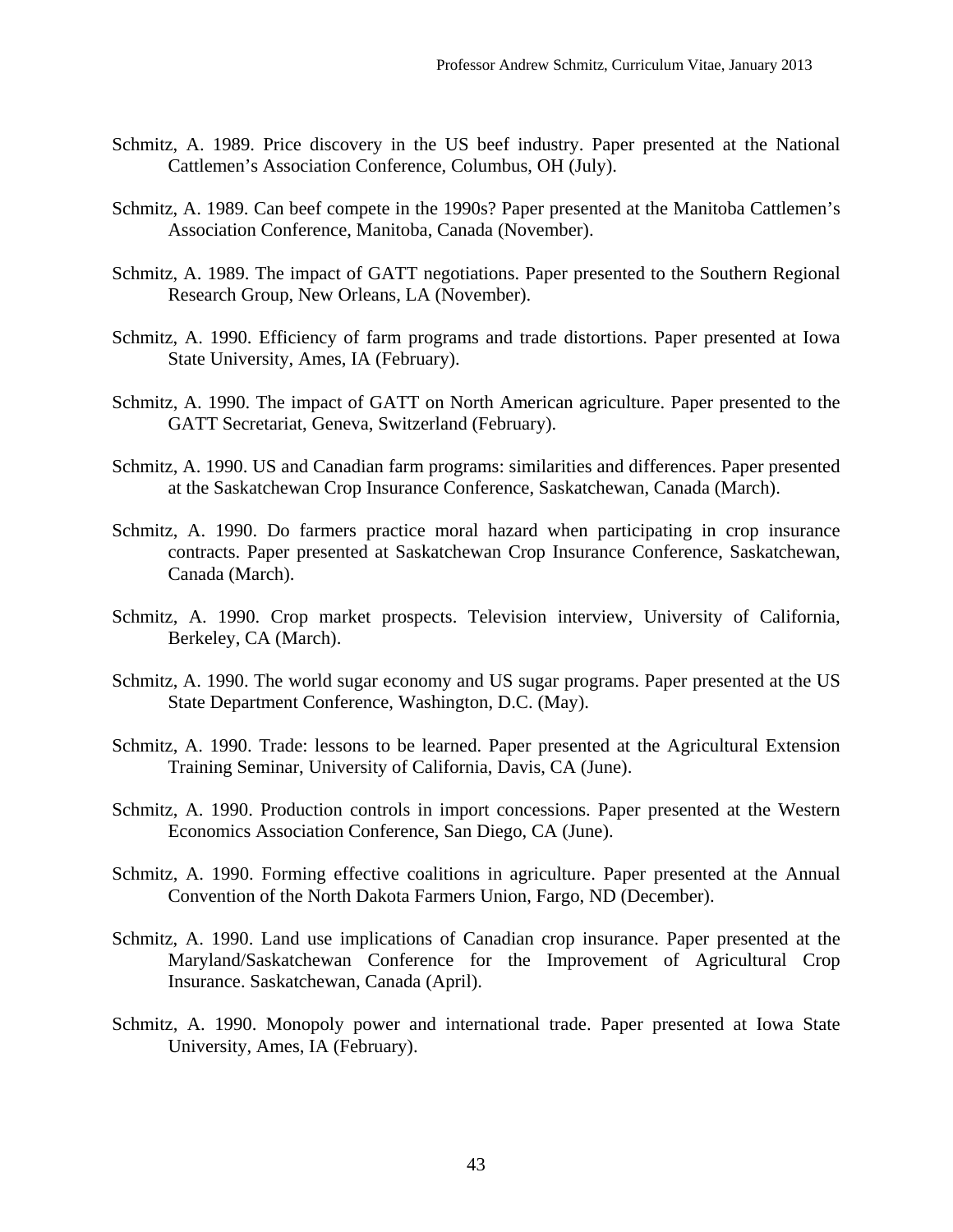Schmitz, A. 1989. Price discovery in the US beef industry. Paper presented at the National Cattlemen's Association Conference, Columbus, OH (July).

Schmitz, A. 1989. Can beef compete in the 1990s? Paper presented at the Manitoba Cattlemen's Association Conference, Manitoba, Canada (November).

Schmitz, A. 1989. The impact of GATT negotiations. Paper presented to the Southern Regional Research Group, New Orleans, LA (November).

Schmitz, A. 1990. Efficiency of farm programs and trade distortions. Paper presented at Iowa State University, Ames, IA (February).

Schmitz, A. 1990. The impact of GATT on North American agriculture. Paper presented to the GATT Secretariat, Geneva, Switzerland (February).

Schmitz, A. 1990. US and Canadian farm programs: similarities and differences. Paper presented at the Saskatchewan Crop Insurance Conference, Saskatchewan, Canada (March).

Schmitz, A. 1990. Do farmers practice moral hazard when participating in crop insurance contracts. Paper presented at Saskatchewan Crop Insurance Conference, Saskatchewan, Canada (March).

Schmitz, A. 1990. Crop market prospects. Television interview, University of California, Berkeley, CA (March).

Schmitz, A. 1990. The world sugar economy and US sugar programs. Paper presented at the US State Department Conference, Washington, D.C. (May).

Schmitz, A. 1990. Trade: lessons to be learned. Paper presented at the Agricultural Extension Training Seminar, University of California, Davis, CA (June).

Schmitz, A. 1990. Production controls in import concessions. Paper presented at the Western Economics Association Conference, San Diego, CA (June).

Schmitz, A. 1990. Forming effective coalitions in agriculture. Paper presented at the Annual Convention of the North Dakota Farmers Union, Fargo, ND (December).

Schmitz, A. 1990. Land use implications of Canadian crop insurance. Paper presented at the Maryland/Saskatchewan Conference for the Improvement of Agricultural Crop Insurance. Saskatchewan, Canada (April).

Schmitz, A. 1990. Monopoly power and international trade. Paper presented at Iowa State University, Ames, IA (February).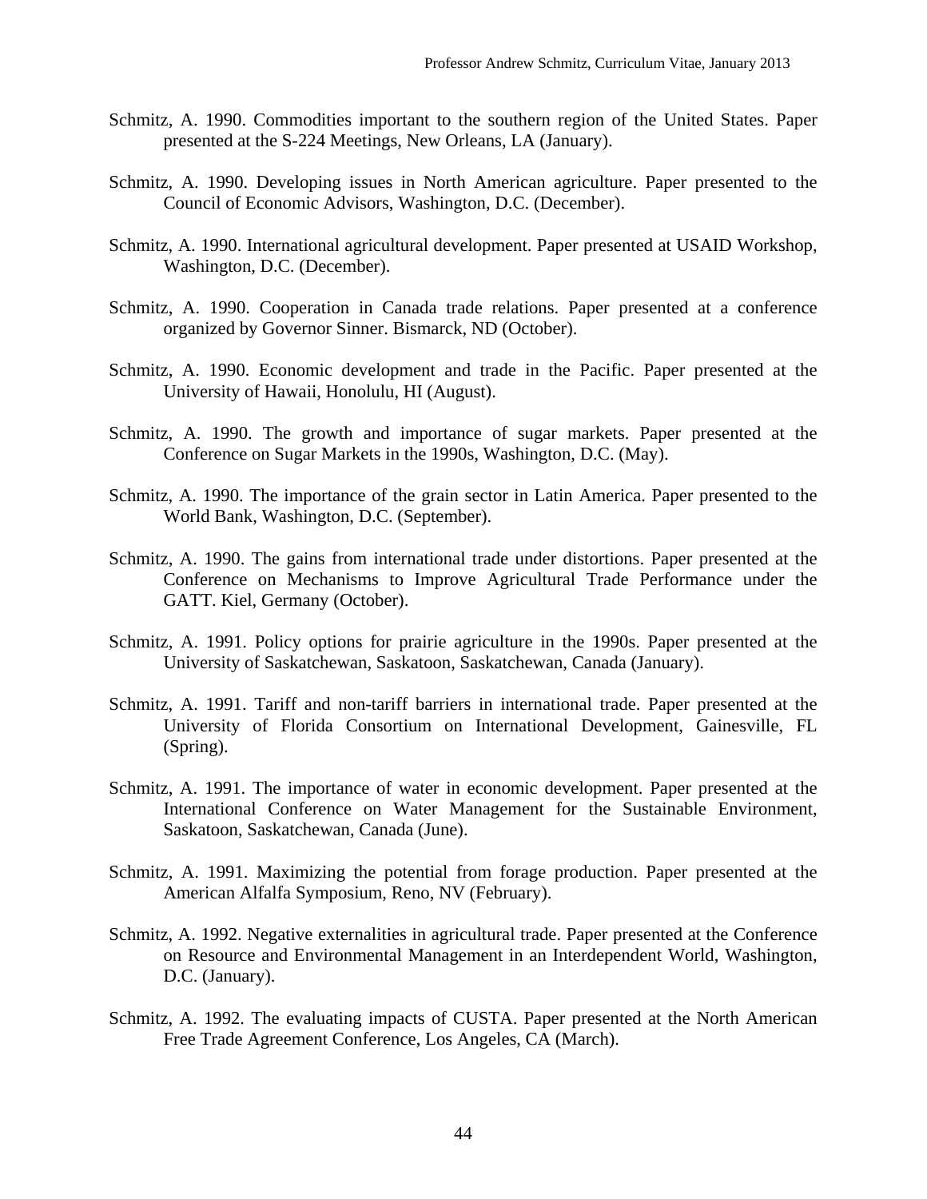Schmitz, A. 1990. Commodities important to the southern region of the United States. Paper presented at the S-224 Meetings, New Orleans, LA (January).

Schmitz, A. 1990. Developing issues in North American agriculture. Paper presented to the Council of Economic Advisors, Washington, D.C. (December).

Schmitz, A. 1990. International agricultural development. Paper presented at USAID Workshop, Washington, D.C. (December).

Schmitz, A. 1990. Cooperation in Canada trade relations. Paper presented at a conference organized by Governor Sinner. Bismarck, ND (October).

Schmitz, A. 1990. Economic development and trade in the Pacific. Paper presented at the University of Hawaii, Honolulu, HI (August).

Schmitz, A. 1990. The growth and importance of sugar markets. Paper presented at the Conference on Sugar Markets in the 1990s, Washington, D.C. (May).

Schmitz, A. 1990. The importance of the grain sector in Latin America. Paper presented to the World Bank, Washington, D.C. (September).

Schmitz, A. 1990. The gains from international trade under distortions. Paper presented at the Conference on Mechanisms to Improve Agricultural Trade Performance under the GATT. Kiel, Germany (October).

Schmitz, A. 1991. Policy options for prairie agriculture in the 1990s. Paper presented at the University of Saskatchewan, Saskatoon, Saskatchewan, Canada (January).

Schmitz, A. 1991. Tariff and non-tariff barriers in international trade. Paper presented at the University of Florida Consortium on International Development, Gainesville, FL (Spring).

Schmitz, A. 1991. The importance of water in economic development. Paper presented at the International Conference on Water Management for the Sustainable Environment, Saskatoon, Saskatchewan, Canada (June).

Schmitz, A. 1991. Maximizing the potential from forage production. Paper presented at the American Alfalfa Symposium, Reno, NV (February).

Schmitz, A. 1992. Negative externalities in agricultural trade. Paper presented at the Conference on Resource and Environmental Management in an Interdependent World, Washington, D.C. (January).

Schmitz, A. 1992. The evaluating impacts of CUSTA. Paper presented at the North American Free Trade Agreement Conference, Los Angeles, CA (March).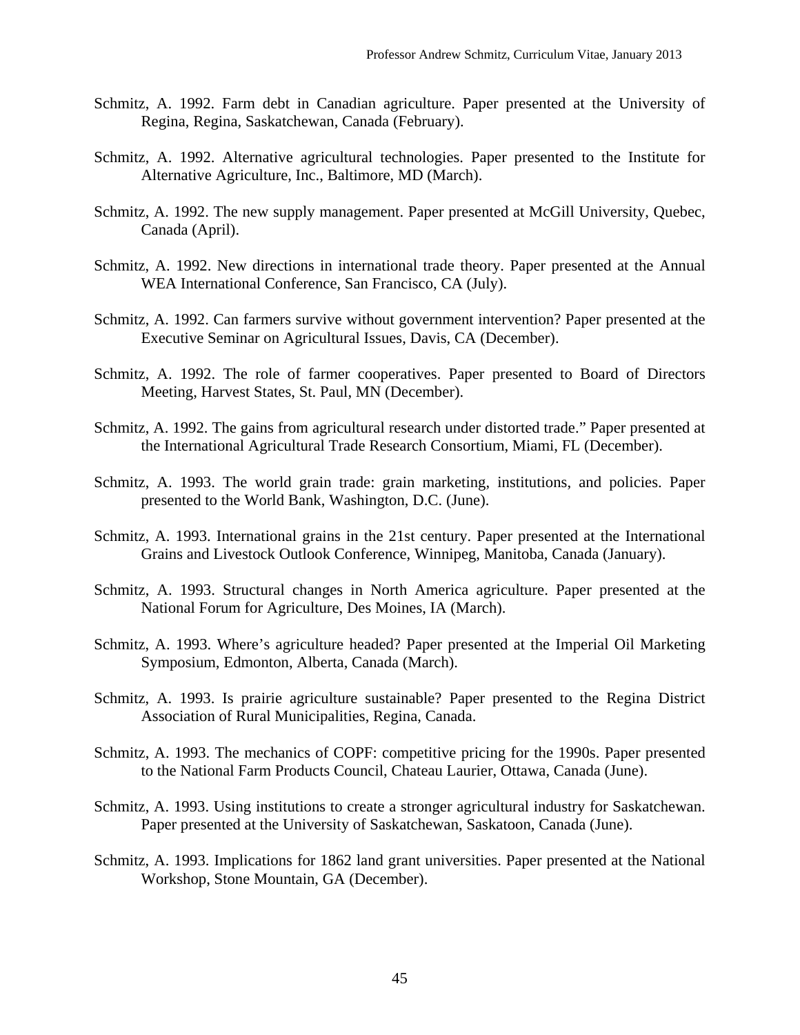Schmitz, A. 1992. Farm debt in Canadian agriculture. Paper presented at the University of Regina, Regina, Saskatchewan, Canada (February).

Schmitz, A. 1992. Alternative agricultural technologies. Paper presented to the Institute for Alternative Agriculture, Inc., Baltimore, MD (March).

Schmitz, A. 1992. The new supply management. Paper presented at McGill University, Quebec, Canada (April).

Schmitz, A. 1992. New directions in international trade theory. Paper presented at the Annual WEA International Conference, San Francisco, CA (July).

Schmitz, A. 1992. Can farmers survive without government intervention? Paper presented at the Executive Seminar on Agricultural Issues, Davis, CA (December).

Schmitz, A. 1992. The role of farmer cooperatives. Paper presented to Board of Directors Meeting, Harvest States, St. Paul, MN (December).

Schmitz, A. 1992. The gains from agricultural research under distorted trade." Paper presented at the International Agricultural Trade Research Consortium, Miami, FL (December).

Schmitz, A. 1993. The world grain trade: grain marketing, institutions, and policies. Paper presented to the World Bank, Washington, D.C. (June).

Schmitz, A. 1993. International grains in the 21st century. Paper presented at the International Grains and Livestock Outlook Conference, Winnipeg, Manitoba, Canada (January).

Schmitz, A. 1993. Structural changes in North America agriculture. Paper presented at the National Forum for Agriculture, Des Moines, IA (March).

Schmitz, A. 1993. Where's agriculture headed? Paper presented at the Imperial Oil Marketing Symposium, Edmonton, Alberta, Canada (March).

Schmitz, A. 1993. Is prairie agriculture sustainable? Paper presented to the Regina District Association of Rural Municipalities, Regina, Canada.

Schmitz, A. 1993. The mechanics of COPF: competitive pricing for the 1990s. Paper presented to the National Farm Products Council, Chateau Laurier, Ottawa, Canada (June).

Schmitz, A. 1993. Using institutions to create a stronger agricultural industry for Saskatchewan. Paper presented at the University of Saskatchewan, Saskatoon, Canada (June).

Schmitz, A. 1993. Implications for 1862 land grant universities. Paper presented at the National Workshop, Stone Mountain, GA (December).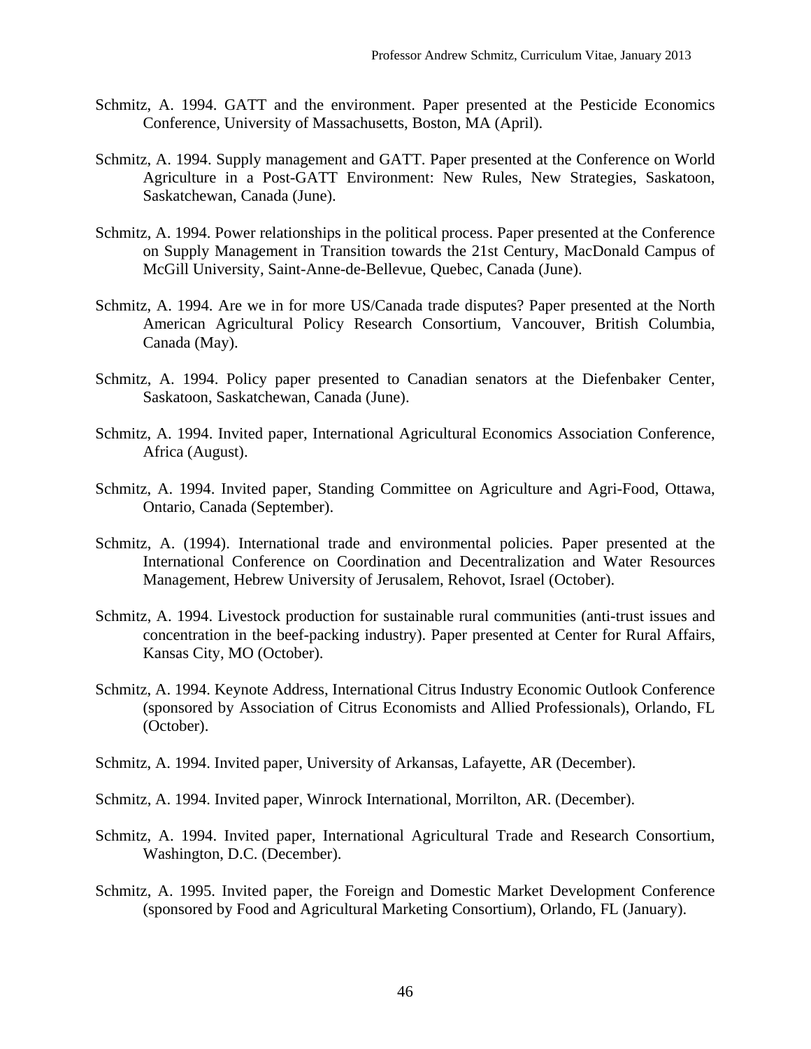Schmitz, A. 1994. GATT and the environment. Paper presented at the Pesticide Economics Conference, University of Massachusetts, Boston, MA (April).

Schmitz, A. 1994. Supply management and GATT. Paper presented at the Conference on World Agriculture in a Post-GATT Environment: New Rules, New Strategies, Saskatoon, Saskatchewan, Canada (June).

Schmitz, A. 1994. Power relationships in the political process. Paper presented at the Conference on Supply Management in Transition towards the 21st Century, MacDonald Campus of McGill University, Saint-Anne-de-Bellevue, Quebec, Canada (June).

Schmitz, A. 1994. Are we in for more US/Canada trade disputes? Paper presented at the North American Agricultural Policy Research Consortium, Vancouver, British Columbia, Canada (May).

Schmitz, A. 1994. Policy paper presented to Canadian senators at the Diefenbaker Center, Saskatoon, Saskatchewan, Canada (June).

Schmitz, A. 1994. Invited paper, International Agricultural Economics Association Conference, Africa (August).

Schmitz, A. 1994. Invited paper, Standing Committee on Agriculture and Agri-Food, Ottawa, Ontario, Canada (September).

Schmitz, A. (1994). International trade and environmental policies. Paper presented at the International Conference on Coordination and Decentralization and Water Resources Management, Hebrew University of Jerusalem, Rehovot, Israel (October).

Schmitz, A. 1994. Livestock production for sustainable rural communities (anti-trust issues and concentration in the beef-packing industry). Paper presented at Center for Rural Affairs, Kansas City, MO (October).

Schmitz, A. 1994. Keynote Address, International Citrus Industry Economic Outlook Conference (sponsored by Association of Citrus Economists and Allied Professionals), Orlando, FL (October).

Schmitz, A. 1994. Invited paper, University of Arkansas, Lafayette, AR (December).

Schmitz, A. 1994. Invited paper, Winrock International, Morrilton, AR. (December).

Schmitz, A. 1994. Invited paper, International Agricultural Trade and Research Consortium, Washington, D.C. (December).

Schmitz, A. 1995. Invited paper, the Foreign and Domestic Market Development Conference (sponsored by Food and Agricultural Marketing Consortium), Orlando, FL (January).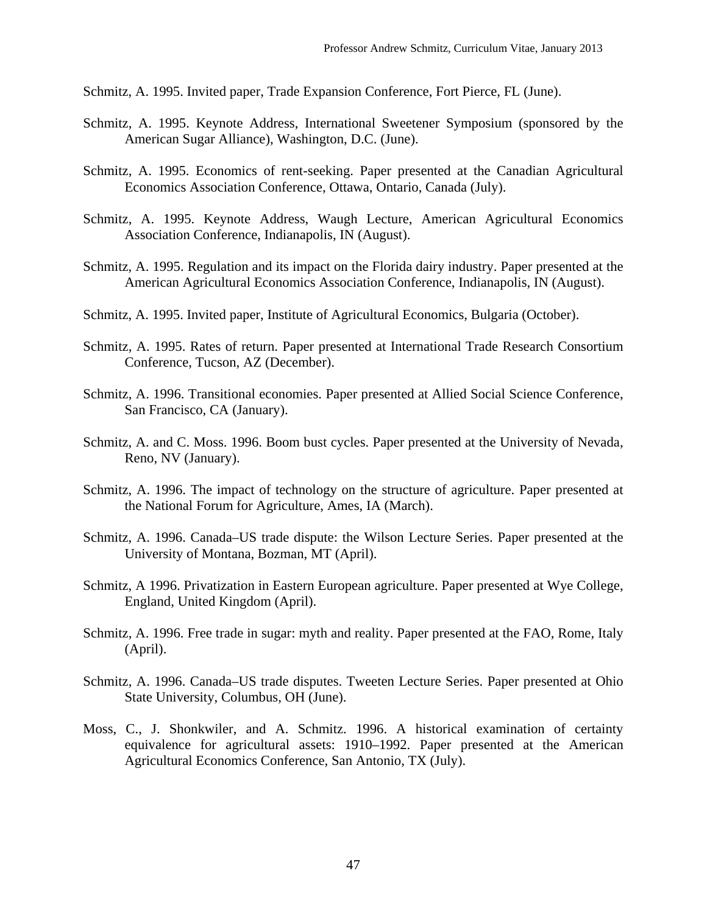Schmitz, A. 1995. Invited paper, Trade Expansion Conference, Fort Pierce, FL (June).

Schmitz, A. 1995. Keynote Address, International Sweetener Symposium (sponsored by the American Sugar Alliance), Washington, D.C. (June).

Schmitz, A. 1995. Economics of rent-seeking. Paper presented at the Canadian Agricultural Economics Association Conference, Ottawa, Ontario, Canada (July).

Schmitz, A. 1995. Keynote Address, Waugh Lecture, American Agricultural Economics Association Conference, Indianapolis, IN (August).

Schmitz, A. 1995. Regulation and its impact on the Florida dairy industry. Paper presented at the American Agricultural Economics Association Conference, Indianapolis, IN (August).

Schmitz, A. 1995. Invited paper, Institute of Agricultural Economics, Bulgaria (October).

Schmitz, A. 1995. Rates of return. Paper presented at International Trade Research Consortium Conference, Tucson, AZ (December).

Schmitz, A. 1996. Transitional economies. Paper presented at Allied Social Science Conference, San Francisco, CA (January).

Schmitz, A. and C. Moss. 1996. Boom bust cycles. Paper presented at the University of Nevada, Reno, NV (January).

Schmitz, A. 1996. The impact of technology on the structure of agriculture. Paper presented at the National Forum for Agriculture, Ames, IA (March).

Schmitz, A. 1996. Canada–US trade dispute: the Wilson Lecture Series. Paper presented at the University of Montana, Bozman, MT (April).

Schmitz, A 1996. Privatization in Eastern European agriculture. Paper presented at Wye College, England, United Kingdom (April).

Schmitz, A. 1996. Free trade in sugar: myth and reality. Paper presented at the FAO, Rome, Italy (April).

Schmitz, A. 1996. Canada–US trade disputes. Tweeten Lecture Series. Paper presented at Ohio State University, Columbus, OH (June).

Moss, C., J. Shonkwiler, and A. Schmitz. 1996. A historical examination of certainty equivalence for agricultural assets: 1910–1992. Paper presented at the American Agricultural Economics Conference, San Antonio, TX (July).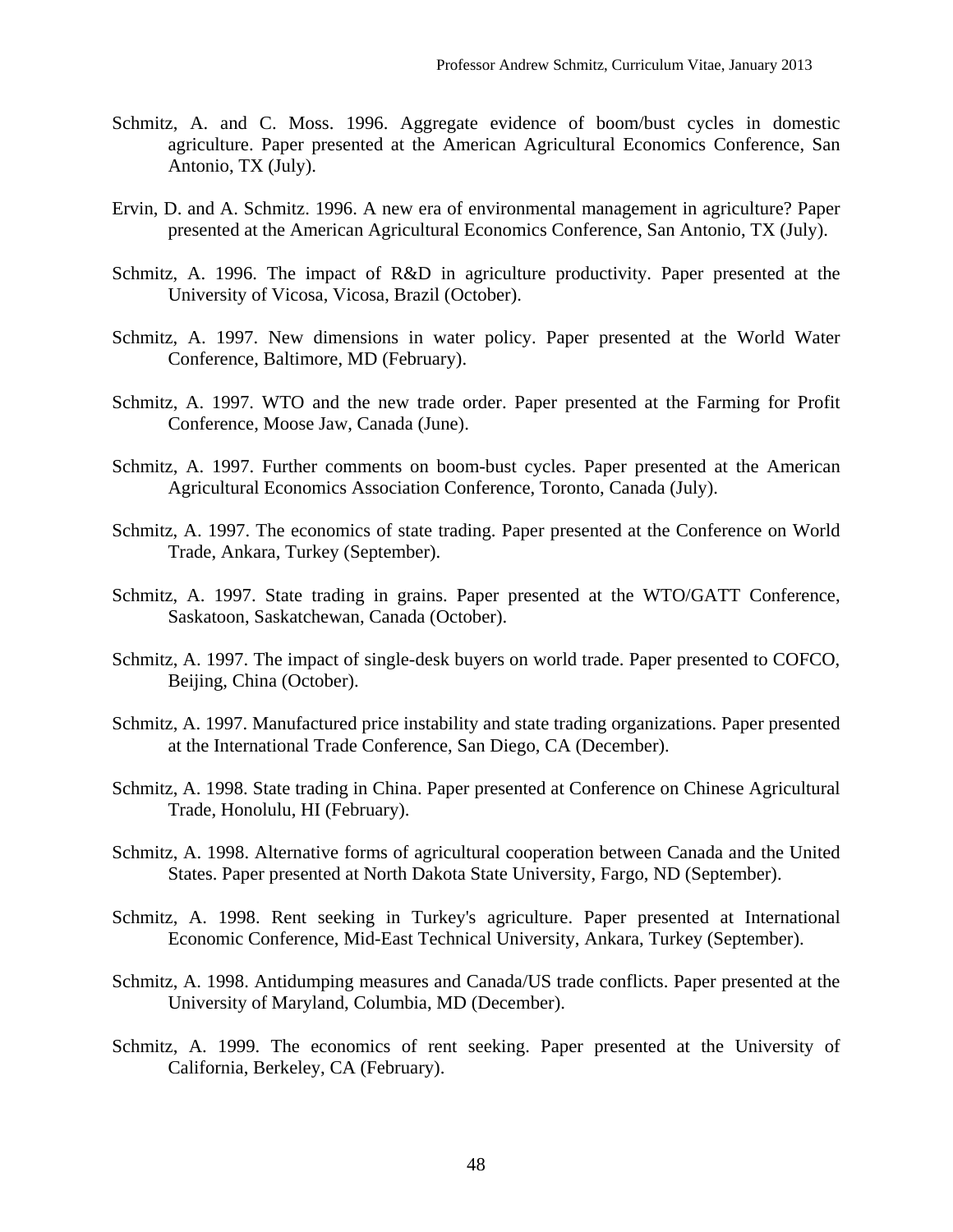Schmitz, A. and C. Moss. 1996. Aggregate evidence of boom/bust cycles in domestic agriculture. Paper presented at the American Agricultural Economics Conference, San Antonio, TX (July).

Ervin, D. and A. Schmitz. 1996. A new era of environmental management in agriculture? Paper presented at the American Agricultural Economics Conference, San Antonio, TX (July).

Schmitz, A. 1996. The impact of R&D in agriculture productivity. Paper presented at the University of Vicosa, Vicosa, Brazil (October).

Schmitz, A. 1997. New dimensions in water policy. Paper presented at the World Water Conference, Baltimore, MD (February).

Schmitz, A. 1997. WTO and the new trade order. Paper presented at the Farming for Profit Conference, Moose Jaw, Canada (June).

Schmitz, A. 1997. Further comments on boom-bust cycles. Paper presented at the American Agricultural Economics Association Conference, Toronto, Canada (July).

Schmitz, A. 1997. The economics of state trading. Paper presented at the Conference on World Trade, Ankara, Turkey (September).

Schmitz, A. 1997. State trading in grains. Paper presented at the WTO/GATT Conference, Saskatoon, Saskatchewan, Canada (October).

Schmitz, A. 1997. The impact of single-desk buyers on world trade. Paper presented to COFCO, Beijing, China (October).

Schmitz, A. 1997. Manufactured price instability and state trading organizations. Paper presented at the International Trade Conference, San Diego, CA (December).

Schmitz, A. 1998. State trading in China. Paper presented at Conference on Chinese Agricultural Trade, Honolulu, HI (February).

Schmitz, A. 1998. Alternative forms of agricultural cooperation between Canada and the United States. Paper presented at North Dakota State University, Fargo, ND (September).

Schmitz, A. 1998. Rent seeking in Turkey's agriculture. Paper presented at International Economic Conference, Mid-East Technical University, Ankara, Turkey (September).

Schmitz, A. 1998. Antidumping measures and Canada/US trade conflicts. Paper presented at the University of Maryland, Columbia, MD (December).

Schmitz, A. 1999. The economics of rent seeking. Paper presented at the University of California, Berkeley, CA (February).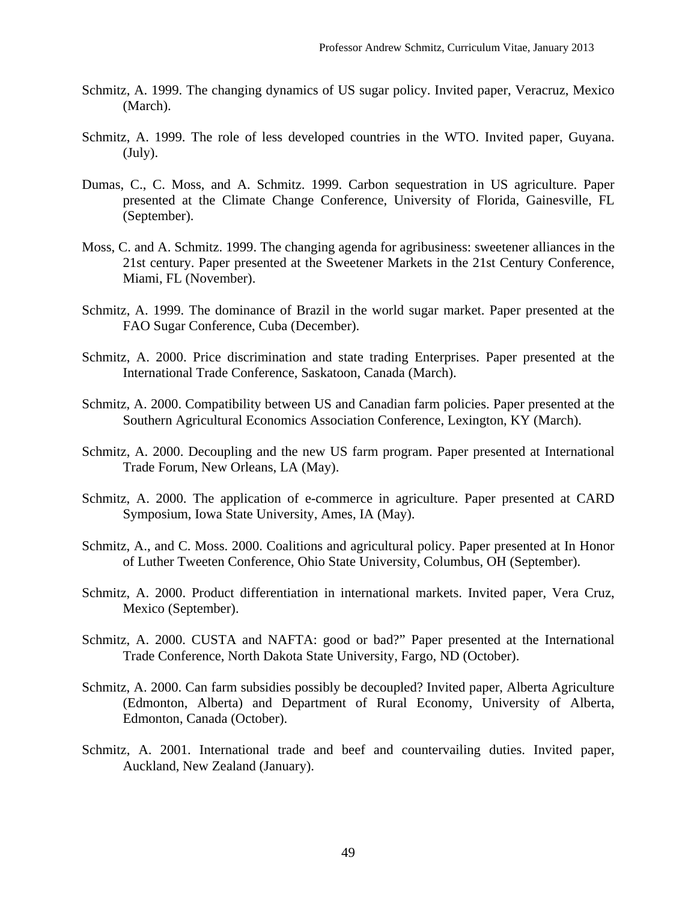Schmitz, A. 1999. The changing dynamics of US sugar policy. Invited paper, Veracruz, Mexico (March).

Schmitz, A. 1999. The role of less developed countries in the WTO. Invited paper, Guyana. (July).

Dumas, C., C. Moss, and A. Schmitz. 1999. Carbon sequestration in US agriculture. Paper presented at the Climate Change Conference, University of Florida, Gainesville, FL (September).

Moss, C. and A. Schmitz. 1999. The changing agenda for agribusiness: sweetener alliances in the 21st century. Paper presented at the Sweetener Markets in the 21st Century Conference, Miami, FL (November).

Schmitz, A. 1999. The dominance of Brazil in the world sugar market. Paper presented at the FAO Sugar Conference, Cuba (December).

Schmitz, A. 2000. Price discrimination and state trading Enterprises. Paper presented at the International Trade Conference, Saskatoon, Canada (March).

Schmitz, A. 2000. Compatibility between US and Canadian farm policies. Paper presented at the Southern Agricultural Economics Association Conference, Lexington, KY (March).

Schmitz, A. 2000. Decoupling and the new US farm program. Paper presented at International Trade Forum, New Orleans, LA (May).

Schmitz, A. 2000. The application of e-commerce in agriculture. Paper presented at CARD Symposium, Iowa State University, Ames, IA (May).

Schmitz, A., and C. Moss. 2000. Coalitions and agricultural policy. Paper presented at In Honor of Luther Tweeten Conference, Ohio State University, Columbus, OH (September).

Schmitz, A. 2000. Product differentiation in international markets. Invited paper, Vera Cruz, Mexico (September).

Schmitz, A. 2000. CUSTA and NAFTA: good or bad?" Paper presented at the International Trade Conference, North Dakota State University, Fargo, ND (October).

Schmitz, A. 2000. Can farm subsidies possibly be decoupled? Invited paper, Alberta Agriculture (Edmonton, Alberta) and Department of Rural Economy, University of Alberta, Edmonton, Canada (October).

Schmitz, A. 2001. International trade and beef and countervailing duties. Invited paper, Auckland, New Zealand (January).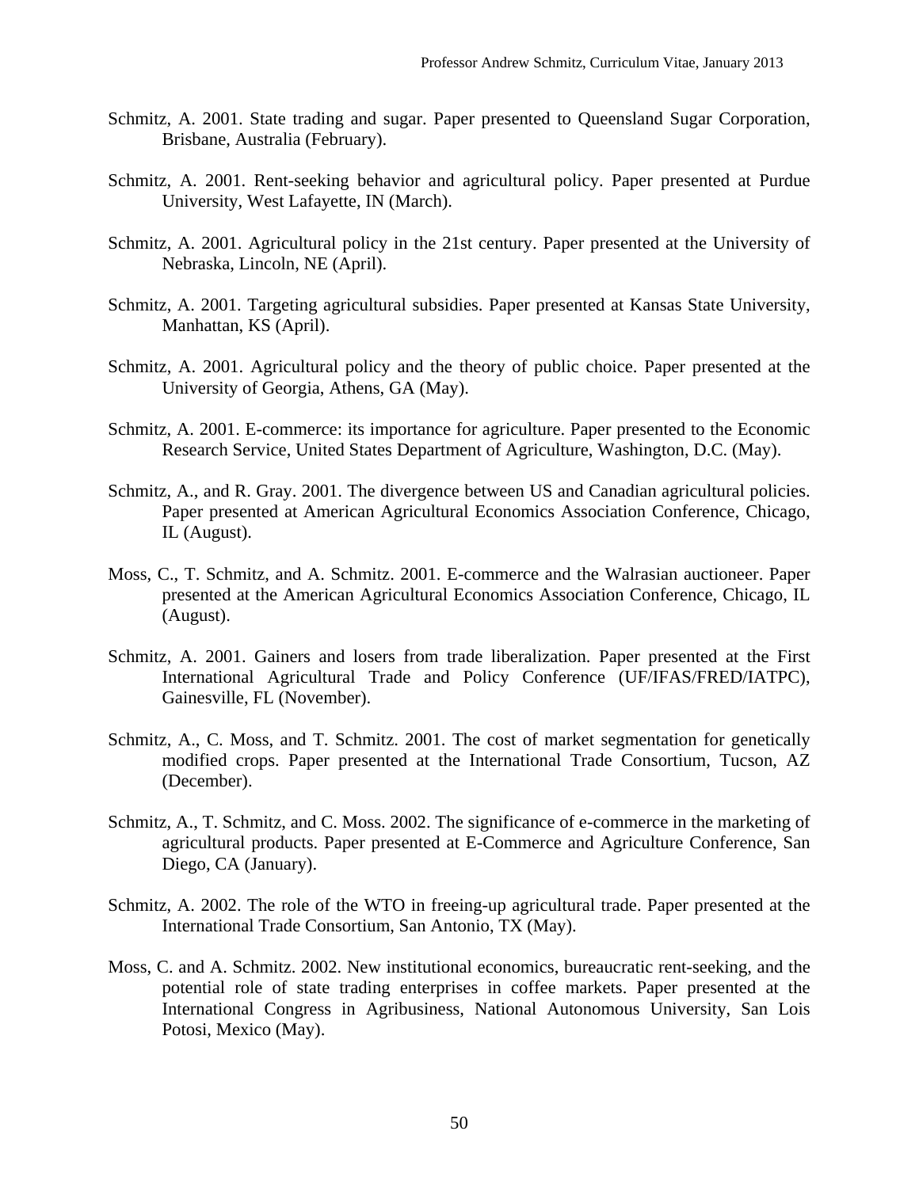Schmitz, A. 2001. State trading and sugar. Paper presented to Queensland Sugar Corporation, Brisbane, Australia (February).

Schmitz, A. 2001. Rent-seeking behavior and agricultural policy. Paper presented at Purdue University, West Lafayette, IN (March).

Schmitz, A. 2001. Agricultural policy in the 21st century. Paper presented at the University of Nebraska, Lincoln, NE (April).

Schmitz, A. 2001. Targeting agricultural subsidies. Paper presented at Kansas State University, Manhattan, KS (April).

Schmitz, A. 2001. Agricultural policy and the theory of public choice. Paper presented at the University of Georgia, Athens, GA (May).

Schmitz, A. 2001. E-commerce: its importance for agriculture. Paper presented to the Economic Research Service, United States Department of Agriculture, Washington, D.C. (May).

Schmitz, A., and R. Gray. 2001. The divergence between US and Canadian agricultural policies. Paper presented at American Agricultural Economics Association Conference, Chicago, IL (August).

Moss, C., T. Schmitz, and A. Schmitz. 2001. E-commerce and the Walrasian auctioneer. Paper presented at the American Agricultural Economics Association Conference, Chicago, IL (August).

Schmitz, A. 2001. Gainers and losers from trade liberalization. Paper presented at the First International Agricultural Trade and Policy Conference (UF/IFAS/FRED/IATPC), Gainesville, FL (November).

Schmitz, A., C. Moss, and T. Schmitz. 2001. The cost of market segmentation for genetically modified crops. Paper presented at the International Trade Consortium, Tucson, AZ (December).

Schmitz, A., T. Schmitz, and C. Moss. 2002. The significance of e-commerce in the marketing of agricultural products. Paper presented at E-Commerce and Agriculture Conference, San Diego, CA (January).

Schmitz, A. 2002. The role of the WTO in freeing-up agricultural trade. Paper presented at the International Trade Consortium, San Antonio, TX (May).

Moss, C. and A. Schmitz. 2002. New institutional economics, bureaucratic rent-seeking, and the potential role of state trading enterprises in coffee markets. Paper presented at the International Congress in Agribusiness, National Autonomous University, San Lois Potosi, Mexico (May).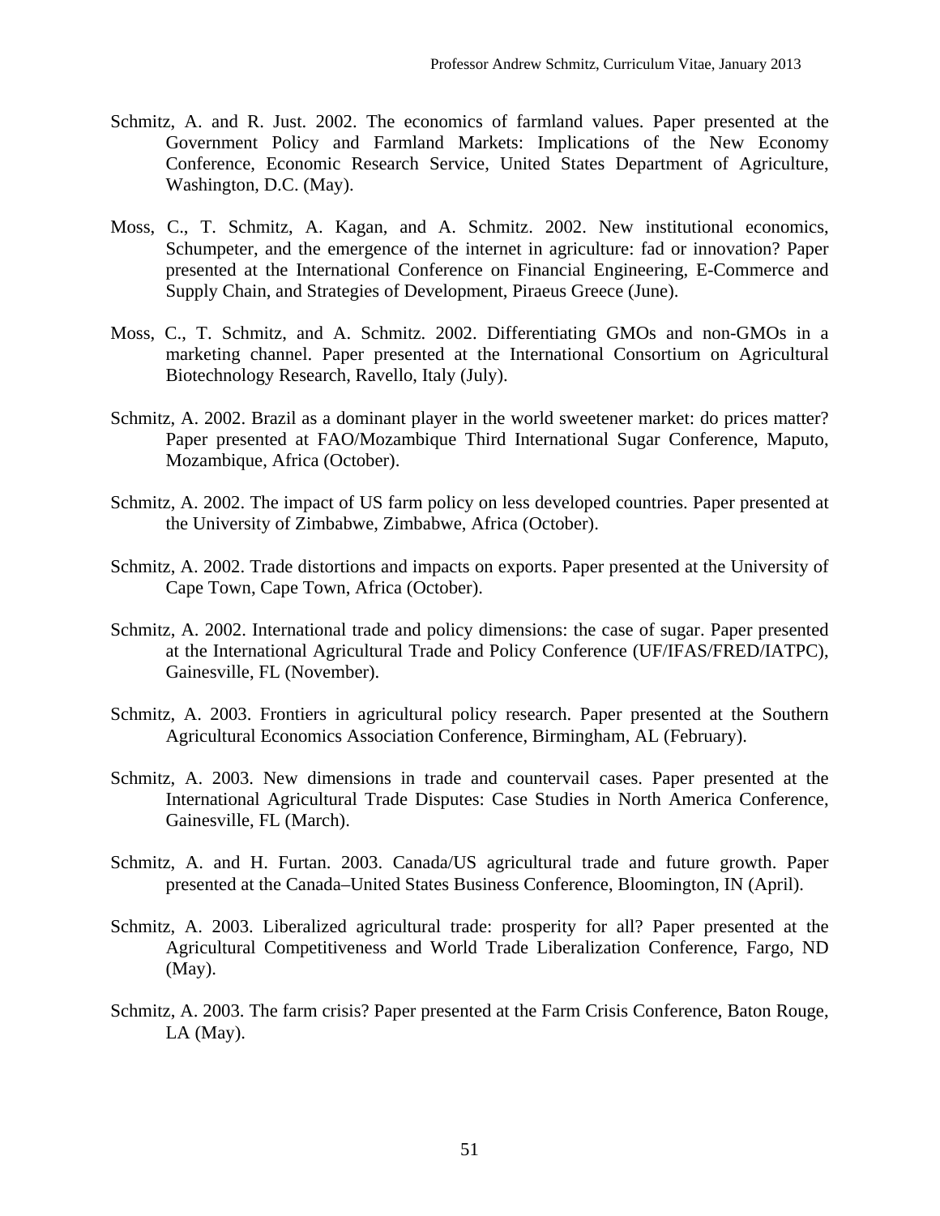Schmitz, A. and R. Just. 2002. The economics of farmland values. Paper presented at the Government Policy and Farmland Markets: Implications of the New Economy Conference, Economic Research Service, United States Department of Agriculture, Washington, D.C. (May).

Moss, C., T. Schmitz, A. Kagan, and A. Schmitz. 2002. New institutional economics, Schumpeter, and the emergence of the internet in agriculture: fad or innovation? Paper presented at the International Conference on Financial Engineering, E-Commerce and Supply Chain, and Strategies of Development, Piraeus Greece (June).

Moss, C., T. Schmitz, and A. Schmitz. 2002. Differentiating GMOs and non-GMOs in a marketing channel. Paper presented at the International Consortium on Agricultural Biotechnology Research, Ravello, Italy (July).

Schmitz, A. 2002. Brazil as a dominant player in the world sweetener market: do prices matter? Paper presented at FAO/Mozambique Third International Sugar Conference, Maputo, Mozambique, Africa (October).

Schmitz, A. 2002. The impact of US farm policy on less developed countries. Paper presented at the University of Zimbabwe, Zimbabwe, Africa (October).

Schmitz, A. 2002. Trade distortions and impacts on exports. Paper presented at the University of Cape Town, Cape Town, Africa (October).

Schmitz, A. 2002. International trade and policy dimensions: the case of sugar. Paper presented at the International Agricultural Trade and Policy Conference (UF/IFAS/FRED/IATPC), Gainesville, FL (November).

Schmitz, A. 2003. Frontiers in agricultural policy research. Paper presented at the Southern Agricultural Economics Association Conference, Birmingham, AL (February).

Schmitz, A. 2003. New dimensions in trade and countervail cases. Paper presented at the International Agricultural Trade Disputes: Case Studies in North America Conference, Gainesville, FL (March).

Schmitz, A. and H. Furtan. 2003. Canada/US agricultural trade and future growth. Paper presented at the Canada–United States Business Conference, Bloomington, IN (April).

Schmitz, A. 2003. Liberalized agricultural trade: prosperity for all? Paper presented at the Agricultural Competitiveness and World Trade Liberalization Conference, Fargo, ND (May).

Schmitz, A. 2003. The farm crisis? Paper presented at the Farm Crisis Conference, Baton Rouge, LA (May).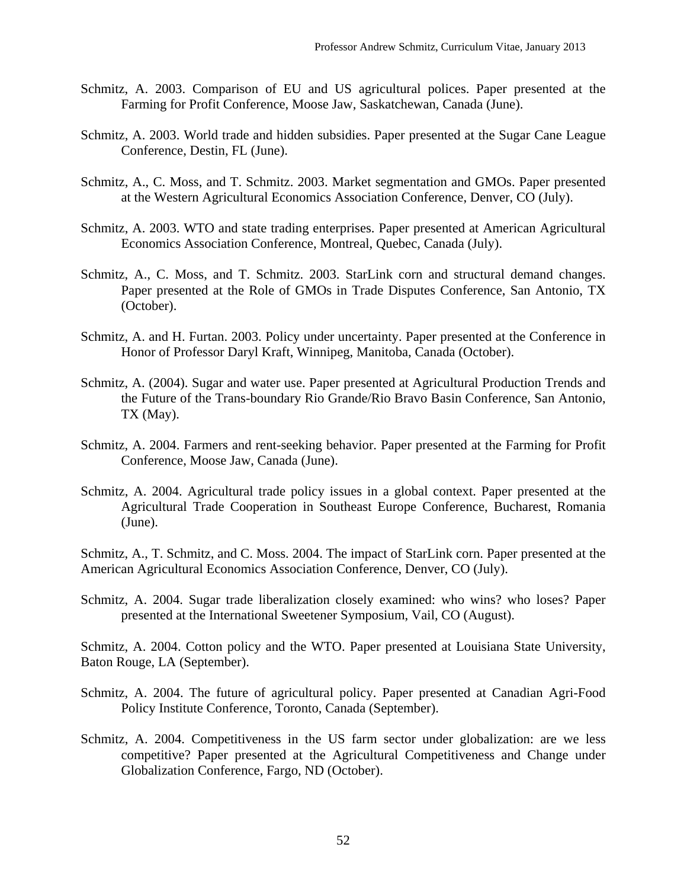Schmitz, A. 2003. Comparison of EU and US agricultural polices. Paper presented at the Farming for Profit Conference, Moose Jaw, Saskatchewan, Canada (June).

Schmitz, A. 2003. World trade and hidden subsidies. Paper presented at the Sugar Cane League Conference, Destin, FL (June).

Schmitz, A., C. Moss, and T. Schmitz. 2003. Market segmentation and GMOs. Paper presented at the Western Agricultural Economics Association Conference, Denver, CO (July).

Schmitz, A. 2003. WTO and state trading enterprises. Paper presented at American Agricultural Economics Association Conference, Montreal, Quebec, Canada (July).

Schmitz, A., C. Moss, and T. Schmitz. 2003. StarLink corn and structural demand changes. Paper presented at the Role of GMOs in Trade Disputes Conference, San Antonio, TX (October).

Schmitz, A. and H. Furtan. 2003. Policy under uncertainty. Paper presented at the Conference in Honor of Professor Daryl Kraft, Winnipeg, Manitoba, Canada (October).

Schmitz, A. (2004). Sugar and water use. Paper presented at Agricultural Production Trends and the Future of the Trans-boundary Rio Grande/Rio Bravo Basin Conference, San Antonio, TX (May).

Schmitz, A. 2004. Farmers and rent-seeking behavior. Paper presented at the Farming for Profit Conference, Moose Jaw, Canada (June).

Schmitz, A. 2004. Agricultural trade policy issues in a global context. Paper presented at the Agricultural Trade Cooperation in Southeast Europe Conference, Bucharest, Romania (June).

Schmitz, A., T. Schmitz, and C. Moss. 2004. The impact of StarLink corn. Paper presented at the American Agricultural Economics Association Conference, Denver, CO (July).

Schmitz, A. 2004. Sugar trade liberalization closely examined: who wins? who loses? Paper presented at the International Sweetener Symposium, Vail, CO (August).

Schmitz, A. 2004. Cotton policy and the WTO. Paper presented at Louisiana State University, Baton Rouge, LA (September).

Schmitz, A. 2004. The future of agricultural policy. Paper presented at Canadian Agri-Food Policy Institute Conference, Toronto, Canada (September).

Schmitz, A. 2004. Competitiveness in the US farm sector under globalization: are we less competitive? Paper presented at the Agricultural Competitiveness and Change under Globalization Conference, Fargo, ND (October).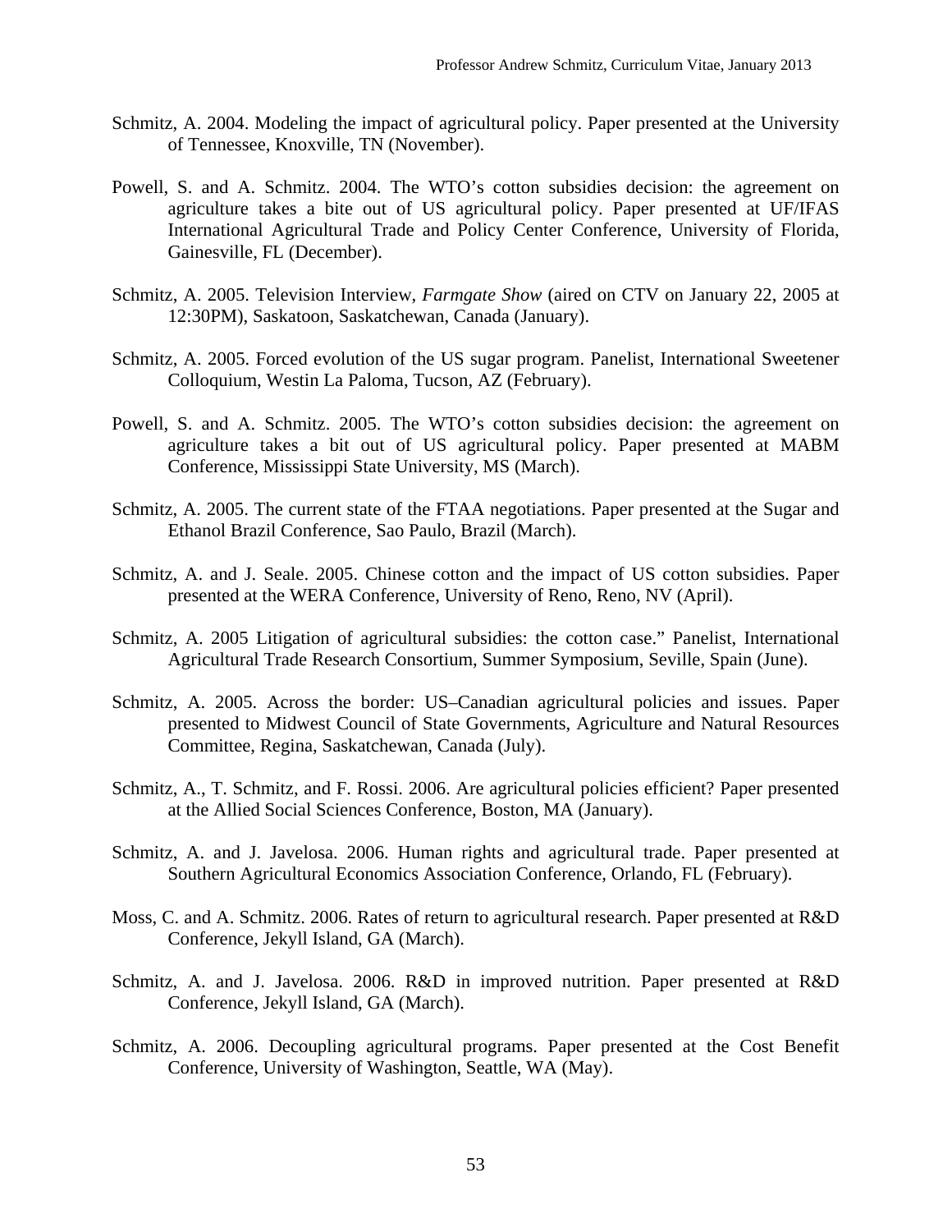Schmitz, A. 2004. Modeling the impact of agricultural policy. Paper presented at the University of Tennessee, Knoxville, TN (November).

Powell, S. and A. Schmitz. 2004. The WTO's cotton subsidies decision: the agreement on agriculture takes a bite out of US agricultural policy. Paper presented at UF/IFAS International Agricultural Trade and Policy Center Conference, University of Florida, Gainesville, FL (December).

Schmitz, A. 2005. Television Interview, *Farmgate Show* (aired on CTV on January 22, 2005 at 12:30PM), Saskatoon, Saskatchewan, Canada (January).

Schmitz, A. 2005. Forced evolution of the US sugar program. Panelist, International Sweetener Colloquium, Westin La Paloma, Tucson, AZ (February).

Powell, S. and A. Schmitz. 2005. The WTO's cotton subsidies decision: the agreement on agriculture takes a bit out of US agricultural policy. Paper presented at MABM Conference, Mississippi State University, MS (March).

Schmitz, A. 2005. The current state of the FTAA negotiations. Paper presented at the Sugar and Ethanol Brazil Conference, Sao Paulo, Brazil (March).

Schmitz, A. and J. Seale. 2005. Chinese cotton and the impact of US cotton subsidies. Paper presented at the WERA Conference, University of Reno, Reno, NV (April).

Schmitz, A. 2005 Litigation of agricultural subsidies: the cotton case." Panelist, International Agricultural Trade Research Consortium, Summer Symposium, Seville, Spain (June).

Schmitz, A. 2005. Across the border: US–Canadian agricultural policies and issues. Paper presented to Midwest Council of State Governments, Agriculture and Natural Resources Committee, Regina, Saskatchewan, Canada (July).

Schmitz, A., T. Schmitz, and F. Rossi. 2006. Are agricultural policies efficient? Paper presented at the Allied Social Sciences Conference, Boston, MA (January).

Schmitz, A. and J. Javelosa. 2006. Human rights and agricultural trade. Paper presented at Southern Agricultural Economics Association Conference, Orlando, FL (February).

Moss, C. and A. Schmitz. 2006. Rates of return to agricultural research. Paper presented at R&D Conference, Jekyll Island, GA (March).

Schmitz, A. and J. Javelosa. 2006. R&D in improved nutrition. Paper presented at R&D Conference, Jekyll Island, GA (March).

Schmitz, A. 2006. Decoupling agricultural programs. Paper presented at the Cost Benefit Conference, University of Washington, Seattle, WA (May).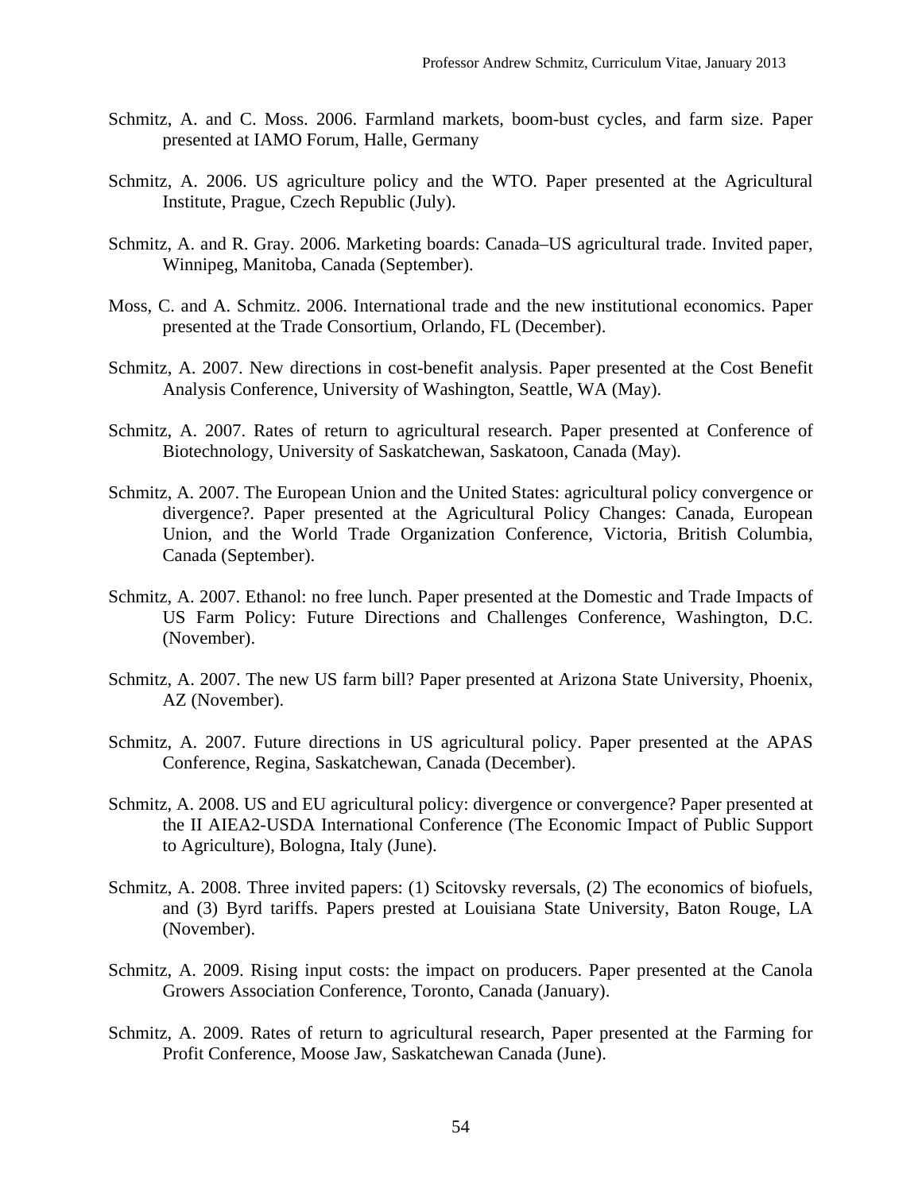Schmitz, A. and C. Moss. 2006. Farmland markets, boom-bust cycles, and farm size. Paper presented at IAMO Forum, Halle, Germany

Schmitz, A. 2006. US agriculture policy and the WTO. Paper presented at the Agricultural Institute, Prague, Czech Republic (July).

Schmitz, A. and R. Gray. 2006. Marketing boards: Canada–US agricultural trade. Invited paper, Winnipeg, Manitoba, Canada (September).

Moss, C. and A. Schmitz. 2006. International trade and the new institutional economics. Paper presented at the Trade Consortium, Orlando, FL (December).

Schmitz, A. 2007. New directions in cost-benefit analysis. Paper presented at the Cost Benefit Analysis Conference, University of Washington, Seattle, WA (May).

Schmitz, A. 2007. Rates of return to agricultural research. Paper presented at Conference of Biotechnology, University of Saskatchewan, Saskatoon, Canada (May).

Schmitz, A. 2007. The European Union and the United States: agricultural policy convergence or divergence?. Paper presented at the Agricultural Policy Changes: Canada, European Union, and the World Trade Organization Conference, Victoria, British Columbia, Canada (September).

Schmitz, A. 2007. Ethanol: no free lunch. Paper presented at the Domestic and Trade Impacts of US Farm Policy: Future Directions and Challenges Conference, Washington, D.C. (November).

Schmitz, A. 2007. The new US farm bill? Paper presented at Arizona State University, Phoenix, AZ (November).

Schmitz, A. 2007. Future directions in US agricultural policy. Paper presented at the APAS Conference, Regina, Saskatchewan, Canada (December).

Schmitz, A. 2008. US and EU agricultural policy: divergence or convergence? Paper presented at the II AIEA2-USDA International Conference (The Economic Impact of Public Support to Agriculture), Bologna, Italy (June).

Schmitz, A. 2008. Three invited papers: (1) Scitovsky reversals, (2) The economics of biofuels, and (3) Byrd tariffs. Papers prested at Louisiana State University, Baton Rouge, LA (November).

Schmitz, A. 2009. Rising input costs: the impact on producers. Paper presented at the Canola Growers Association Conference, Toronto, Canada (January).

Schmitz, A. 2009. Rates of return to agricultural research, Paper presented at the Farming for Profit Conference, Moose Jaw, Saskatchewan Canada (June).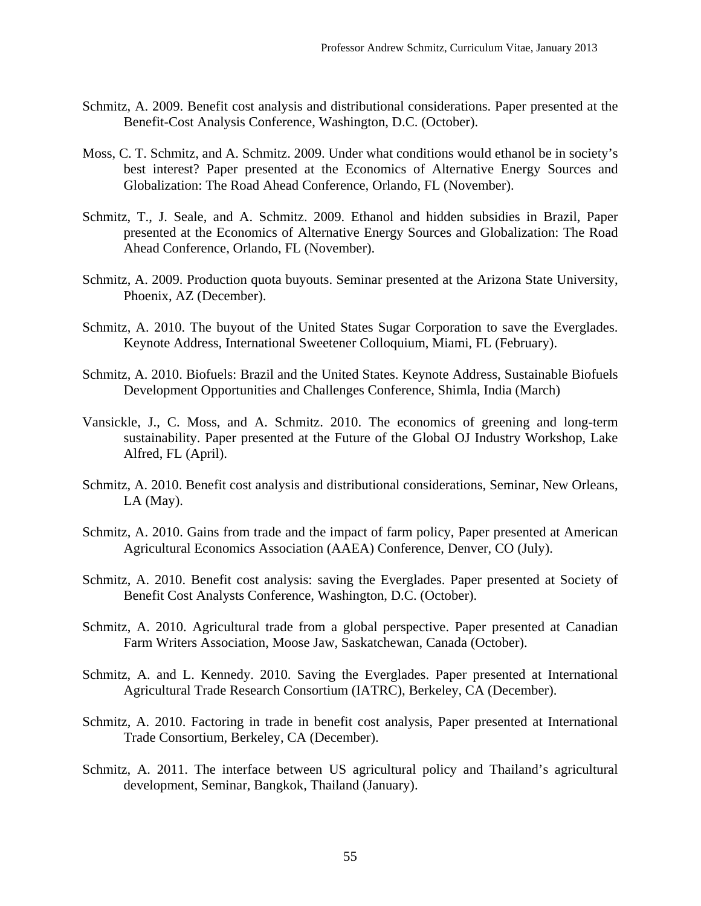Schmitz, A. 2009. Benefit cost analysis and distributional considerations. Paper presented at the Benefit-Cost Analysis Conference, Washington, D.C. (October).

Moss, C. T. Schmitz, and A. Schmitz. 2009. Under what conditions would ethanol be in society's best interest? Paper presented at the Economics of Alternative Energy Sources and Globalization: The Road Ahead Conference, Orlando, FL (November).

Schmitz, T., J. Seale, and A. Schmitz. 2009. Ethanol and hidden subsidies in Brazil, Paper presented at the Economics of Alternative Energy Sources and Globalization: The Road Ahead Conference, Orlando, FL (November).

Schmitz, A. 2009. Production quota buyouts. Seminar presented at the Arizona State University, Phoenix, AZ (December).

Schmitz, A. 2010. The buyout of the United States Sugar Corporation to save the Everglades. Keynote Address, International Sweetener Colloquium, Miami, FL (February).

Schmitz, A. 2010. Biofuels: Brazil and the United States. Keynote Address, Sustainable Biofuels Development Opportunities and Challenges Conference, Shimla, India (March)

Vansickle, J., C. Moss, and A. Schmitz. 2010. The economics of greening and long-term sustainability. Paper presented at the Future of the Global OJ Industry Workshop, Lake Alfred, FL (April).

Schmitz, A. 2010. Benefit cost analysis and distributional considerations, Seminar, New Orleans, LA (May).

Schmitz, A. 2010. Gains from trade and the impact of farm policy, Paper presented at American Agricultural Economics Association (AAEA) Conference, Denver, CO (July).

Schmitz, A. 2010. Benefit cost analysis: saving the Everglades. Paper presented at Society of Benefit Cost Analysts Conference, Washington, D.C. (October).

Schmitz, A. 2010. Agricultural trade from a global perspective. Paper presented at Canadian Farm Writers Association, Moose Jaw, Saskatchewan, Canada (October).

Schmitz, A. and L. Kennedy. 2010. Saving the Everglades. Paper presented at International Agricultural Trade Research Consortium (IATRC), Berkeley, CA (December).

Schmitz, A. 2010. Factoring in trade in benefit cost analysis, Paper presented at International Trade Consortium, Berkeley, CA (December).

Schmitz, A. 2011. The interface between US agricultural policy and Thailand's agricultural development, Seminar, Bangkok, Thailand (January).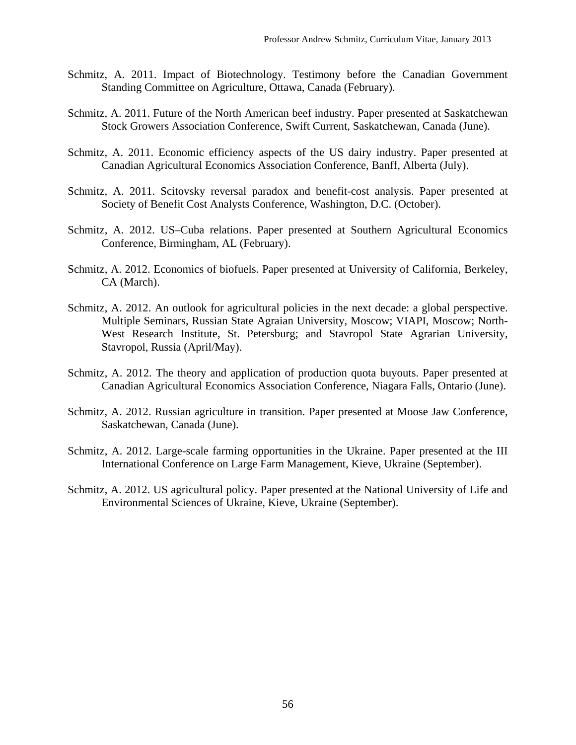Schmitz, A. 2011. Impact of Biotechnology. Testimony before the Canadian Government Standing Committee on Agriculture, Ottawa, Canada (February).

Schmitz, A. 2011. Future of the North American beef industry. Paper presented at Saskatchewan Stock Growers Association Conference, Swift Current, Saskatchewan, Canada (June).

Schmitz, A. 2011. Economic efficiency aspects of the US dairy industry. Paper presented at Canadian Agricultural Economics Association Conference, Banff, Alberta (July).

Schmitz, A. 2011. Scitovsky reversal paradox and benefit-cost analysis. Paper presented at Society of Benefit Cost Analysts Conference, Washington, D.C. (October).

Schmitz, A. 2012. US–Cuba relations. Paper presented at Southern Agricultural Economics Conference, Birmingham, AL (February).

Schmitz, A. 2012. Economics of biofuels. Paper presented at University of California, Berkeley, CA (March).

Schmitz, A. 2012. An outlook for agricultural policies in the next decade: a global perspective. Multiple Seminars, Russian State Agraian University, Moscow; VIAPI, Moscow; North-West Research Institute, St. Petersburg; and Stavropol State Agrarian University, Stavropol, Russia (April/May).

Schmitz, A. 2012. The theory and application of production quota buyouts. Paper presented at Canadian Agricultural Economics Association Conference, Niagara Falls, Ontario (June).

Schmitz, A. 2012. Russian agriculture in transition. Paper presented at Moose Jaw Conference, Saskatchewan, Canada (June).

Schmitz, A. 2012. Large-scale farming opportunities in the Ukraine. Paper presented at the III International Conference on Large Farm Management, Kieve, Ukraine (September).

Schmitz, A. 2012. US agricultural policy. Paper presented at the National University of Life and Environmental Sciences of Ukraine, Kieve, Ukraine (September).